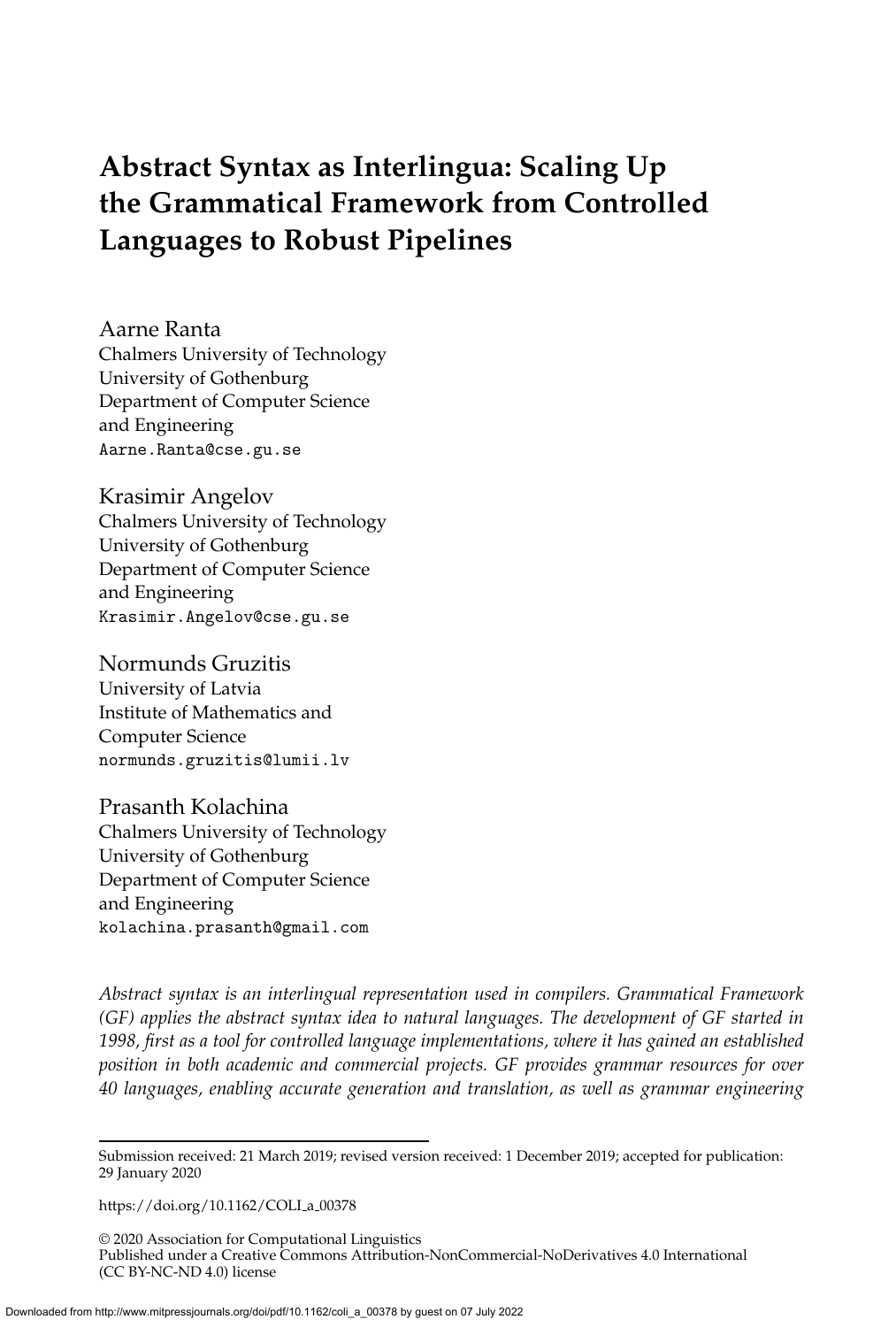# Abstract Syntax as Interlingua: Scaling Up the Grammatical Framework from Controlled Languages to Robust Pipelines

Aarne Ranta
Chalmers University of Technology
University of Gothenburg
Department of Computer Science and Engineering
Aarne.Ranta@cse.gu.se

Krasimir Angelov
Chalmers University of Technology
University of Gothenburg
Department of Computer Science and Engineering
Krasimir.Angelov@cse.gu.se

Normunds Gruzitis
University of Latvia
Institute of Mathematics and Computer Science
normunds.gruzitis@lumii.lv

Prasanth Kolachina
Chalmers University of Technology
University of Gothenburg
Department of Computer Science and Engineering
kolachina.prasanth@gmail.com

*Abstract syntax is an interlingual representation used in compilers. Grammatical Framework (GF) applies the abstract syntax idea to natural languages. The development of GF started in 1998, first as a tool for controlled language implementations, where it has gained an established position in both academic and commercial projects. GF provides grammar resources for over 40 languages, enabling accurate generation and translation, as well as grammar engineering*

---

Submission received: 21 March 2019; revised version received: 1 December 2019; accepted for publication: 29 January 2020

https://doi.org/10.1162/COLI_a_00378

© 2020 Association for Computational Linguistics
Published under a Creative Commons Attribution-NonCommercial-NoDerivatives 4.0 International (CC BY-NC-ND 4.0) license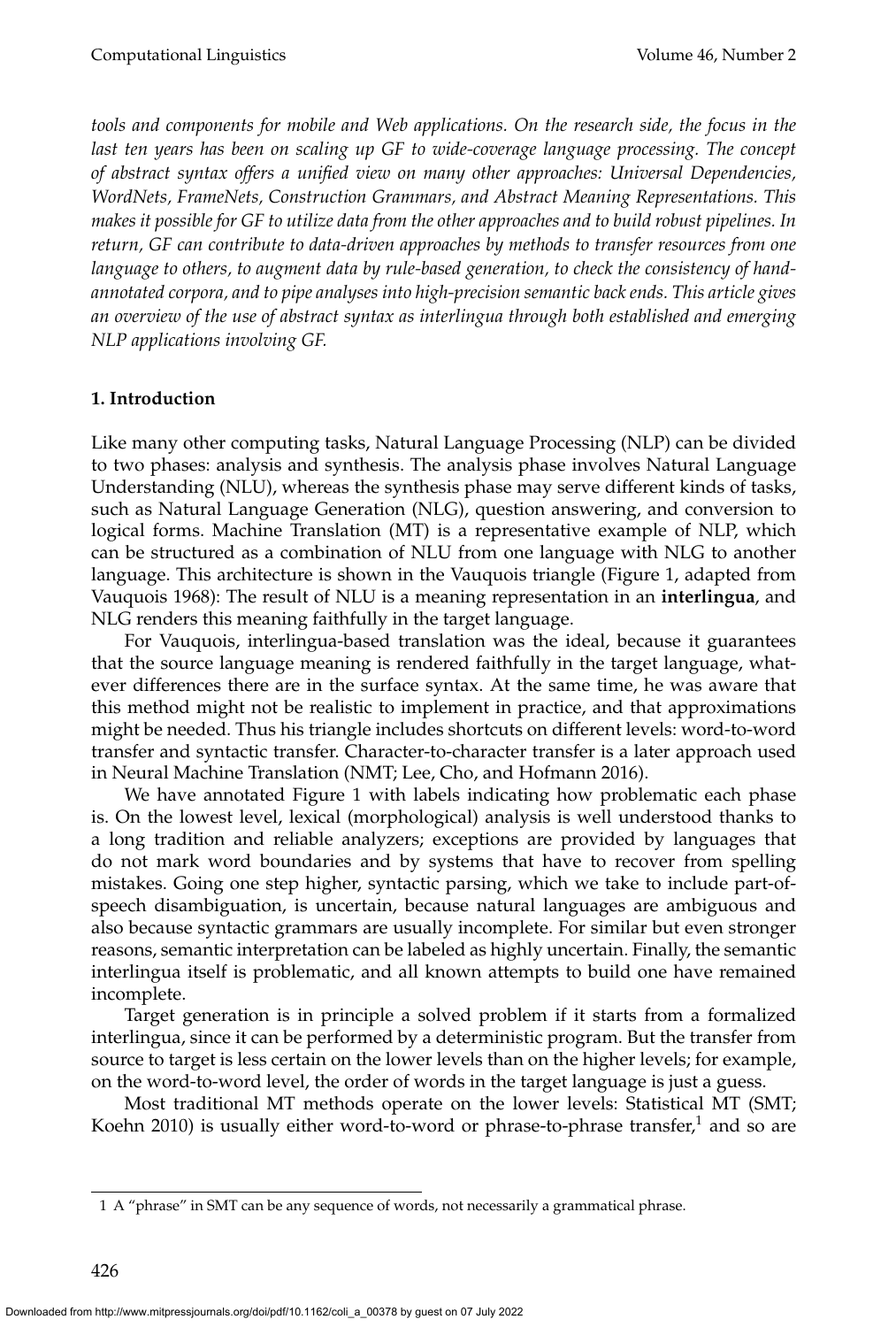*tools and components for mobile and Web applications. On the research side, the focus in the last ten years has been on scaling up GF to wide-coverage language processing. The concept of abstract syntax offers a unified view on many other approaches: Universal Dependencies, WordNets, FrameNets, Construction Grammars, and Abstract Meaning Representations. This makes it possible for GF to utilize data from the other approaches and to build robust pipelines. In return, GF can contribute to data-driven approaches by methods to transfer resources from one language to others, to augment data by rule-based generation, to check the consistency of hand-annotated corpora, and to pipe analyses into high-precision semantic back ends. This article gives an overview of the use of abstract syntax as interlingua through both established and emerging NLP applications involving GF.*

## 1. Introduction

Like many other computing tasks, Natural Language Processing (NLP) can be divided to two phases: analysis and synthesis. The analysis phase involves Natural Language Understanding (NLU), whereas the synthesis phase may serve different kinds of tasks, such as Natural Language Generation (NLG), question answering, and conversion to logical forms. Machine Translation (MT) is a representative example of NLP, which can be structured as a combination of NLU from one language with NLG to another language. This architecture is shown in the Vauquois triangle (Figure 1, adapted from Vauquois 1968): The result of NLU is a meaning representation in an **interlingua**, and NLG renders this meaning faithfully in the target language.

For Vauquois, interlingua-based translation was the ideal, because it guarantees that the source language meaning is rendered faithfully in the target language, whatever differences there are in the surface syntax. At the same time, he was aware that this method might not be realistic to implement in practice, and that approximations might be needed. Thus his triangle includes shortcuts on different levels: word-to-word transfer and syntactic transfer. Character-to-character transfer is a later approach used in Neural Machine Translation (NMT; Lee, Cho, and Hofmann 2016).

We have annotated Figure 1 with labels indicating how problematic each phase is. On the lowest level, lexical (morphological) analysis is well understood thanks to a long tradition and reliable analyzers; exceptions are provided by languages that do not mark word boundaries and by systems that have to recover from spelling mistakes. Going one step higher, syntactic parsing, which we take to include part-of-speech disambiguation, is uncertain, because natural languages are ambiguous and also because syntactic grammars are usually incomplete. For similar but even stronger reasons, semantic interpretation can be labeled as highly uncertain. Finally, the semantic interlingua itself is problematic, and all known attempts to build one have remained incomplete.

Target generation is in principle a solved problem if it starts from a formalized interlingua, since it can be performed by a deterministic program. But the transfer from source to target is less certain on the lower levels than on the higher levels; for example, on the word-to-word level, the order of words in the target language is just a guess.

Most traditional MT methods operate on the lower levels: Statistical MT (SMT; Koehn 2010) is usually either word-to-word or phrase-to-phrase transfer,[1] and so are

[1] A "phrase" in SMT can be any sequence of words, not necessarily a grammatical phrase.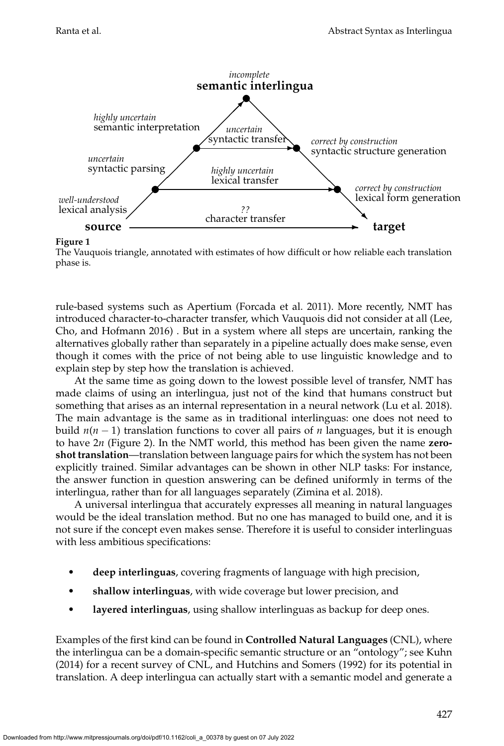incomplete
**semantic interlingua**

highly uncertain
semantic interpretation

uncertain
syntactic transfer

correct by construction
syntactic structure generation

uncertain
syntactic parsing

highly uncertain
lexical transfer

correct by construction
lexical form generation

well-understood
lexical analysis

??
character transfer

**source** → **target**

**Figure 1**
The Vauquois triangle, annotated with estimates of how difficult or how reliable each translation phase is.

rule-based systems such as Apertium (Forcada et al. 2011). More recently, NMT has introduced character-to-character transfer, which Vauquois did not consider at all (Lee, Cho, and Hofmann 2016) . But in a system where all steps are uncertain, ranking the alternatives globally rather than separately in a pipeline actually does make sense, even though it comes with the price of not being able to use linguistic knowledge and to explain step by step how the translation is achieved.

At the same time as going down to the lowest possible level of transfer, NMT has made claims of using an interlingua, just not of the kind that humans construct but something that arises as an internal representation in a neural network (Lu et al. 2018). The main advantage is the same as in traditional interlinguas: one does not need to build $n(n-1)$ translation functions to cover all pairs of $n$ languages, but it is enough to have $2n$ (Figure 2). In the NMT world, this method has been given the name **zero-shot translation**—translation between language pairs for which the system has not been explicitly trained. Similar advantages can be shown in other NLP tasks: For instance, the answer function in question answering can be defined uniformly in terms of the interlingua, rather than for all languages separately (Zimina et al. 2018).

A universal interlingua that accurately expresses all meaning in natural languages would be the ideal translation method. But no one has managed to build one, and it is not sure if the concept even makes sense. Therefore it is useful to consider interlinguas with less ambitious specifications:

- **deep interlinguas**, covering fragments of language with high precision,
- **shallow interlinguas**, with wide coverage but lower precision, and
- **layered interlinguas**, using shallow interlinguas as backup for deep ones.

Examples of the first kind can be found in **Controlled Natural Languages** (CNL), where the interlingua can be a domain-specific semantic structure or an "ontology"; see Kuhn (2014) for a recent survey of CNL, and Hutchins and Somers (1992) for its potential in translation. A deep interlingua can actually start with a semantic model and generate a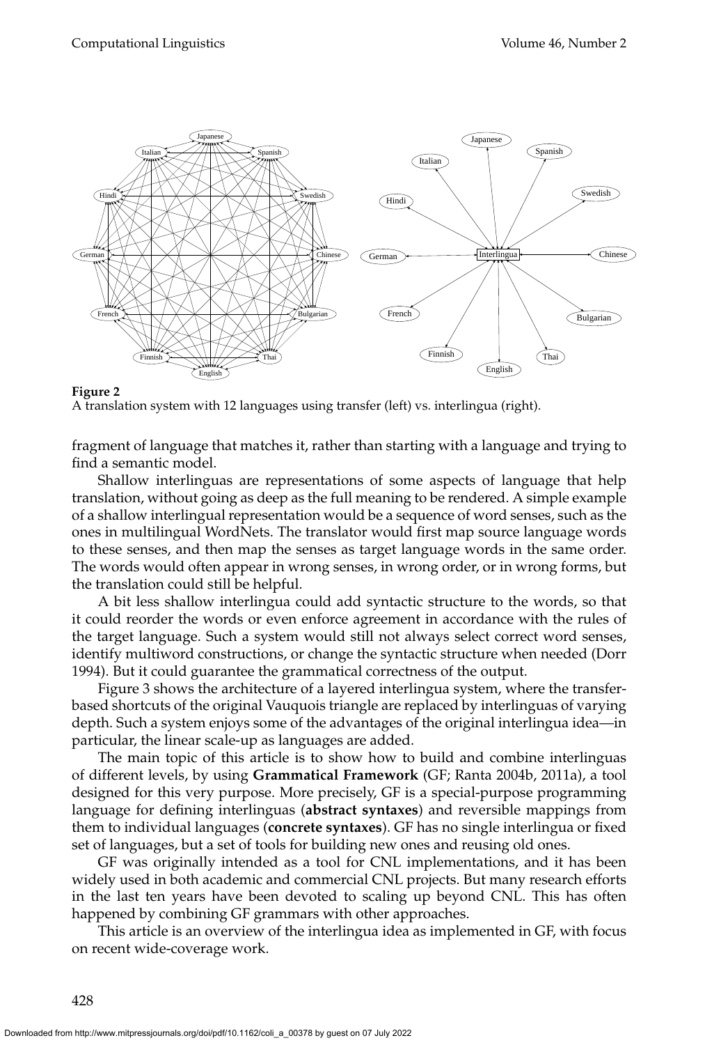**Figure 2**
A translation system with 12 languages using transfer (left) vs. interlingua (right).

fragment of language that matches it, rather than starting with a language and trying to find a semantic model.

Shallow interlinguas are representations of some aspects of language that help translation, without going as deep as the full meaning to be rendered. A simple example of a shallow interlingual representation would be a sequence of word senses, such as the ones in multilingual WordNets. The translator would first map source language words to these senses, and then map the senses as target language words in the same order. The words would often appear in wrong senses, in wrong order, or in wrong forms, but the translation could still be helpful.

A bit less shallow interlingua could add syntactic structure to the words, so that it could reorder the words or even enforce agreement in accordance with the rules of the target language. Such a system would still not always select correct word senses, identify multiword constructions, or change the syntactic structure when needed (Dorr 1994). But it could guarantee the grammatical correctness of the output.

Figure 3 shows the architecture of a layered interlingua system, where the transfer-based shortcuts of the original Vauquois triangle are replaced by interlinguas of varying depth. Such a system enjoys some of the advantages of the original interlingua idea—in particular, the linear scale-up as languages are added.

The main topic of this article is to show how to build and combine interlinguas of different levels, by using **Grammatical Framework** (GF; Ranta 2004b, 2011a), a tool designed for this very purpose. More precisely, GF is a special-purpose programming language for defining interlinguas (**abstract syntaxes**) and reversible mappings from them to individual languages (**concrete syntaxes**). GF has no single interlingua or fixed set of languages, but a set of tools for building new ones and reusing old ones.

GF was originally intended as a tool for CNL implementations, and it has been widely used in both academic and commercial CNL projects. But many research efforts in the last ten years have been devoted to scaling up beyond CNL. This has often happened by combining GF grammars with other approaches.

This article is an overview of the interlingua idea as implemented in GF, with focus on recent wide-coverage work.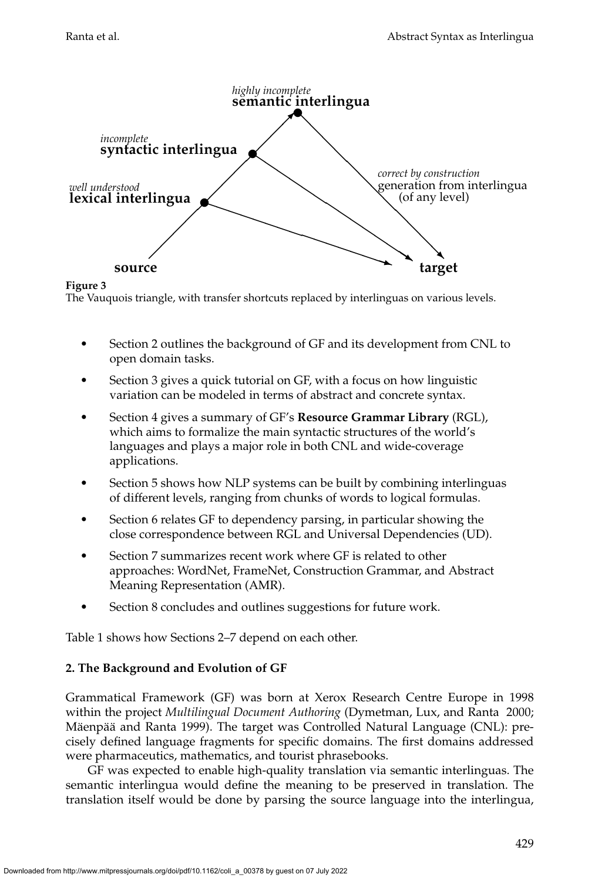highly incomplete
**semantic interlingua**

incomplete
**syntactic interlingua**

well understood
**lexical interlingua**

correct by construction
generation from interlingua
(of any level)

**source** **target**

**Figure 3**
The Vauquois triangle, with transfer shortcuts replaced by interlinguas on various levels.

- Section 2 outlines the background of GF and its development from CNL to open domain tasks.
- Section 3 gives a quick tutorial on GF, with a focus on how linguistic variation can be modeled in terms of abstract and concrete syntax.
- Section 4 gives a summary of GF's **Resource Grammar Library** (RGL), which aims to formalize the main syntactic structures of the world's languages and plays a major role in both CNL and wide-coverage applications.
- Section 5 shows how NLP systems can be built by combining interlinguas of different levels, ranging from chunks of words to logical formulas.
- Section 6 relates GF to dependency parsing, in particular showing the close correspondence between RGL and Universal Dependencies (UD).
- Section 7 summarizes recent work where GF is related to other approaches: WordNet, FrameNet, Construction Grammar, and Abstract Meaning Representation (AMR).
- Section 8 concludes and outlines suggestions for future work.

Table 1 shows how Sections 2–7 depend on each other.

## 2. The Background and Evolution of GF

Grammatical Framework (GF) was born at Xerox Research Centre Europe in 1998 within the project *Multilingual Document Authoring* (Dymetman, Lux, and Ranta 2000; Mäenpää and Ranta 1999). The target was Controlled Natural Language (CNL): precisely defined language fragments for specific domains. The first domains addressed were pharmaceutics, mathematics, and tourist phrasebooks.

GF was expected to enable high-quality translation via semantic interlinguas. The semantic interlingua would define the meaning to be preserved in translation. The translation itself would be done by parsing the source language into the interlingua,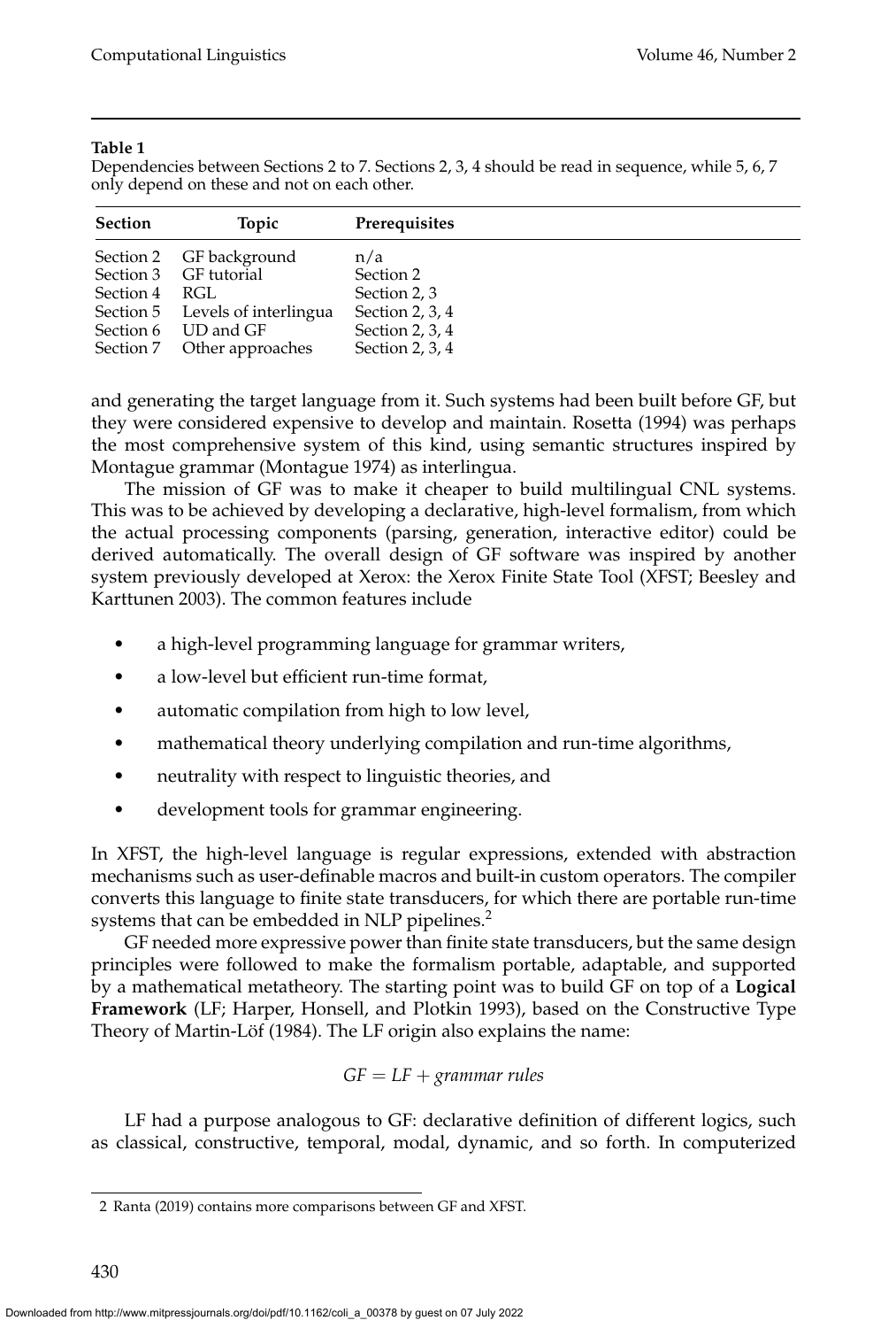**Table 1**
Dependencies between Sections 2 to 7. Sections 2, 3, 4 should be read in sequence, while 5, 6, 7 only depend on these and not on each other.

| Section | Topic | Prerequisites |
|---|---|---|
| Section 2 | GF background | n/a |
| Section 3 | GF tutorial | Section 2 |
| Section 4 | RGL | Section 2, 3 |
| Section 5 | Levels of interlingua | Section 2, 3, 4 |
| Section 6 | UD and GF | Section 2, 3, 4 |
| Section 7 | Other approaches | Section 2, 3, 4 |

and generating the target language from it. Such systems had been built before GF, but they were considered expensive to develop and maintain. Rosetta (1994) was perhaps the most comprehensive system of this kind, using semantic structures inspired by Montague grammar (Montague 1974) as interlingua.

The mission of GF was to make it cheaper to build multilingual CNL systems. This was to be achieved by developing a declarative, high-level formalism, from which the actual processing components (parsing, generation, interactive editor) could be derived automatically. The overall design of GF software was inspired by another system previously developed at Xerox: the Xerox Finite State Tool (XFST; Beesley and Karttunen 2003). The common features include

- a high-level programming language for grammar writers,
- a low-level but efficient run-time format,
- automatic compilation from high to low level,
- mathematical theory underlying compilation and run-time algorithms,
- neutrality with respect to linguistic theories, and
- development tools for grammar engineering.

In XFST, the high-level language is regular expressions, extended with abstraction mechanisms such as user-definable macros and built-in custom operators. The compiler converts this language to finite state transducers, for which there are portable run-time systems that can be embedded in NLP pipelines.[2]

GF needed more expressive power than finite state transducers, but the same design principles were followed to make the formalism portable, adaptable, and supported by a mathematical metatheory. The starting point was to build GF on top of a **Logical Framework** (LF; Harper, Honsell, and Plotkin 1993), based on the Constructive Type Theory of Martin-Löf (1984). The LF origin also explains the name:

$$GF = LF + \textit{grammar rules}$$

LF had a purpose analogous to GF: declarative definition of different logics, such as classical, constructive, temporal, modal, dynamic, and so forth. In computerized

2 Ranta (2019) contains more comparisons between GF and XFST.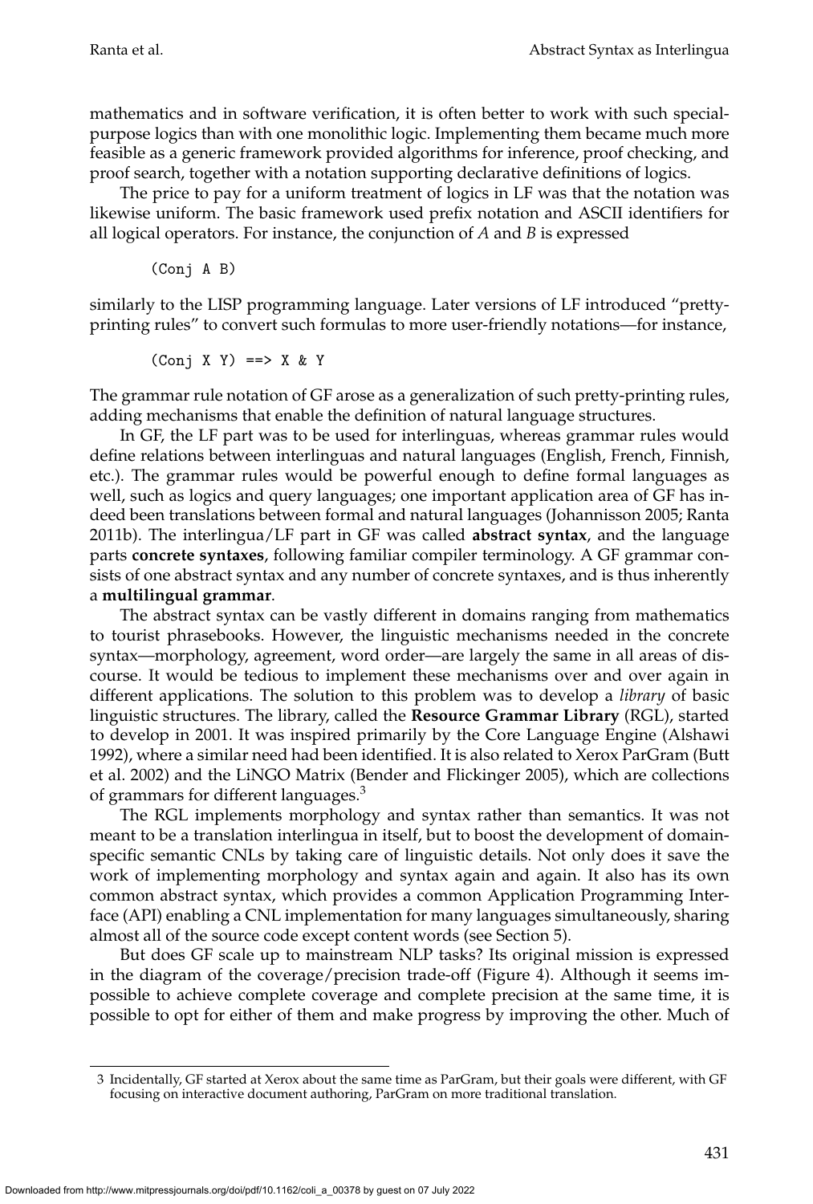mathematics and in software verification, it is often better to work with such special-purpose logics than with one monolithic logic. Implementing them became much more feasible as a generic framework provided algorithms for inference, proof checking, and proof search, together with a notation supporting declarative definitions of logics.

The price to pay for a uniform treatment of logics in LF was that the notation was likewise uniform. The basic framework used prefix notation and ASCII identifiers for all logical operators. For instance, the conjunction of *A* and *B* is expressed

```
(Conj A B)
```

similarly to the LISP programming language. Later versions of LF introduced "pretty-printing rules" to convert such formulas to more user-friendly notations—for instance,

```
(Conj X Y) ==> X & Y
```

The grammar rule notation of GF arose as a generalization of such pretty-printing rules, adding mechanisms that enable the definition of natural language structures.

In GF, the LF part was to be used for interlinguas, whereas grammar rules would define relations between interlinguas and natural languages (English, French, Finnish, etc.). The grammar rules would be powerful enough to define formal languages as well, such as logics and query languages; one important application area of GF has indeed been translations between formal and natural languages (Johannisson 2005; Ranta 2011b). The interlingua/LF part in GF was called **abstract syntax**, and the language parts **concrete syntaxes**, following familiar compiler terminology. A GF grammar consists of one abstract syntax and any number of concrete syntaxes, and is thus inherently a **multilingual grammar**.

The abstract syntax can be vastly different in domains ranging from mathematics to tourist phrasebooks. However, the linguistic mechanisms needed in the concrete syntax—morphology, agreement, word order—are largely the same in all areas of discourse. It would be tedious to implement these mechanisms over and over again in different applications. The solution to this problem was to develop a *library* of basic linguistic structures. The library, called the **Resource Grammar Library** (RGL), started to develop in 2001. It was inspired primarily by the Core Language Engine (Alshawi 1992), where a similar need had been identified. It is also related to Xerox ParGram (Butt et al. 2002) and the LiNGO Matrix (Bender and Flickinger 2005), which are collections of grammars for different languages.[3]

The RGL implements morphology and syntax rather than semantics. It was not meant to be a translation interlingua in itself, but to boost the development of domain-specific semantic CNLs by taking care of linguistic details. Not only does it save the work of implementing morphology and syntax again and again. It also has its own common abstract syntax, which provides a common Application Programming Interface (API) enabling a CNL implementation for many languages simultaneously, sharing almost all of the source code except content words (see Section 5).

But does GF scale up to mainstream NLP tasks? Its original mission is expressed in the diagram of the coverage/precision trade-off (Figure 4). Although it seems impossible to achieve complete coverage and complete precision at the same time, it is possible to opt for either of them and make progress by improving the other. Much of

[3] Incidentally, GF started at Xerox about the same time as ParGram, but their goals were different, with GF focusing on interactive document authoring, ParGram on more traditional translation.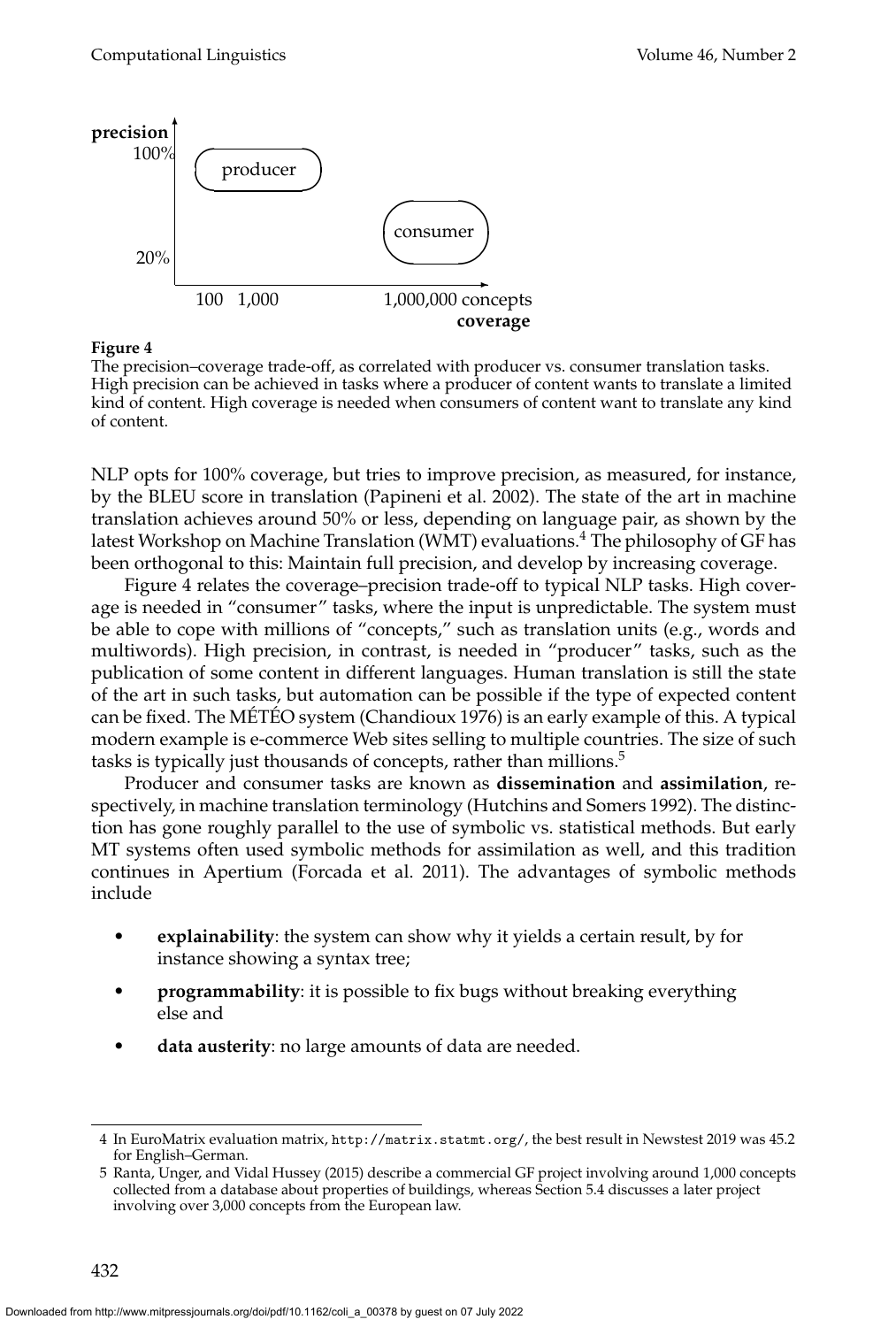**Figure 4**
The precision–coverage trade-off, as correlated with producer vs. consumer translation tasks. High precision can be achieved in tasks where a producer of content wants to translate a limited kind of content. High coverage is needed when consumers of content want to translate any kind of content.

NLP opts for 100% coverage, but tries to improve precision, as measured, for instance, by the BLEU score in translation (Papineni et al. 2002). The state of the art in machine translation achieves around 50% or less, depending on language pair, as shown by the latest Workshop on Machine Translation (WMT) evaluations.[4] The philosophy of GF has been orthogonal to this: Maintain full precision, and develop by increasing coverage.

Figure 4 relates the coverage–precision trade-off to typical NLP tasks. High coverage is needed in "consumer" tasks, where the input is unpredictable. The system must be able to cope with millions of "concepts," such as translation units (e.g., words and multiwords). High precision, in contrast, is needed in "producer" tasks, such as the publication of some content in different languages. Human translation is still the state of the art in such tasks, but automation can be possible if the type of expected content can be fixed. The MÉTÉO system (Chandioux 1976) is an early example of this. A typical modern example is e-commerce Web sites selling to multiple countries. The size of such tasks is typically just thousands of concepts, rather than millions.[5]

Producer and consumer tasks are known as **dissemination** and **assimilation**, respectively, in machine translation terminology (Hutchins and Somers 1992). The distinction has gone roughly parallel to the use of symbolic vs. statistical methods. But early MT systems often used symbolic methods for assimilation as well, and this tradition continues in Apertium (Forcada et al. 2011). The advantages of symbolic methods include

- **explainability**: the system can show why it yields a certain result, by for instance showing a syntax tree;
- **programmability**: it is possible to fix bugs without breaking everything else and
- **data austerity**: no large amounts of data are needed.

---

4 In EuroMatrix evaluation matrix, `http://matrix.statmt.org/`, the best result in Newstest 2019 was 45.2 for English–German.

5 Ranta, Unger, and Vidal Hussey (2015) describe a commercial GF project involving around 1,000 concepts collected from a database about properties of buildings, whereas Section 5.4 discusses a later project involving over 3,000 concepts from the European law.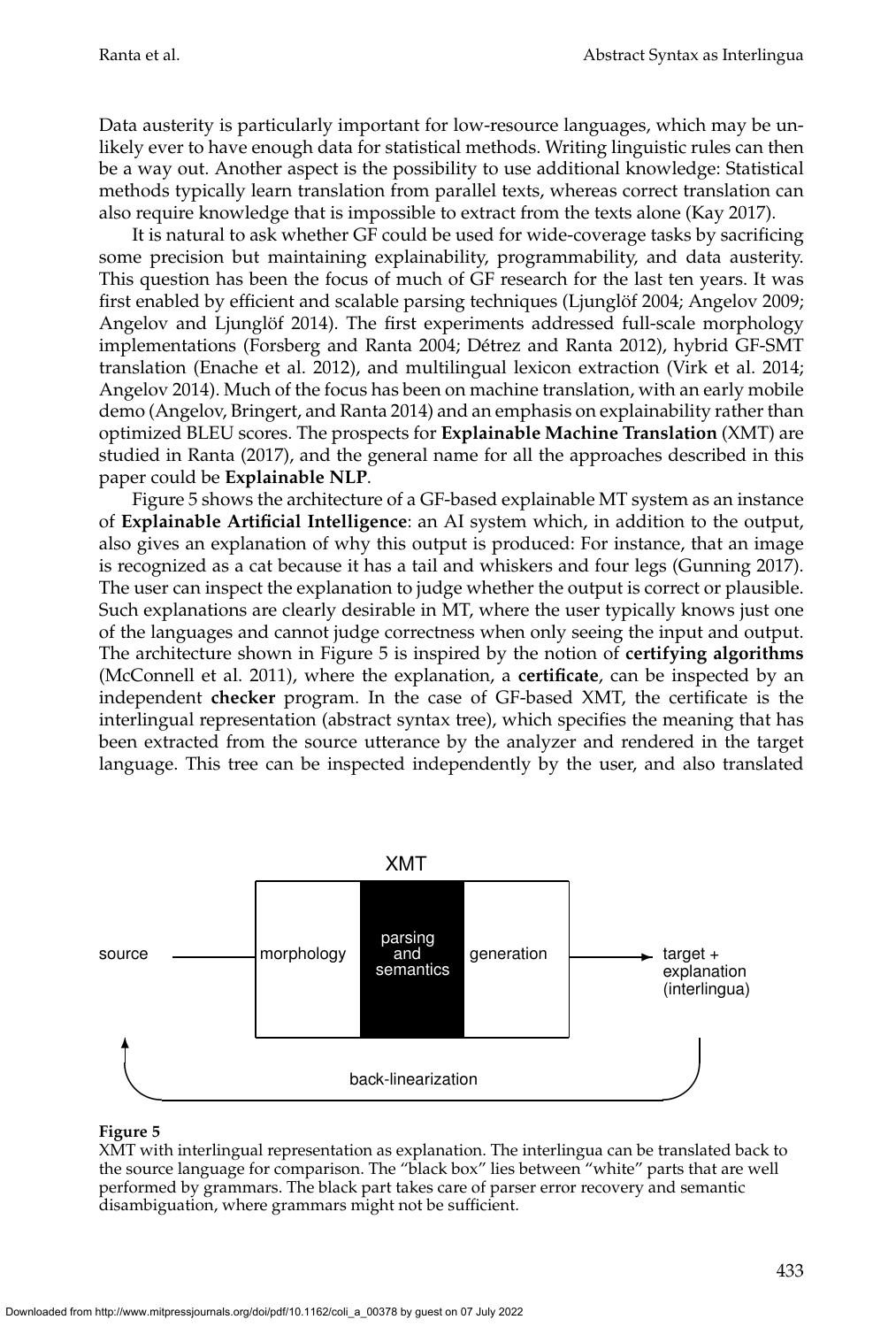Data austerity is particularly important for low-resource languages, which may be unlikely ever to have enough data for statistical methods. Writing linguistic rules can then be a way out. Another aspect is the possibility to use additional knowledge: Statistical methods typically learn translation from parallel texts, whereas correct translation can also require knowledge that is impossible to extract from the texts alone (Kay 2017).

It is natural to ask whether GF could be used for wide-coverage tasks by sacrificing some precision but maintaining explainability, programmability, and data austerity. This question has been the focus of much of GF research for the last ten years. It was first enabled by efficient and scalable parsing techniques (Ljunglöf 2004; Angelov 2009; Angelov and Ljunglöf 2014). The first experiments addressed full-scale morphology implementations (Forsberg and Ranta 2004; Détrez and Ranta 2012), hybrid GF-SMT translation (Enache et al. 2012), and multilingual lexicon extraction (Virk et al. 2014; Angelov 2014). Much of the focus has been on machine translation, with an early mobile demo (Angelov, Bringert, and Ranta 2014) and an emphasis on explainability rather than optimized BLEU scores. The prospects for **Explainable Machine Translation** (XMT) are studied in Ranta (2017), and the general name for all the approaches described in this paper could be **Explainable NLP**.

Figure 5 shows the architecture of a GF-based explainable MT system as an instance of **Explainable Artificial Intelligence**: an AI system which, in addition to the output, also gives an explanation of why this output is produced: For instance, that an image is recognized as a cat because it has a tail and whiskers and four legs (Gunning 2017). The user can inspect the explanation to judge whether the output is correct or plausible. Such explanations are clearly desirable in MT, where the user typically knows just one of the languages and cannot judge correctness when only seeing the input and output. The architecture shown in Figure 5 is inspired by the notion of **certifying algorithms** (McConnell et al. 2011), where the explanation, a **certificate**, can be inspected by an independent **checker** program. In the case of GF-based XMT, the certificate is the interlingual representation (abstract syntax tree), which specifies the meaning that has been extracted from the source utterance by the analyzer and rendered in the target language. This tree can be inspected independently by the user, and also translated

**Figure 5**
XMT with interlingual representation as explanation. The interlingua can be translated back to the source language for comparison. The "black box" lies between "white" parts that are well performed by grammars. The black part takes care of parser error recovery and semantic disambiguation, where grammars might not be sufficient.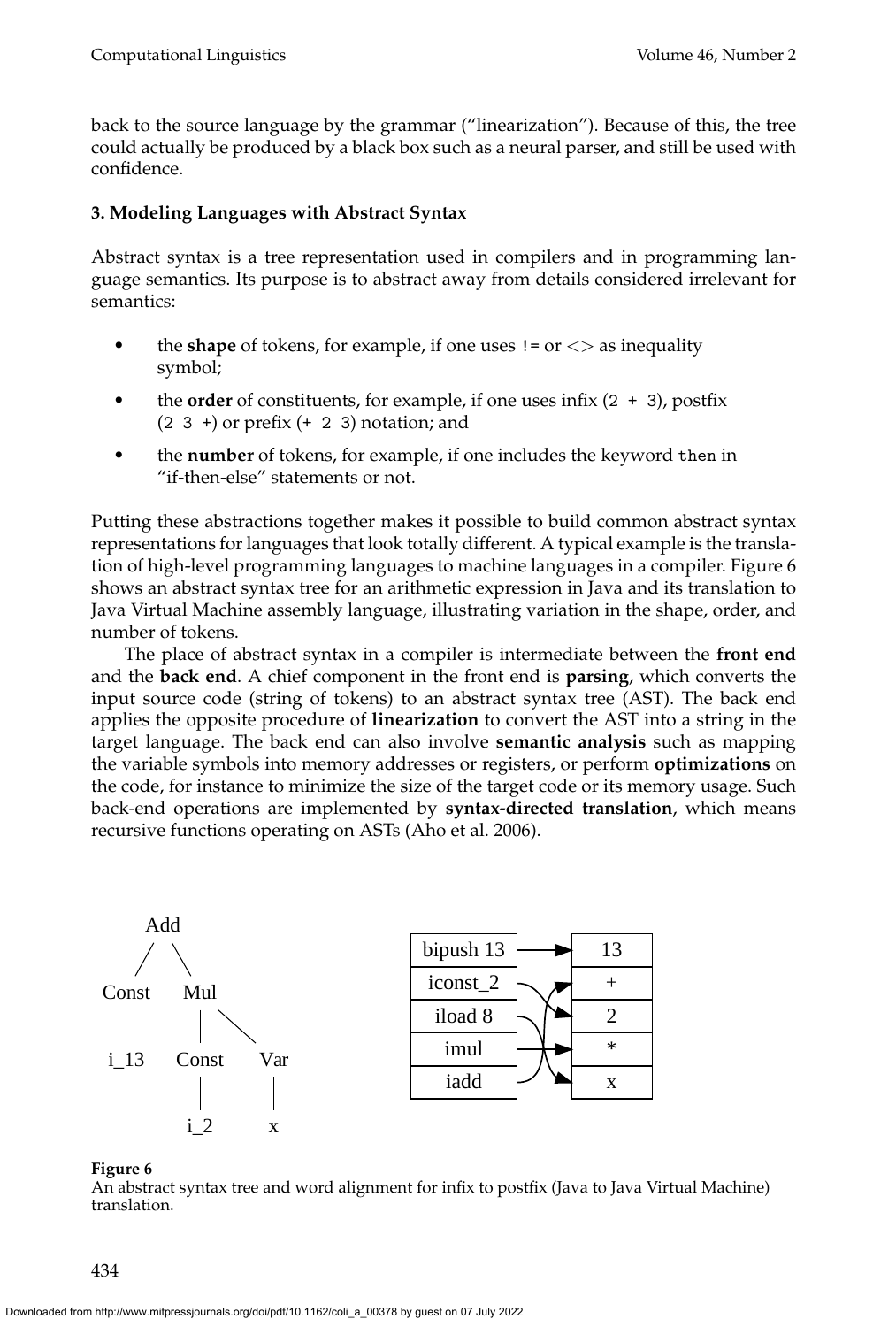back to the source language by the grammar ("linearization"). Because of this, the tree could actually be produced by a black box such as a neural parser, and still be used with confidence.

## 3. Modeling Languages with Abstract Syntax

Abstract syntax is a tree representation used in compilers and in programming language semantics. Its purpose is to abstract away from details considered irrelevant for semantics:

- the **shape** of tokens, for example, if one uses `!=` or <> as inequality symbol;
- the **order** of constituents, for example, if one uses infix (`2 + 3`), postfix (`2 3 +`) or prefix (`+ 2 3`) notation; and
- the **number** of tokens, for example, if one includes the keyword `then` in "if-then-else" statements or not.

Putting these abstractions together makes it possible to build common abstract syntax representations for languages that look totally different. A typical example is the translation of high-level programming languages to machine languages in a compiler. Figure 6 shows an abstract syntax tree for an arithmetic expression in Java and its translation to Java Virtual Machine assembly language, illustrating variation in the shape, order, and number of tokens.

The place of abstract syntax in a compiler is intermediate between the **front end** and the **back end**. A chief component in the front end is **parsing**, which converts the input source code (string of tokens) to an abstract syntax tree (AST). The back end applies the opposite procedure of **linearization** to convert the AST into a string in the target language. The back end can also involve **semantic analysis** such as mapping the variable symbols into memory addresses or registers, or perform **optimizations** on the code, for instance to minimize the size of the target code or its memory usage. Such back-end operations are implemented by **syntax-directed translation**, which means recursive functions operating on ASTs (Aho et al. 2006).

```
        Add
       /   \
   Const    Mul
     |      |   \
   i_13   Const  Var
            |     |
           i_2    x
```

| JVM | Java |
|---|---|
| bipush 13 | 13 |
| iconst_2 | + |
| iload 8 | 2 |
| imul | * |
| iadd | x |

**Figure 6**
An abstract syntax tree and word alignment for infix to postfix (Java to Java Virtual Machine) translation.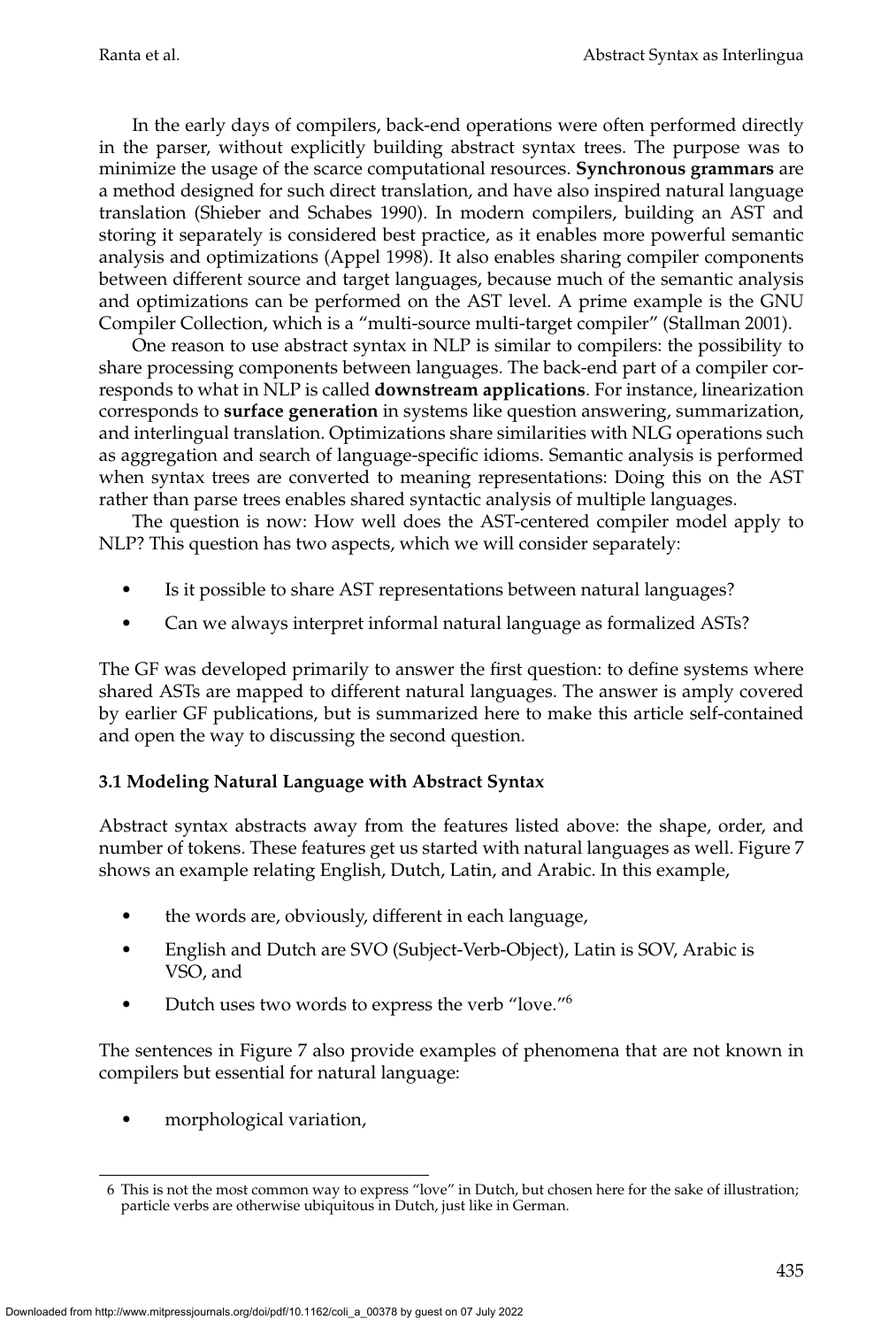In the early days of compilers, back-end operations were often performed directly in the parser, without explicitly building abstract syntax trees. The purpose was to minimize the usage of the scarce computational resources. **Synchronous grammars** are a method designed for such direct translation, and have also inspired natural language translation (Shieber and Schabes 1990). In modern compilers, building an AST and storing it separately is considered best practice, as it enables more powerful semantic analysis and optimizations (Appel 1998). It also enables sharing compiler components between different source and target languages, because much of the semantic analysis and optimizations can be performed on the AST level. A prime example is the GNU Compiler Collection, which is a "multi-source multi-target compiler" (Stallman 2001).

One reason to use abstract syntax in NLP is similar to compilers: the possibility to share processing components between languages. The back-end part of a compiler corresponds to what in NLP is called **downstream applications**. For instance, linearization corresponds to **surface generation** in systems like question answering, summarization, and interlingual translation. Optimizations share similarities with NLG operations such as aggregation and search of language-specific idioms. Semantic analysis is performed when syntax trees are converted to meaning representations: Doing this on the AST rather than parse trees enables shared syntactic analysis of multiple languages.

The question is now: How well does the AST-centered compiler model apply to NLP? This question has two aspects, which we will consider separately:

- Is it possible to share AST representations between natural languages?
- Can we always interpret informal natural language as formalized ASTs?

The GF was developed primarily to answer the first question: to define systems where shared ASTs are mapped to different natural languages. The answer is amply covered by earlier GF publications, but is summarized here to make this article self-contained and open the way to discussing the second question.

### 3.1 Modeling Natural Language with Abstract Syntax

Abstract syntax abstracts away from the features listed above: the shape, order, and number of tokens. These features get us started with natural languages as well. Figure 7 shows an example relating English, Dutch, Latin, and Arabic. In this example,

- the words are, obviously, different in each language,
- English and Dutch are SVO (Subject-Verb-Object), Latin is SOV, Arabic is VSO, and
- Dutch uses two words to express the verb "love."[6]

The sentences in Figure 7 also provide examples of phenomena that are not known in compilers but essential for natural language:

- morphological variation,

6 This is not the most common way to express "love" in Dutch, but chosen here for the sake of illustration; particle verbs are otherwise ubiquitous in Dutch, just like in German.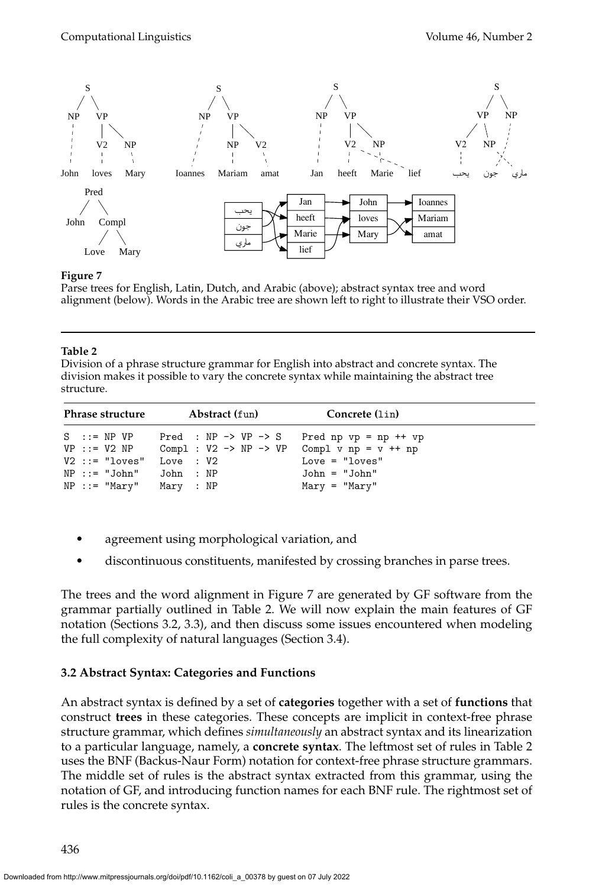**Figure 7**
Parse trees for English, Latin, Dutch, and Arabic (above); abstract syntax tree and word alignment (below). Words in the Arabic tree are shown left to right to illustrate their VSO order.

**Table 2**
Division of a phrase structure grammar for English into abstract and concrete syntax. The division makes it possible to vary the concrete syntax while maintaining the abstract tree structure.

| Phrase structure | Abstract (fun) | Concrete (lin) |
|---|---|---|
| `S ::= NP VP` | `Pred : NP -> VP -> S` | `Pred np vp = np ++ vp` |
| `VP ::= V2 NP` | `Compl : V2 -> NP -> VP` | `Compl v np = v ++ np` |
| `V2 ::= "loves"` | `Love : V2` | `Love = "loves"` |
| `NP ::= "John"` | `John : NP` | `John = "John"` |
| `NP ::= "Mary"` | `Mary : NP` | `Mary = "Mary"` |

- agreement using morphological variation, and
- discontinuous constituents, manifested by crossing branches in parse trees.

The trees and the word alignment in Figure 7 are generated by GF software from the grammar partially outlined in Table 2. We will now explain the main features of GF notation (Sections 3.2, 3.3), and then discuss some issues encountered when modeling the full complexity of natural languages (Section 3.4).

### 3.2 Abstract Syntax: Categories and Functions

An abstract syntax is defined by a set of **categories** together with a set of **functions** that construct **trees** in these categories. These concepts are implicit in context-free phrase structure grammar, which defines *simultaneously* an abstract syntax and its linearization to a particular language, namely, a **concrete syntax**. The leftmost set of rules in Table 2 uses the BNF (Backus-Naur Form) notation for context-free phrase structure grammars. The middle set of rules is the abstract syntax extracted from this grammar, using the notation of GF, and introducing function names for each BNF rule. The rightmost set of rules is the concrete syntax.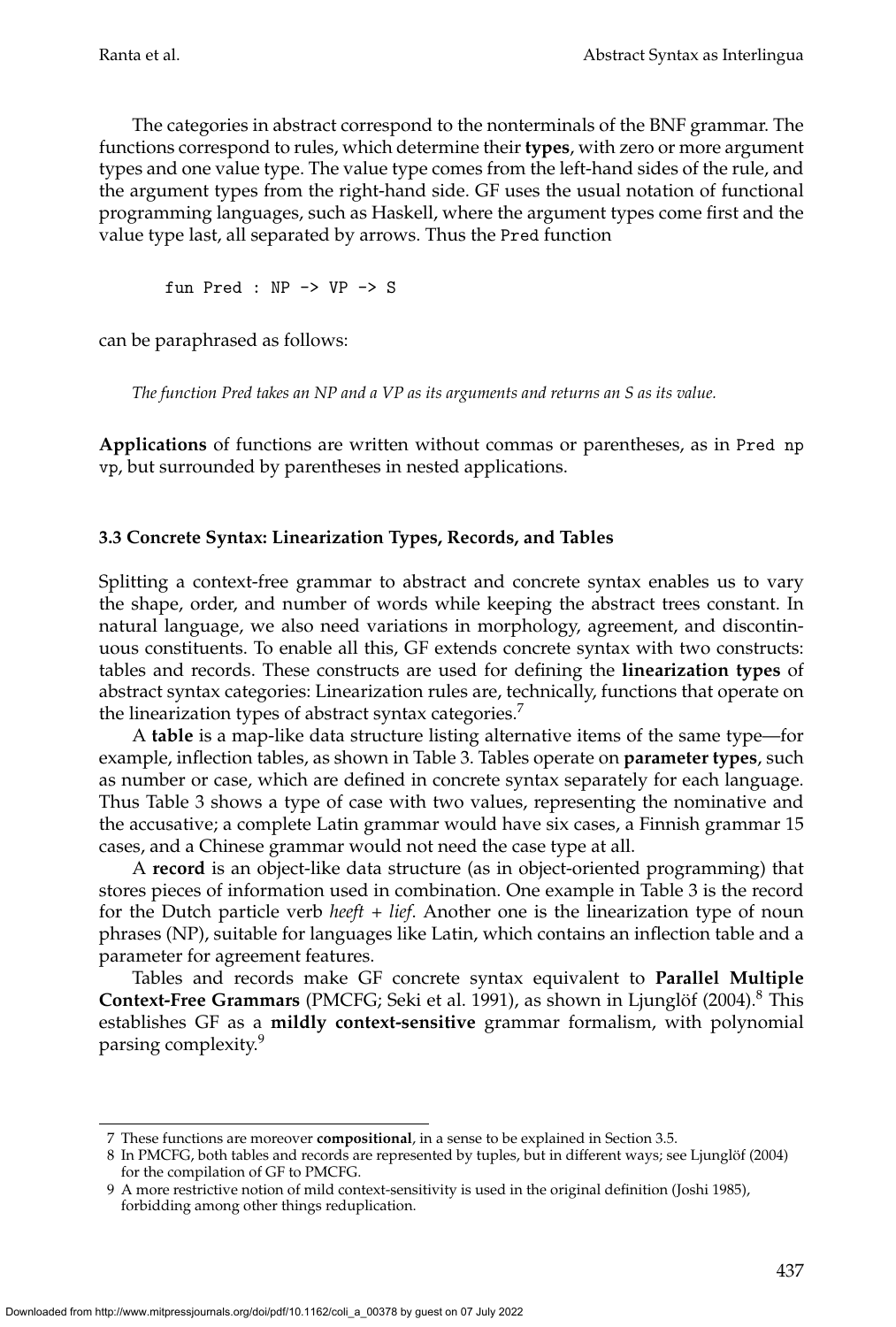The categories in abstract correspond to the nonterminals of the BNF grammar. The functions correspond to rules, which determine their **types**, with zero or more argument types and one value type. The value type comes from the left-hand sides of the rule, and the argument types from the right-hand side. GF uses the usual notation of functional programming languages, such as Haskell, where the argument types come first and the value type last, all separated by arrows. Thus the `Pred` function

```
fun Pred : NP -> VP -> S
```

can be paraphrased as follows:

*The function Pred takes an NP and a VP as its arguments and returns an S as its value.*

**Applications** of functions are written without commas or parentheses, as in `Pred np vp`, but surrounded by parentheses in nested applications.

### 3.3 Concrete Syntax: Linearization Types, Records, and Tables

Splitting a context-free grammar to abstract and concrete syntax enables us to vary the shape, order, and number of words while keeping the abstract trees constant. In natural language, we also need variations in morphology, agreement, and discontinuous constituents. To enable all this, GF extends concrete syntax with two constructs: tables and records. These constructs are used for defining the **linearization types** of abstract syntax categories: Linearization rules are, technically, functions that operate on the linearization types of abstract syntax categories.[7]

A **table** is a map-like data structure listing alternative items of the same type—for example, inflection tables, as shown in Table 3. Tables operate on **parameter types**, such as number or case, which are defined in concrete syntax separately for each language. Thus Table 3 shows a type of case with two values, representing the nominative and the accusative; a complete Latin grammar would have six cases, a Finnish grammar 15 cases, and a Chinese grammar would not need the case type at all.

A **record** is an object-like data structure (as in object-oriented programming) that stores pieces of information used in combination. One example in Table 3 is the record for the Dutch particle verb *heeft + lief*. Another one is the linearization type of noun phrases (NP), suitable for languages like Latin, which contains an inflection table and a parameter for agreement features.

Tables and records make GF concrete syntax equivalent to **Parallel Multiple Context-Free Grammars** (PMCFG; Seki et al. 1991), as shown in Ljunglöf (2004).[8] This establishes GF as a **mildly context-sensitive** grammar formalism, with polynomial parsing complexity.[9]

---

7 These functions are moreover **compositional**, in a sense to be explained in Section 3.5.

8 In PMCFG, both tables and records are represented by tuples, but in different ways; see Ljunglöf (2004) for the compilation of GF to PMCFG.

9 A more restrictive notion of mild context-sensitivity is used in the original definition (Joshi 1985), forbidding among other things reduplication.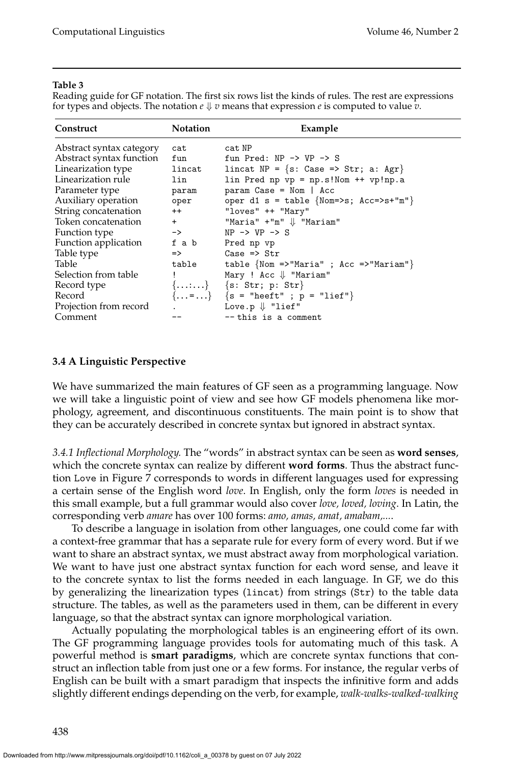**Table 3**

Reading guide for GF notation. The first six rows list the kinds of rules. The rest are expressions for types and objects. The notation $e \Downarrow v$ means that expression $e$ is computed to value $v$.

| Construct | Notation | Example |
|---|---|---|
| Abstract syntax category | `cat` | `cat NP` |
| Abstract syntax function | `fun` | `fun Pred: NP -> VP -> S` |
| Linearization type | `lincat` | `lincat NP = {s: Case => Str; a: Agr}` |
| Linearization rule | `lin` | `lin Pred np vp = np.s!Nom ++ vp!np.a` |
| Parameter type | `param` | `param Case = Nom | Acc` |
| Auxiliary operation | `oper` | `oper d1 s = table {Nom=>s; Acc=>s+"m"}` |
| String concatenation | `++` | `"loves" ++ "Mary"` |
| Token concatenation | `+` | `"Maria" +"m"` $\Downarrow$ `"Mariam"` |
| Function type | `->` | `NP -> VP -> S` |
| Function application | `f a b` | `Pred np vp` |
| Table type | `=>` | `Case => Str` |
| Table | `table` | `table {Nom =>"Maria" ; Acc =>"Mariam"}` |
| Selection from table | `!` | `Mary ! Acc` $\Downarrow$ `"Mariam"` |
| Record type | `{...:...}` | `{s: Str; p: Str}` |
| Record | `{...=...}` | `{s = "heeft" ; p = "lief"}` |
| Projection from record | `.` | `Love.p` $\Downarrow$ `"lief"` |
| Comment | `--` | `-- this is a comment` |

### 3.4 A Linguistic Perspective

We have summarized the main features of GF seen as a programming language. Now we will take a linguistic point of view and see how GF models phenomena like morphology, agreement, and discontinuous constituents. The main point is to show that they can be accurately described in concrete syntax but ignored in abstract syntax.

*3.4.1 Inflectional Morphology.* The "words" in abstract syntax can be seen as **word senses**, which the concrete syntax can realize by different **word forms**. Thus the abstract function `Love` in Figure 7 corresponds to words in different languages used for expressing a certain sense of the English word *love*. In English, only the form *loves* is needed in this small example, but a full grammar would also cover *love, loved, loving*. In Latin, the corresponding verb *amare* has over 100 forms: *amo, amas, amat, amabam,....*

To describe a language in isolation from other languages, one could come far with a context-free grammar that has a separate rule for every form of every word. But if we want to share an abstract syntax, we must abstract away from morphological variation. We want to have just one abstract syntax function for each word sense, and leave it to the concrete syntax to list the forms needed in each language. In GF, we do this by generalizing the linearization types (`lincat`) from strings (`Str`) to the table data structure. The tables, as well as the parameters used in them, can be different in every language, so that the abstract syntax can ignore morphological variation.

Actually populating the morphological tables is an engineering effort of its own. The GF programming language provides tools for automating much of this task. A powerful method is **smart paradigms**, which are concrete syntax functions that construct an inflection table from just one or a few forms. For instance, the regular verbs of English can be built with a smart paradigm that inspects the infinitive form and adds slightly different endings depending on the verb, for example, *walk-walks-walked-walking*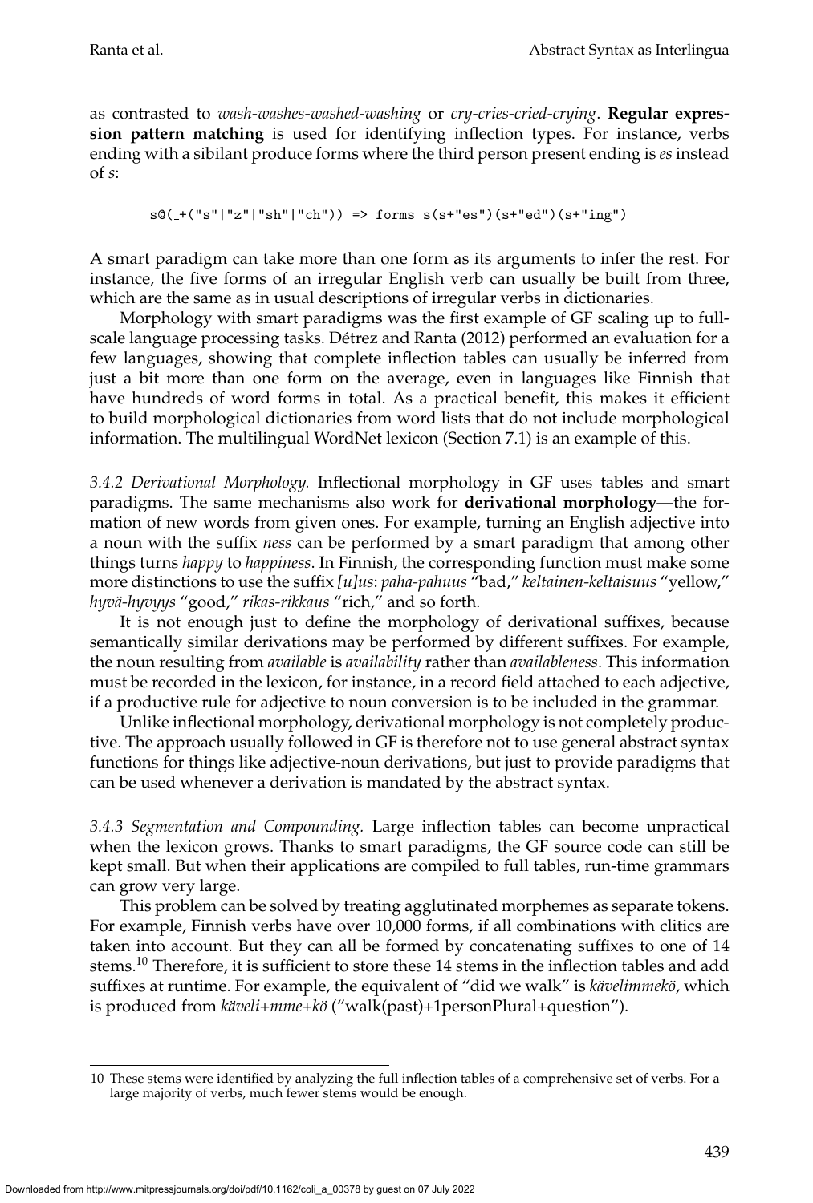as contrasted to *wash-washes-washed-washing* or *cry-cries-cried-crying*. **Regular expression pattern matching** is used for identifying inflection types. For instance, verbs ending with a sibilant produce forms where the third person present ending is *es* instead of *s*:

```
s@(_+("s"|"z"|"sh"|"ch")) => forms s(s+"es")(s+"ed")(s+"ing")
```

A smart paradigm can take more than one form as its arguments to infer the rest. For instance, the five forms of an irregular English verb can usually be built from three, which are the same as in usual descriptions of irregular verbs in dictionaries.

Morphology with smart paradigms was the first example of GF scaling up to full-scale language processing tasks. Détrez and Ranta (2012) performed an evaluation for a few languages, showing that complete inflection tables can usually be inferred from just a bit more than one form on the average, even in languages like Finnish that have hundreds of word forms in total. As a practical benefit, this makes it efficient to build morphological dictionaries from word lists that do not include morphological information. The multilingual WordNet lexicon (Section 7.1) is an example of this.

*3.4.2 Derivational Morphology.* Inflectional morphology in GF uses tables and smart paradigms. The same mechanisms also work for **derivational morphology**—the formation of new words from given ones. For example, turning an English adjective into a noun with the suffix *ness* can be performed by a smart paradigm that among other things turns *happy* to *happiness*. In Finnish, the corresponding function must make some more distinctions to use the suffix *[u]us*: *paha-pahuus* "bad," *keltainen-keltaisuus* "yellow," *hyvä-hyvyys* "good," *rikas-rikkaus* "rich," and so forth.

It is not enough just to define the morphology of derivational suffixes, because semantically similar derivations may be performed by different suffixes. For example, the noun resulting from *available* is *availability* rather than *availableness*. This information must be recorded in the lexicon, for instance, in a record field attached to each adjective, if a productive rule for adjective to noun conversion is to be included in the grammar.

Unlike inflectional morphology, derivational morphology is not completely productive. The approach usually followed in GF is therefore not to use general abstract syntax functions for things like adjective-noun derivations, but just to provide paradigms that can be used whenever a derivation is mandated by the abstract syntax.

*3.4.3 Segmentation and Compounding.* Large inflection tables can become unpractical when the lexicon grows. Thanks to smart paradigms, the GF source code can still be kept small. But when their applications are compiled to full tables, run-time grammars can grow very large.

This problem can be solved by treating agglutinated morphemes as separate tokens. For example, Finnish verbs have over 10,000 forms, if all combinations with clitics are taken into account. But they can all be formed by concatenating suffixes to one of 14 stems.[10] Therefore, it is sufficient to store these 14 stems in the inflection tables and add suffixes at runtime. For example, the equivalent of "did we walk" is *kävelimmekö*, which is produced from *käveli+mme+kö* ("walk(past)+1personPlural+question").

---

10 These stems were identified by analyzing the full inflection tables of a comprehensive set of verbs. For a large majority of verbs, much fewer stems would be enough.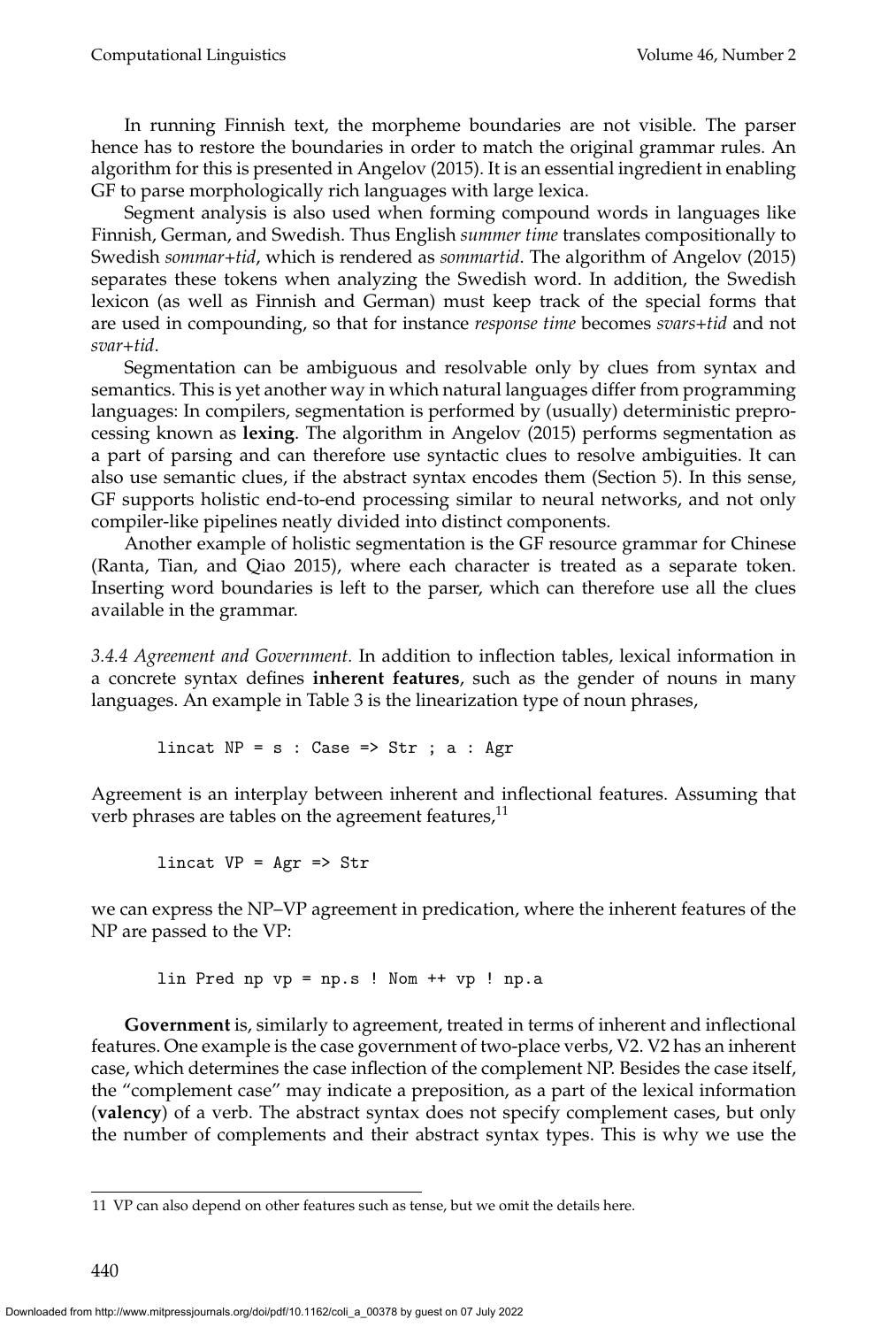In running Finnish text, the morpheme boundaries are not visible. The parser hence has to restore the boundaries in order to match the original grammar rules. An algorithm for this is presented in Angelov (2015). It is an essential ingredient in enabling GF to parse morphologically rich languages with large lexica.

Segment analysis is also used when forming compound words in languages like Finnish, German, and Swedish. Thus English *summer time* translates compositionally to Swedish *sommar+tid*, which is rendered as *sommartid*. The algorithm of Angelov (2015) separates these tokens when analyzing the Swedish word. In addition, the Swedish lexicon (as well as Finnish and German) must keep track of the special forms that are used in compounding, so that for instance *response time* becomes *svars+tid* and not *svar+tid*.

Segmentation can be ambiguous and resolvable only by clues from syntax and semantics. This is yet another way in which natural languages differ from programming languages: In compilers, segmentation is performed by (usually) deterministic preprocessing known as **lexing**. The algorithm in Angelov (2015) performs segmentation as a part of parsing and can therefore use syntactic clues to resolve ambiguities. It can also use semantic clues, if the abstract syntax encodes them (Section 5). In this sense, GF supports holistic end-to-end processing similar to neural networks, and not only compiler-like pipelines neatly divided into distinct components.

Another example of holistic segmentation is the GF resource grammar for Chinese (Ranta, Tian, and Qiao 2015), where each character is treated as a separate token. Inserting word boundaries is left to the parser, which can therefore use all the clues available in the grammar.

*3.4.4 Agreement and Government.* In addition to inflection tables, lexical information in a concrete syntax defines **inherent features**, such as the gender of nouns in many languages. An example in Table 3 is the linearization type of noun phrases,

```
lincat NP = s : Case => Str ; a : Agr
```

Agreement is an interplay between inherent and inflectional features. Assuming that verb phrases are tables on the agreement features,[11]

```
lincat VP = Agr => Str
```

we can express the NP–VP agreement in predication, where the inherent features of the NP are passed to the VP:

```
lin Pred np vp = np.s ! Nom ++ vp ! np.a
```

**Government** is, similarly to agreement, treated in terms of inherent and inflectional features. One example is the case government of two-place verbs, V2. V2 has an inherent case, which determines the case inflection of the complement NP. Besides the case itself, the "complement case" may indicate a preposition, as a part of the lexical information (**valency**) of a verb. The abstract syntax does not specify complement cases, but only the number of complements and their abstract syntax types. This is why we use the

---

[11] VP can also depend on other features such as tense, but we omit the details here.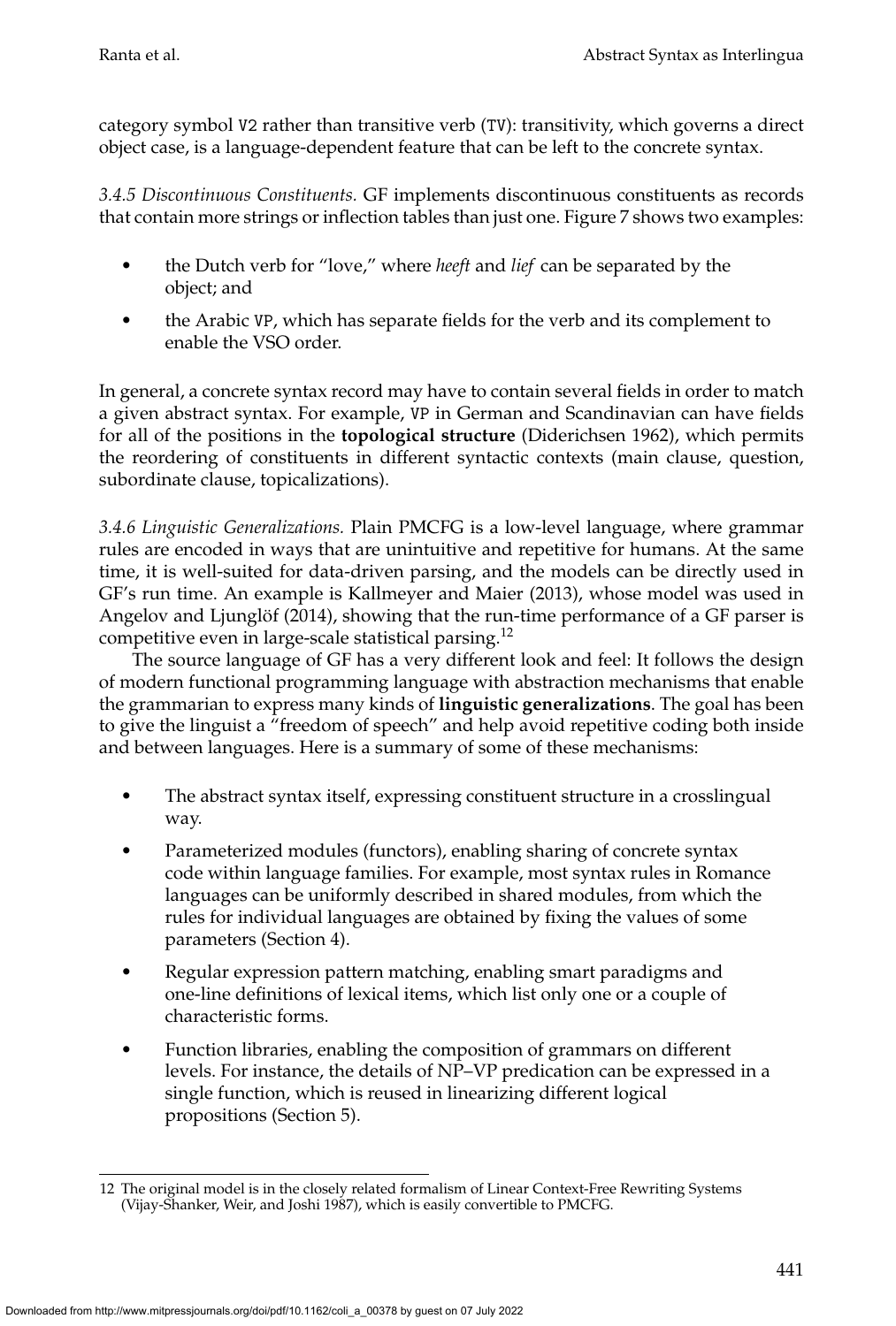category symbol V2 rather than transitive verb (TV): transitivity, which governs a direct object case, is a language-dependent feature that can be left to the concrete syntax.

*3.4.5 Discontinuous Constituents.* GF implements discontinuous constituents as records that contain more strings or inflection tables than just one. Figure 7 shows two examples:

- the Dutch verb for "love," where *heeft* and *lief* can be separated by the object; and
- the Arabic VP, which has separate fields for the verb and its complement to enable the VSO order.

In general, a concrete syntax record may have to contain several fields in order to match a given abstract syntax. For example, VP in German and Scandinavian can have fields for all of the positions in the **topological structure** (Diderichsen 1962), which permits the reordering of constituents in different syntactic contexts (main clause, question, subordinate clause, topicalizations).

*3.4.6 Linguistic Generalizations.* Plain PMCFG is a low-level language, where grammar rules are encoded in ways that are unintuitive and repetitive for humans. At the same time, it is well-suited for data-driven parsing, and the models can be directly used in GF's run time. An example is Kallmeyer and Maier (2013), whose model was used in Angelov and Ljunglöf (2014), showing that the run-time performance of a GF parser is competitive even in large-scale statistical parsing.[12]

The source language of GF has a very different look and feel: It follows the design of modern functional programming language with abstraction mechanisms that enable the grammarian to express many kinds of **linguistic generalizations**. The goal has been to give the linguist a "freedom of speech" and help avoid repetitive coding both inside and between languages. Here is a summary of some of these mechanisms:

- The abstract syntax itself, expressing constituent structure in a crosslingual way.
- Parameterized modules (functors), enabling sharing of concrete syntax code within language families. For example, most syntax rules in Romance languages can be uniformly described in shared modules, from which the rules for individual languages are obtained by fixing the values of some parameters (Section 4).
- Regular expression pattern matching, enabling smart paradigms and one-line definitions of lexical items, which list only one or a couple of characteristic forms.
- Function libraries, enabling the composition of grammars on different levels. For instance, the details of NP–VP predication can be expressed in a single function, which is reused in linearizing different logical propositions (Section 5).

---

12 The original model is in the closely related formalism of Linear Context-Free Rewriting Systems (Vijay-Shanker, Weir, and Joshi 1987), which is easily convertible to PMCFG.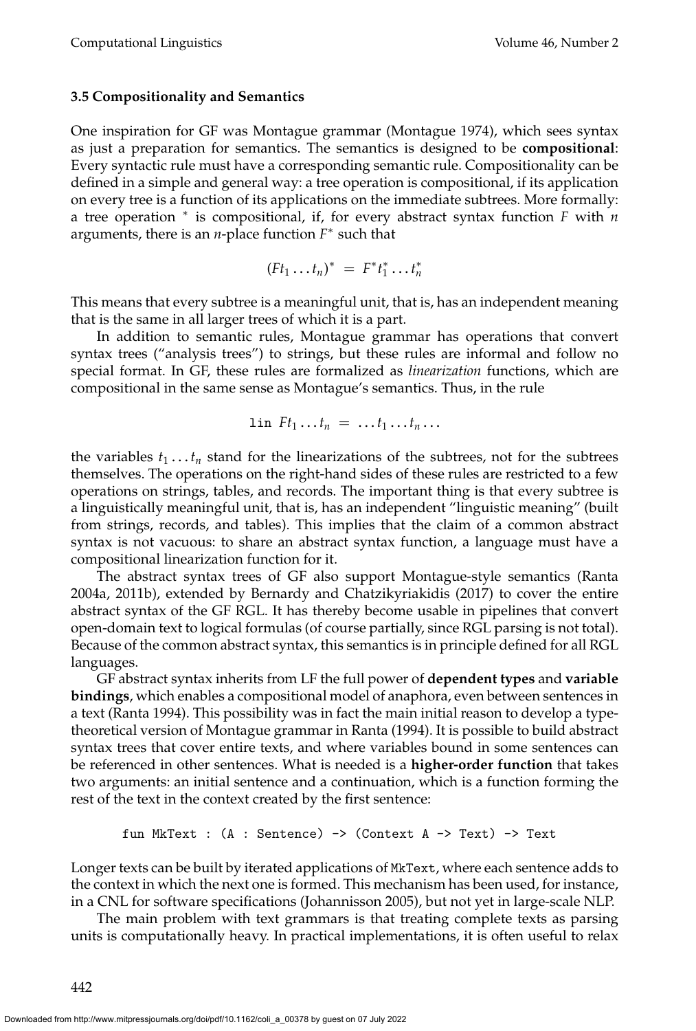### 3.5 Compositionality and Semantics

One inspiration for GF was Montague grammar (Montague 1974), which sees syntax as just a preparation for semantics. The semantics is designed to be **compositional**: Every syntactic rule must have a corresponding semantic rule. Compositionality can be defined in a simple and general way: a tree operation is compositional, if its application on every tree is a function of its applications on the immediate subtrees. More formally: a tree operation $^*$ is compositional, if, for every abstract syntax function $F$ with $n$ arguments, there is an $n$-place function $F^*$ such that

$$(Ft_1 \ldots t_n)^* \; = \; F^* t_1^* \ldots t_n^*$$

This means that every subtree is a meaningful unit, that is, has an independent meaning that is the same in all larger trees of which it is a part.

In addition to semantic rules, Montague grammar has operations that convert syntax trees ("analysis trees") to strings, but these rules are informal and follow no special format. In GF, these rules are formalized as *linearization* functions, which are compositional in the same sense as Montague's semantics. Thus, in the rule

$$\texttt{lin}\ Ft_1 \ldots t_n \; = \; \ldots t_1 \ldots t_n \ldots$$

the variables $t_1 \ldots t_n$ stand for the linearizations of the subtrees, not for the subtrees themselves. The operations on the right-hand sides of these rules are restricted to a few operations on strings, tables, and records. The important thing is that every subtree is a linguistically meaningful unit, that is, has an independent "linguistic meaning" (built from strings, records, and tables). This implies that the claim of a common abstract syntax is not vacuous: to share an abstract syntax function, a language must have a compositional linearization function for it.

The abstract syntax trees of GF also support Montague-style semantics (Ranta 2004a, 2011b), extended by Bernardy and Chatzikyriakidis (2017) to cover the entire abstract syntax of the GF RGL. It has thereby become usable in pipelines that convert open-domain text to logical formulas (of course partially, since RGL parsing is not total). Because of the common abstract syntax, this semantics is in principle defined for all RGL languages.

GF abstract syntax inherits from LF the full power of **dependent types** and **variable bindings**, which enables a compositional model of anaphora, even between sentences in a text (Ranta 1994). This possibility was in fact the main initial reason to develop a type-theoretical version of Montague grammar in Ranta (1994). It is possible to build abstract syntax trees that cover entire texts, and where variables bound in some sentences can be referenced in other sentences. What is needed is a **higher-order function** that takes two arguments: an initial sentence and a continuation, which is a function forming the rest of the text in the context created by the first sentence:

```
fun MkText : (A : Sentence) -> (Context A -> Text) -> Text
```

Longer texts can be built by iterated applications of `MkText`, where each sentence adds to the context in which the next one is formed. This mechanism has been used, for instance, in a CNL for software specifications (Johannisson 2005), but not yet in large-scale NLP.

The main problem with text grammars is that treating complete texts as parsing units is computationally heavy. In practical implementations, it is often useful to relax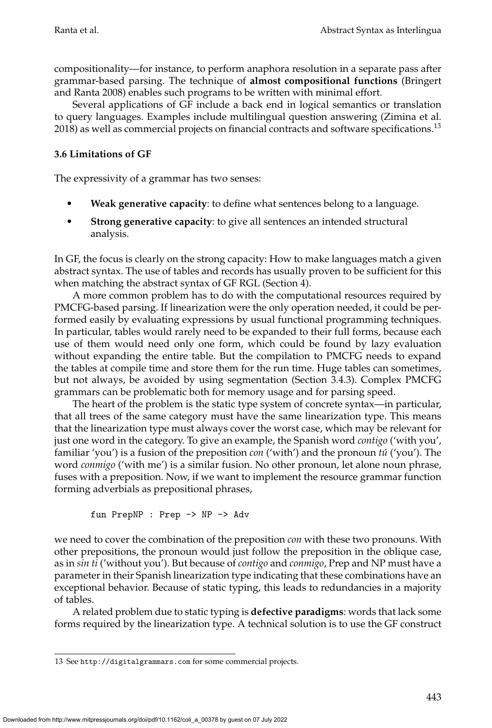compositionality—for instance, to perform anaphora resolution in a separate pass after grammar-based parsing. The technique of **almost compositional functions** (Bringert and Ranta 2008) enables such programs to be written with minimal effort.

Several applications of GF include a back end in logical semantics or translation to query languages. Examples include multilingual question answering (Zimina et al. 2018) as well as commercial projects on financial contracts and software specifications.[13]

### 3.6 Limitations of GF

The expressivity of a grammar has two senses:

- **Weak generative capacity**: to define what sentences belong to a language.
- **Strong generative capacity**: to give all sentences an intended structural analysis.

In GF, the focus is clearly on the strong capacity: How to make languages match a given abstract syntax. The use of tables and records has usually proven to be sufficient for this when matching the abstract syntax of GF RGL (Section 4).

A more common problem has to do with the computational resources required by PMCFG-based parsing. If linearization were the only operation needed, it could be performed easily by evaluating expressions by usual functional programming techniques. In particular, tables would rarely need to be expanded to their full forms, because each use of them would need only one form, which could be found by lazy evaluation without expanding the entire table. But the compilation to PMCFG needs to expand the tables at compile time and store them for the run time. Huge tables can sometimes, but not always, be avoided by using segmentation (Section 3.4.3). Complex PMCFG grammars can be problematic both for memory usage and for parsing speed.

The heart of the problem is the static type system of concrete syntax—in particular, that all trees of the same category must have the same linearization type. This means that the linearization type must always cover the worst case, which may be relevant for just one word in the category. To give an example, the Spanish word *contigo* ('with you', familiar 'you') is a fusion of the preposition *con* ('with') and the pronoun *tú* ('you'). The word *conmigo* ('with me') is a similar fusion. No other pronoun, let alone noun phrase, fuses with a preposition. Now, if we want to implement the resource grammar function forming adverbials as prepositional phrases,

```
fun PrepNP : Prep -> NP -> Adv
```

we need to cover the combination of the preposition *con* with these two pronouns. With other prepositions, the pronoun would just follow the preposition in the oblique case, as in *sin ti* ('without you'). But because of *contigo* and *conmigo*, Prep and NP must have a parameter in their Spanish linearization type indicating that these combinations have an exceptional behavior. Because of static typing, this leads to redundancies in a majority of tables.

A related problem due to static typing is **defective paradigms**: words that lack some forms required by the linearization type. A technical solution is to use the GF construct

13 See http://digitalgrammars.com for some commercial projects.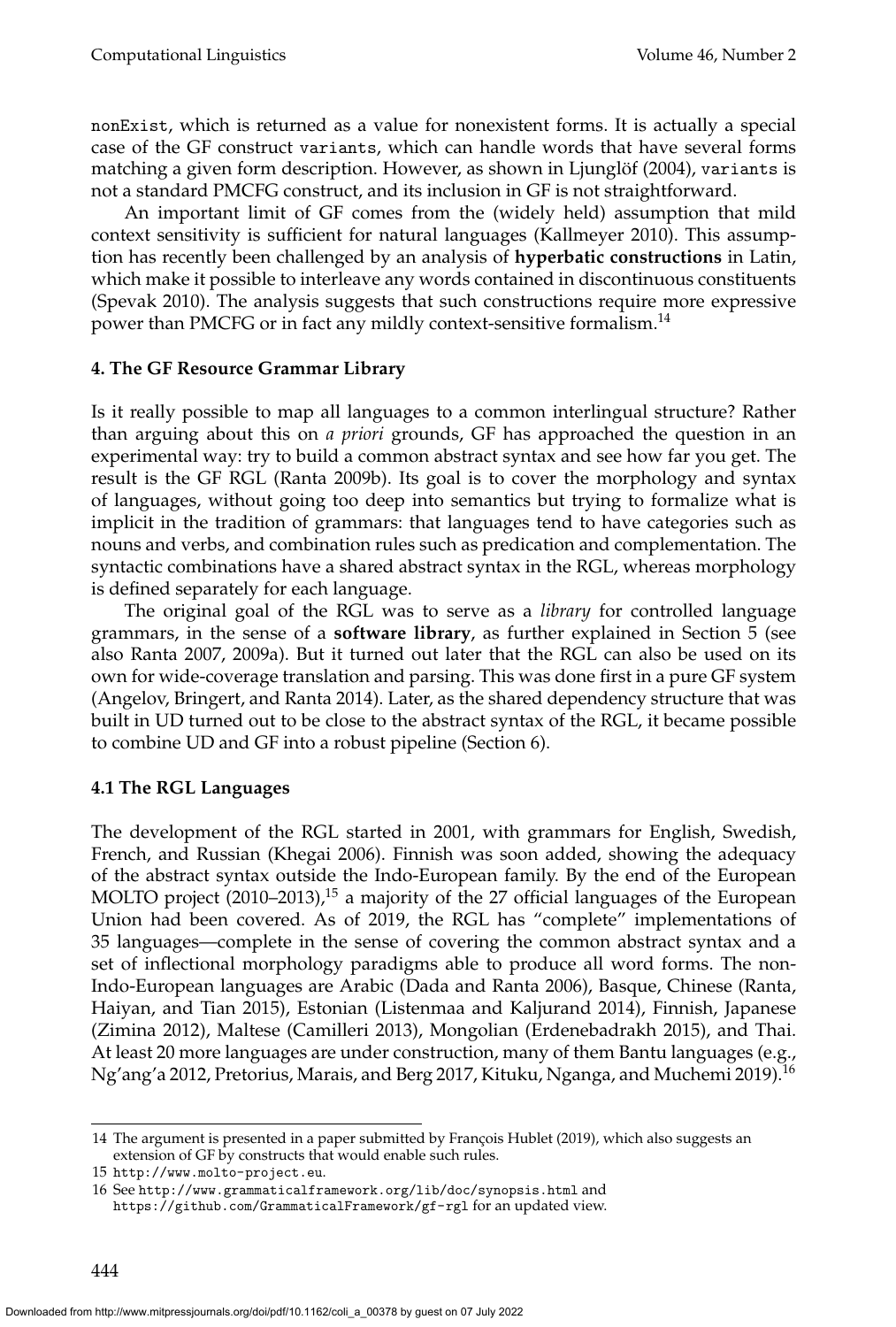nonExist, which is returned as a value for nonexistent forms. It is actually a special case of the GF construct variants, which can handle words that have several forms matching a given form description. However, as shown in Ljunglöf (2004), variants is not a standard PMCFG construct, and its inclusion in GF is not straightforward.

An important limit of GF comes from the (widely held) assumption that mild context sensitivity is sufficient for natural languages (Kallmeyer 2010). This assumption has recently been challenged by an analysis of **hyperbatic constructions** in Latin, which make it possible to interleave any words contained in discontinuous constituents (Spevak 2010). The analysis suggests that such constructions require more expressive power than PMCFG or in fact any mildly context-sensitive formalism.[14]

## 4. The GF Resource Grammar Library

Is it really possible to map all languages to a common interlingual structure? Rather than arguing about this on *a priori* grounds, GF has approached the question in an experimental way: try to build a common abstract syntax and see how far you get. The result is the GF RGL (Ranta 2009b). Its goal is to cover the morphology and syntax of languages, without going too deep into semantics but trying to formalize what is implicit in the tradition of grammars: that languages tend to have categories such as nouns and verbs, and combination rules such as predication and complementation. The syntactic combinations have a shared abstract syntax in the RGL, whereas morphology is defined separately for each language.

The original goal of the RGL was to serve as a *library* for controlled language grammars, in the sense of a **software library**, as further explained in Section 5 (see also Ranta 2007, 2009a). But it turned out later that the RGL can also be used on its own for wide-coverage translation and parsing. This was done first in a pure GF system (Angelov, Bringert, and Ranta 2014). Later, as the shared dependency structure that was built in UD turned out to be close to the abstract syntax of the RGL, it became possible to combine UD and GF into a robust pipeline (Section 6).

### 4.1 The RGL Languages

The development of the RGL started in 2001, with grammars for English, Swedish, French, and Russian (Khegai 2006). Finnish was soon added, showing the adequacy of the abstract syntax outside the Indo-European family. By the end of the European MOLTO project (2010–2013),[15] a majority of the 27 official languages of the European Union had been covered. As of 2019, the RGL has "complete" implementations of 35 languages—complete in the sense of covering the common abstract syntax and a set of inflectional morphology paradigms able to produce all word forms. The non-Indo-European languages are Arabic (Dada and Ranta 2006), Basque, Chinese (Ranta, Haiyan, and Tian 2015), Estonian (Listenmaa and Kaljurand 2014), Finnish, Japanese (Zimina 2012), Maltese (Camilleri 2013), Mongolian (Erdenebadrakh 2015), and Thai. At least 20 more languages are under construction, many of them Bantu languages (e.g., Ng'ang'a 2012, Pretorius, Marais, and Berg 2017, Kituku, Nganga, and Muchemi 2019).[16]

---

14 The argument is presented in a paper submitted by François Hublet (2019), which also suggests an extension of GF by constructs that would enable such rules.

15 http://www.molto-project.eu.

16 See http://www.grammaticalframework.org/lib/doc/synopsis.html and https://github.com/GrammaticalFramework/gf-rgl for an updated view.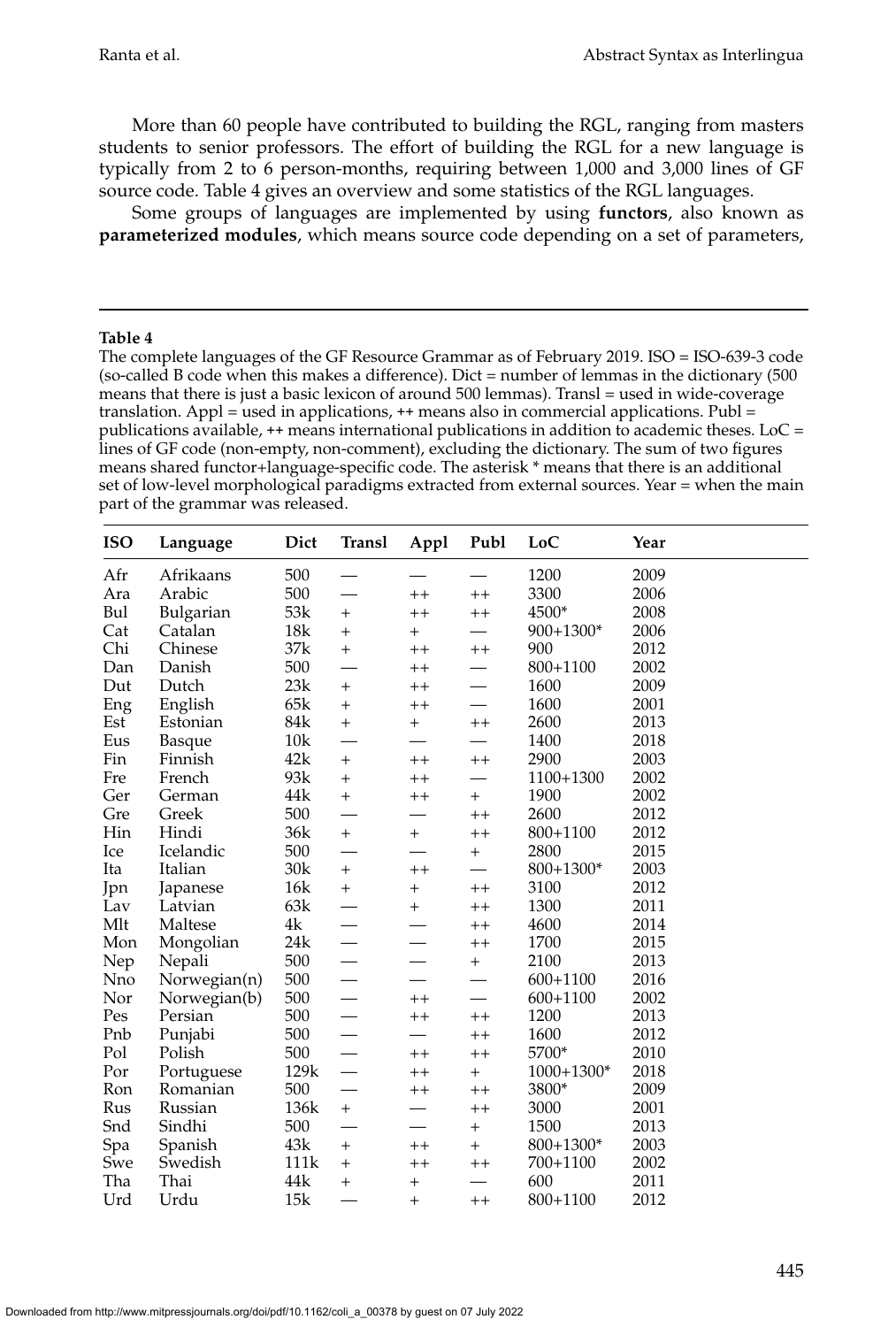More than 60 people have contributed to building the RGL, ranging from masters students to senior professors. The effort of building the RGL for a new language is typically from 2 to 6 person-months, requiring between 1,000 and 3,000 lines of GF source code. Table 4 gives an overview and some statistics of the RGL languages.

Some groups of languages are implemented by using **functors**, also known as **parameterized modules**, which means source code depending on a set of parameters,

**Table 4**

The complete languages of the GF Resource Grammar as of February 2019. ISO = ISO-639-3 code (so-called B code when this makes a difference). Dict = number of lemmas in the dictionary (500 means that there is just a basic lexicon of around 500 lemmas). Transl = used in wide-coverage translation. Appl = used in applications, ++ means also in commercial applications. Publ = publications available, ++ means international publications in addition to academic theses. LoC = lines of GF code (non-empty, non-comment), excluding the dictionary. The sum of two figures means shared functor+language-specific code. The asterisk * means that there is an additional set of low-level morphological paradigms extracted from external sources. Year = when the main part of the grammar was released.

| ISO | Language | Dict | Transl | Appl | Publ | LoC | Year |
|---|---|---|---|---|---|---|---|
| Afr | Afrikaans | 500 | — | — | — | 1200 | 2009 |
| Ara | Arabic | 500 | — | ++ | ++ | 3300 | 2006 |
| Bul | Bulgarian | 53k | + | ++ | ++ | 4500* | 2008 |
| Cat | Catalan | 18k | + | + | — | 900+1300* | 2006 |
| Chi | Chinese | 37k | + | ++ | ++ | 900 | 2012 |
| Dan | Danish | 500 | — | ++ | — | 800+1100 | 2002 |
| Dut | Dutch | 23k | + | ++ | — | 1600 | 2009 |
| Eng | English | 65k | + | ++ | — | 1600 | 2001 |
| Est | Estonian | 84k | + | + | ++ | 2600 | 2013 |
| Eus | Basque | 10k | — | — | — | 1400 | 2018 |
| Fin | Finnish | 42k | + | ++ | ++ | 2900 | 2003 |
| Fre | French | 93k | + | ++ | — | 1100+1300 | 2002 |
| Ger | German | 44k | + | ++ | + | 1900 | 2002 |
| Gre | Greek | 500 | — | — | ++ | 2600 | 2012 |
| Hin | Hindi | 36k | + | + | ++ | 800+1100 | 2012 |
| Ice | Icelandic | 500 | — | — | + | 2800 | 2015 |
| Ita | Italian | 30k | + | ++ | — | 800+1300* | 2003 |
| Jpn | Japanese | 16k | + | + | ++ | 3100 | 2012 |
| Lav | Latvian | 63k | — | + | ++ | 1300 | 2011 |
| Mlt | Maltese | 4k | — | — | ++ | 4600 | 2014 |
| Mon | Mongolian | 24k | — | — | ++ | 1700 | 2015 |
| Nep | Nepali | 500 | — | — | + | 2100 | 2013 |
| Nno | Norwegian(n) | 500 | — | — | — | 600+1100 | 2016 |
| Nor | Norwegian(b) | 500 | — | ++ | — | 600+1100 | 2002 |
| Pes | Persian | 500 | — | ++ | ++ | 1200 | 2013 |
| Pnb | Punjabi | 500 | — | — | ++ | 1600 | 2012 |
| Pol | Polish | 500 | — | ++ | ++ | 5700* | 2010 |
| Por | Portuguese | 129k | — | ++ | + | 1000+1300* | 2018 |
| Ron | Romanian | 500 | — | ++ | ++ | 3800* | 2009 |
| Rus | Russian | 136k | + | — | ++ | 3000 | 2001 |
| Snd | Sindhi | 500 | — | — | + | 1500 | 2013 |
| Spa | Spanish | 43k | + | ++ | + | 800+1300* | 2003 |
| Swe | Swedish | 111k | + | ++ | ++ | 700+1100 | 2002 |
| Tha | Thai | 44k | + | + | — | 600 | 2011 |
| Urd | Urdu | 15k | — | + | ++ | 800+1100 | 2012 |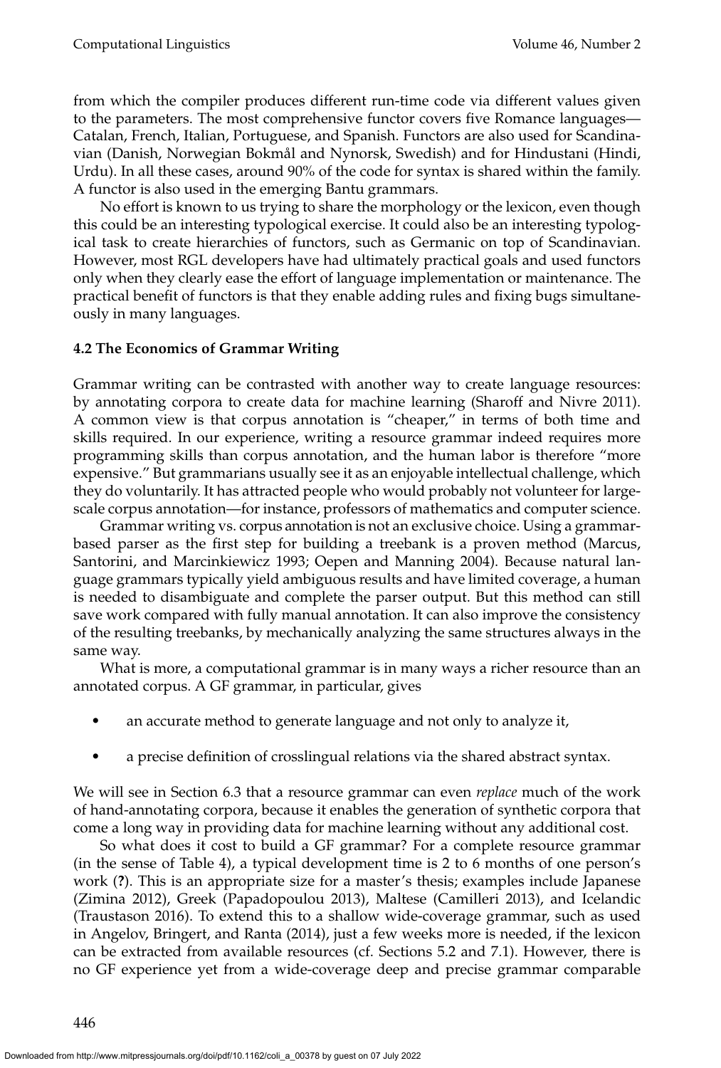from which the compiler produces different run-time code via different values given to the parameters. The most comprehensive functor covers five Romance languages—Catalan, French, Italian, Portuguese, and Spanish. Functors are also used for Scandinavian (Danish, Norwegian Bokmål and Nynorsk, Swedish) and for Hindustani (Hindi, Urdu). In all these cases, around 90% of the code for syntax is shared within the family. A functor is also used in the emerging Bantu grammars.

No effort is known to us trying to share the morphology or the lexicon, even though this could be an interesting typological exercise. It could also be an interesting typological task to create hierarchies of functors, such as Germanic on top of Scandinavian. However, most RGL developers have had ultimately practical goals and used functors only when they clearly ease the effort of language implementation or maintenance. The practical benefit of functors is that they enable adding rules and fixing bugs simultaneously in many languages.

### 4.2 The Economics of Grammar Writing

Grammar writing can be contrasted with another way to create language resources: by annotating corpora to create data for machine learning (Sharoff and Nivre 2011). A common view is that corpus annotation is "cheaper," in terms of both time and skills required. In our experience, writing a resource grammar indeed requires more programming skills than corpus annotation, and the human labor is therefore "more expensive." But grammarians usually see it as an enjoyable intellectual challenge, which they do voluntarily. It has attracted people who would probably not volunteer for large-scale corpus annotation—for instance, professors of mathematics and computer science.

Grammar writing vs. corpus annotation is not an exclusive choice. Using a grammar-based parser as the first step for building a treebank is a proven method (Marcus, Santorini, and Marcinkiewicz 1993; Oepen and Manning 2004). Because natural language grammars typically yield ambiguous results and have limited coverage, a human is needed to disambiguate and complete the parser output. But this method can still save work compared with fully manual annotation. It can also improve the consistency of the resulting treebanks, by mechanically analyzing the same structures always in the same way.

What is more, a computational grammar is in many ways a richer resource than an annotated corpus. A GF grammar, in particular, gives

- an accurate method to generate language and not only to analyze it,
- a precise definition of crosslingual relations via the shared abstract syntax.

We will see in Section 6.3 that a resource grammar can even *replace* much of the work of hand-annotating corpora, because it enables the generation of synthetic corpora that come a long way in providing data for machine learning without any additional cost.

So what does it cost to build a GF grammar? For a complete resource grammar (in the sense of Table 4), a typical development time is 2 to 6 months of one person's work (**?**). This is an appropriate size for a master's thesis; examples include Japanese (Zimina 2012), Greek (Papadopoulou 2013), Maltese (Camilleri 2013), and Icelandic (Traustason 2016). To extend this to a shallow wide-coverage grammar, such as used in Angelov, Bringert, and Ranta (2014), just a few weeks more is needed, if the lexicon can be extracted from available resources (cf. Sections 5.2 and 7.1). However, there is no GF experience yet from a wide-coverage deep and precise grammar comparable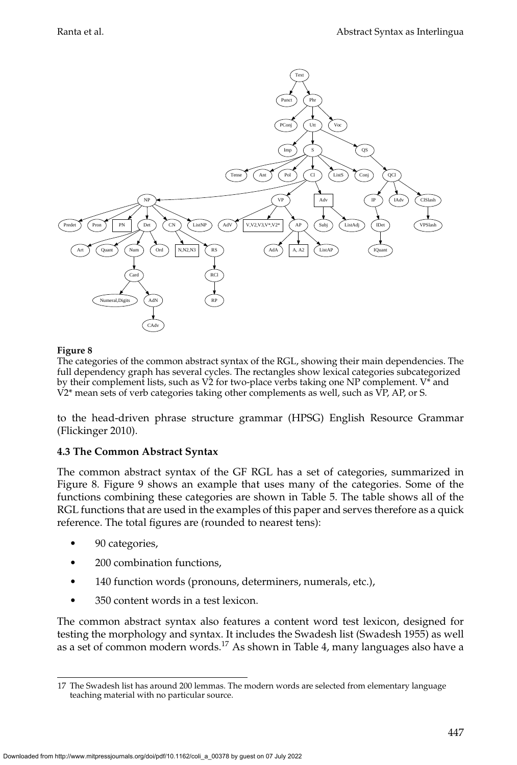**Figure 8**
The categories of the common abstract syntax of the RGL, showing their main dependencies. The full dependency graph has several cycles. The rectangles show lexical categories subcategorized by their complement lists, such as V2 for two-place verbs taking one NP complement. V* and V2* mean sets of verb categories taking other complements as well, such as VP, AP, or S.

to the head-driven phrase structure grammar (HPSG) English Resource Grammar (Flickinger 2010).

### 4.3 The Common Abstract Syntax

The common abstract syntax of the GF RGL has a set of categories, summarized in Figure 8. Figure 9 shows an example that uses many of the categories. Some of the functions combining these categories are shown in Table 5. The table shows all of the RGL functions that are used in the examples of this paper and serves therefore as a quick reference. The total figures are (rounded to nearest tens):

- 90 categories,
- 200 combination functions,
- 140 function words (pronouns, determiners, numerals, etc.),
- 350 content words in a test lexicon.

The common abstract syntax also features a content word test lexicon, designed for testing the morphology and syntax. It includes the Swadesh list (Swadesh 1955) as well as a set of common modern words.[17] As shown in Table 4, many languages also have a

---

17 The Swadesh list has around 200 lemmas. The modern words are selected from elementary language teaching material with no particular source.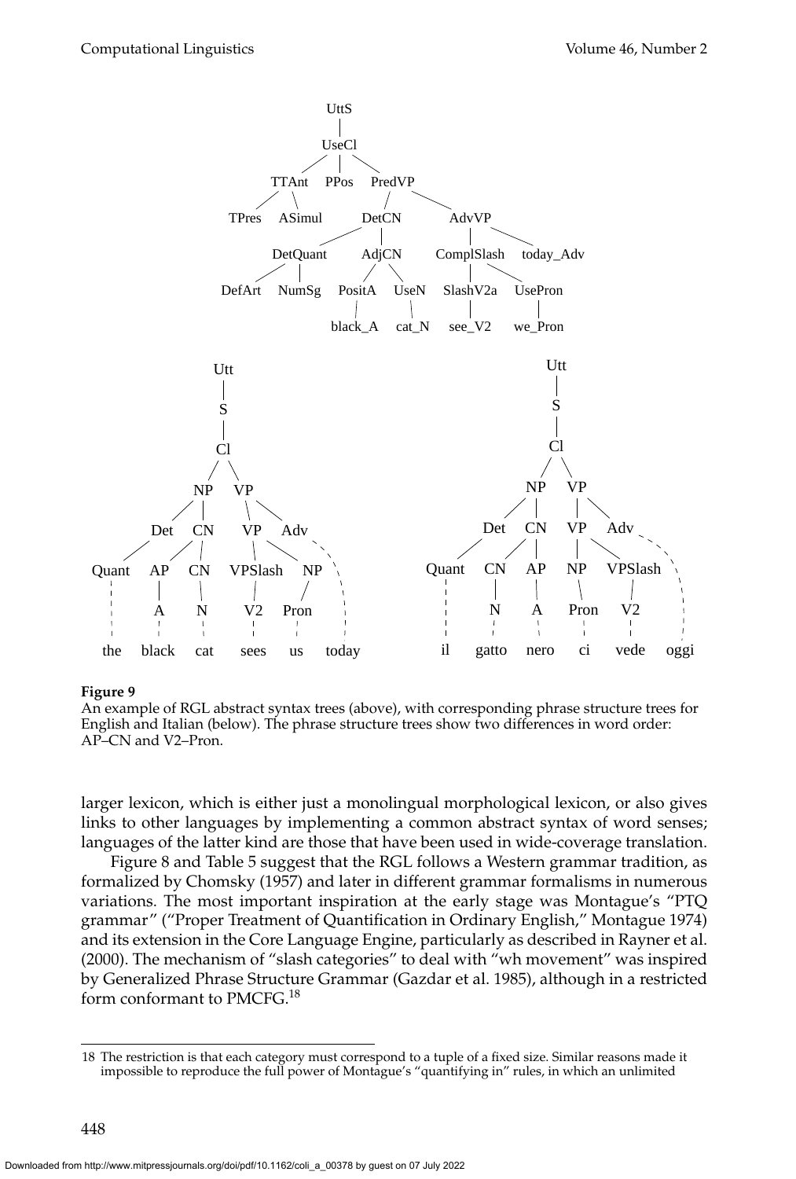**Figure 9**
An example of RGL abstract syntax trees (above), with corresponding phrase structure trees for English and Italian (below). The phrase structure trees show two differences in word order: AP–CN and V2–Pron.

larger lexicon, which is either just a monolingual morphological lexicon, or also gives links to other languages by implementing a common abstract syntax of word senses; languages of the latter kind are those that have been used in wide-coverage translation.

Figure 8 and Table 5 suggest that the RGL follows a Western grammar tradition, as formalized by Chomsky (1957) and later in different grammar formalisms in numerous variations. The most important inspiration at the early stage was Montague's "PTQ grammar" ("Proper Treatment of Quantification in Ordinary English," Montague 1974) and its extension in the Core Language Engine, particularly as described in Rayner et al. (2000). The mechanism of "slash categories" to deal with "wh movement" was inspired by Generalized Phrase Structure Grammar (Gazdar et al. 1985), although in a restricted form conformant to PMCFG.[18]

[18] The restriction is that each category must correspond to a tuple of a fixed size. Similar reasons made it impossible to reproduce the full power of Montague's "quantifying in" rules, in which an unlimited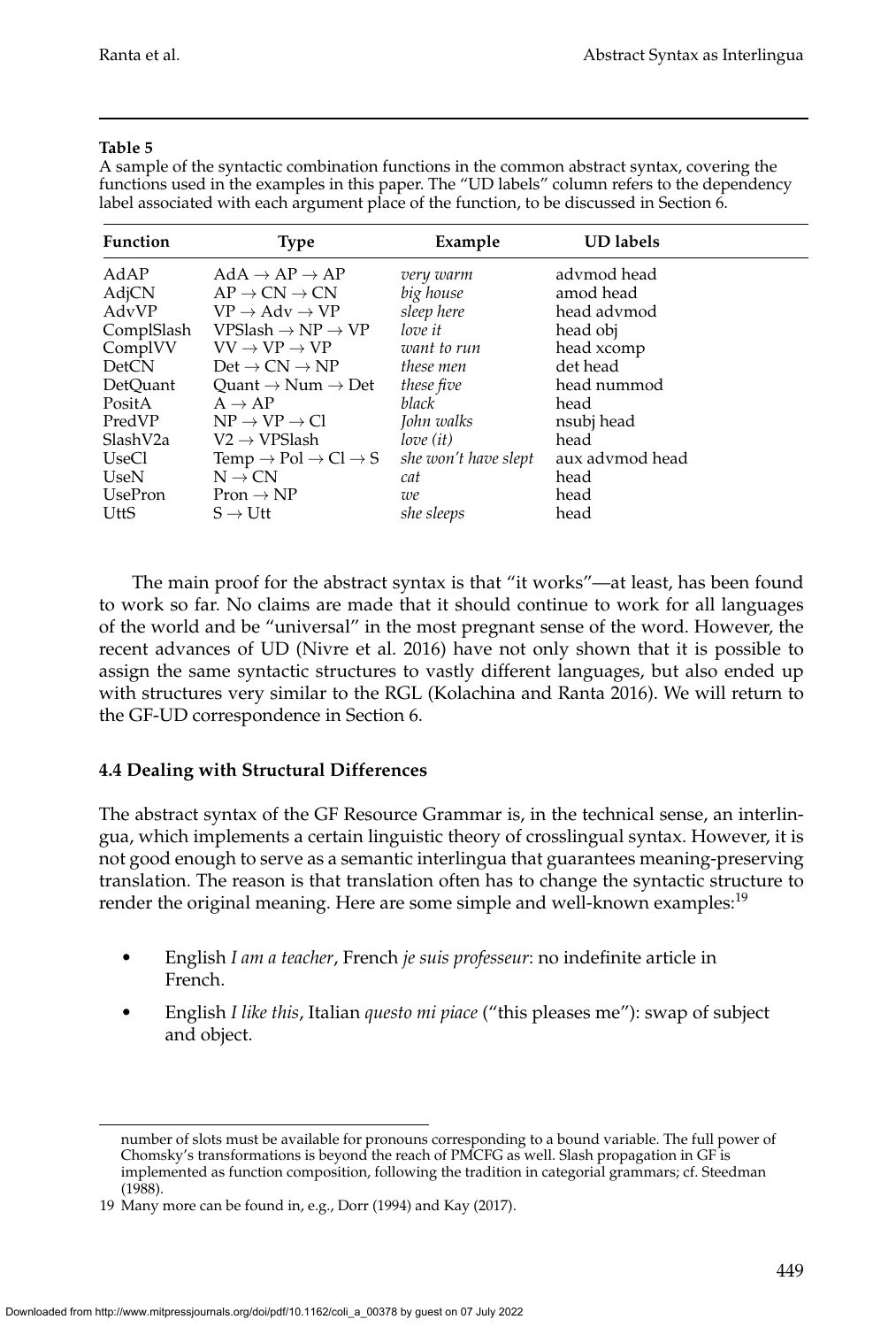**Table 5**

A sample of the syntactic combination functions in the common abstract syntax, covering the functions used in the examples in this paper. The "UD labels" column refers to the dependency label associated with each argument place of the function, to be discussed in Section 6.

| Function | Type | Example | UD labels |
|---|---|---|---|
| AdAP | AdA → AP → AP | *very warm* | advmod head |
| AdjCN | AP → CN → CN | *big house* | amod head |
| AdvVP | VP → Adv → VP | *sleep here* | head advmod |
| ComplSlash | VPSlash → NP → VP | *love it* | head obj |
| ComplVV | VV → VP → VP | *want to run* | head xcomp |
| DetCN | Det → CN → NP | *these men* | det head |
| DetQuant | Quant → Num → Det | *these five* | head nummod |
| PositA | A → AP | *black* | head |
| PredVP | NP → VP → Cl | *John walks* | nsubj head |
| SlashV2a | V2 → VPSlash | *love (it)* | head |
| UseCl | Temp → Pol → Cl → S | *she won't have slept* | aux advmod head |
| UseN | N → CN | *cat* | head |
| UsePron | Pron → NP | *we* | head |
| UttS | S → Utt | *she sleeps* | head |

The main proof for the abstract syntax is that "it works"—at least, has been found to work so far. No claims are made that it should continue to work for all languages of the world and be "universal" in the most pregnant sense of the word. However, the recent advances of UD (Nivre et al. 2016) have not only shown that it is possible to assign the same syntactic structures to vastly different languages, but also ended up with structures very similar to the RGL (Kolachina and Ranta 2016). We will return to the GF-UD correspondence in Section 6.

### 4.4 Dealing with Structural Differences

The abstract syntax of the GF Resource Grammar is, in the technical sense, an interlingua, which implements a certain linguistic theory of crosslingual syntax. However, it is not good enough to serve as a semantic interlingua that guarantees meaning-preserving translation. The reason is that translation often has to change the syntactic structure to render the original meaning. Here are some simple and well-known examples:[19]

- English *I am a teacher*, French *je suis professeur*: no indefinite article in French.
- English *I like this*, Italian *questo mi piace* ("this pleases me"): swap of subject and object.

number of slots must be available for pronouns corresponding to a bound variable. The full power of Chomsky's transformations is beyond the reach of PMCFG as well. Slash propagation in GF is implemented as function composition, following the tradition in categorial grammars; cf. Steedman (1988).

19 Many more can be found in, e.g., Dorr (1994) and Kay (2017).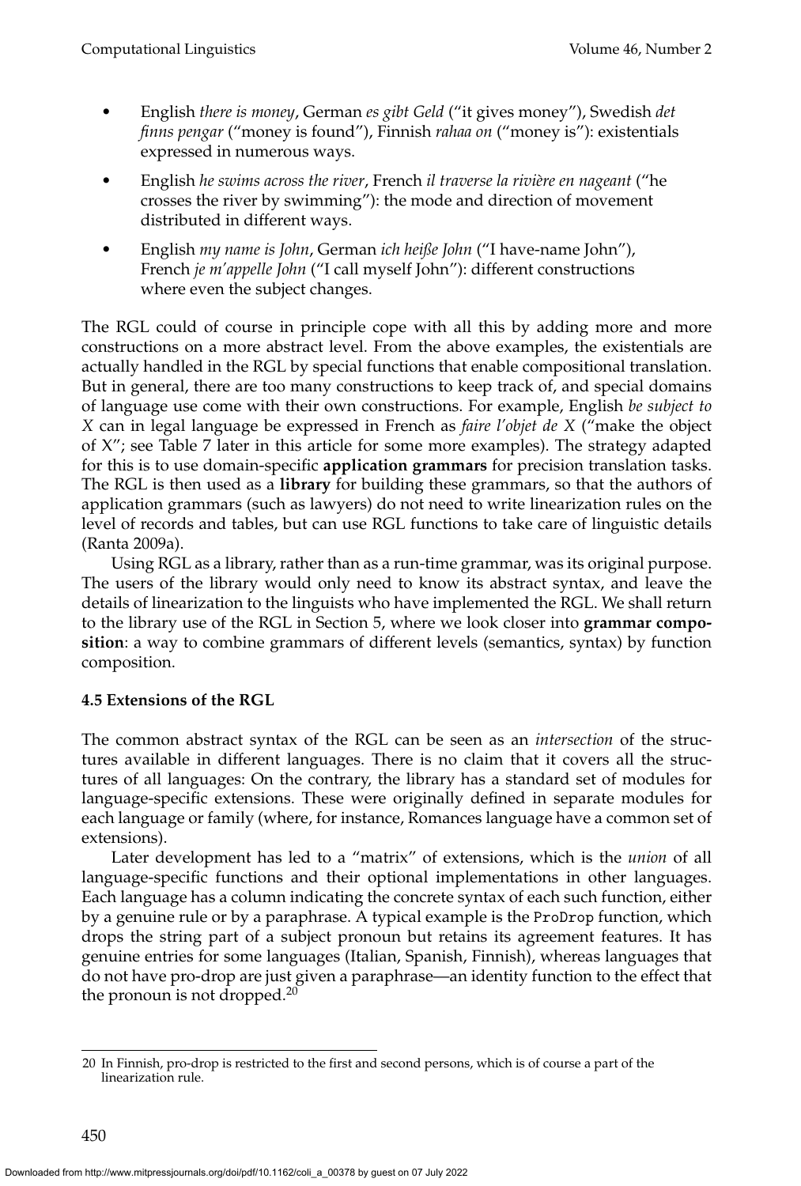- English *there is money*, German *es gibt Geld* ("it gives money"), Swedish *det finns pengar* ("money is found"), Finnish *rahaa on* ("money is"): existentials expressed in numerous ways.
- English *he swims across the river*, French *il traverse la rivière en nageant* ("he crosses the river by swimming"): the mode and direction of movement distributed in different ways.
- English *my name is John*, German *ich heiße John* ("I have-name John"), French *je m'appelle John* ("I call myself John"): different constructions where even the subject changes.

The RGL could of course in principle cope with all this by adding more and more constructions on a more abstract level. From the above examples, the existentials are actually handled in the RGL by special functions that enable compositional translation. But in general, there are too many constructions to keep track of, and special domains of language use come with their own constructions. For example, English *be subject to X* can in legal language be expressed in French as *faire l'objet de X* ("make the object of X"; see Table 7 later in this article for some more examples). The strategy adapted for this is to use domain-specific **application grammars** for precision translation tasks. The RGL is then used as a **library** for building these grammars, so that the authors of application grammars (such as lawyers) do not need to write linearization rules on the level of records and tables, but can use RGL functions to take care of linguistic details (Ranta 2009a).

Using RGL as a library, rather than as a run-time grammar, was its original purpose. The users of the library would only need to know its abstract syntax, and leave the details of linearization to the linguists who have implemented the RGL. We shall return to the library use of the RGL in Section 5, where we look closer into **grammar composition**: a way to combine grammars of different levels (semantics, syntax) by function composition.

### 4.5 Extensions of the RGL

The common abstract syntax of the RGL can be seen as an *intersection* of the structures available in different languages. There is no claim that it covers all the structures of all languages: On the contrary, the library has a standard set of modules for language-specific extensions. These were originally defined in separate modules for each language or family (where, for instance, Romances language have a common set of extensions).

Later development has led to a "matrix" of extensions, which is the *union* of all language-specific functions and their optional implementations in other languages. Each language has a column indicating the concrete syntax of each such function, either by a genuine rule or by a paraphrase. A typical example is the `ProDrop` function, which drops the string part of a subject pronoun but retains its agreement features. It has genuine entries for some languages (Italian, Spanish, Finnish), whereas languages that do not have pro-drop are just given a paraphrase—an identity function to the effect that the pronoun is not dropped.[20]

---

[20] In Finnish, pro-drop is restricted to the first and second persons, which is of course a part of the linearization rule.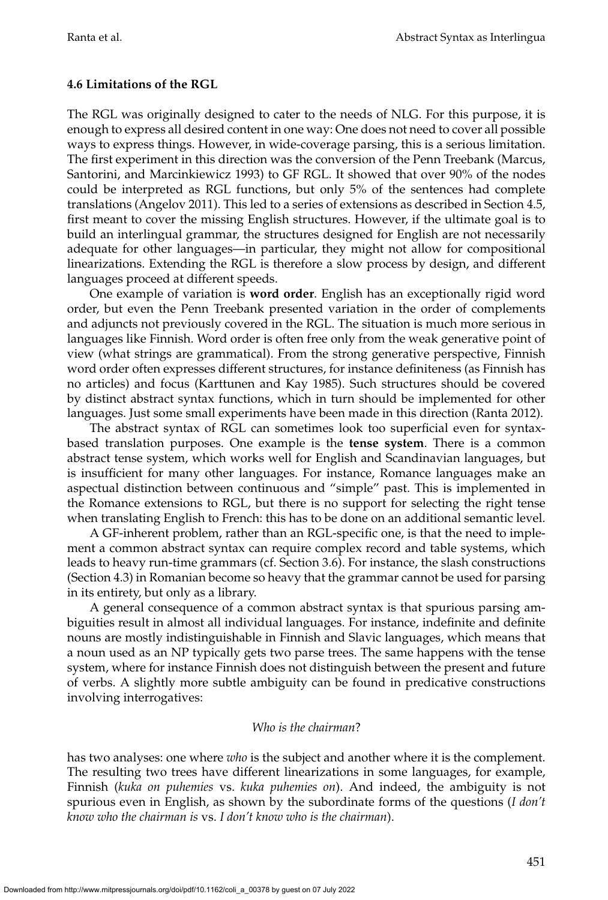### 4.6 Limitations of the RGL

The RGL was originally designed to cater to the needs of NLG. For this purpose, it is enough to express all desired content in one way: One does not need to cover all possible ways to express things. However, in wide-coverage parsing, this is a serious limitation. The first experiment in this direction was the conversion of the Penn Treebank (Marcus, Santorini, and Marcinkiewicz 1993) to GF RGL. It showed that over 90% of the nodes could be interpreted as RGL functions, but only 5% of the sentences had complete translations (Angelov 2011). This led to a series of extensions as described in Section 4.5, first meant to cover the missing English structures. However, if the ultimate goal is to build an interlingual grammar, the structures designed for English are not necessarily adequate for other languages—in particular, they might not allow for compositional linearizations. Extending the RGL is therefore a slow process by design, and different languages proceed at different speeds.

One example of variation is **word order**. English has an exceptionally rigid word order, but even the Penn Treebank presented variation in the order of complements and adjuncts not previously covered in the RGL. The situation is much more serious in languages like Finnish. Word order is often free only from the weak generative point of view (what strings are grammatical). From the strong generative perspective, Finnish word order often expresses different structures, for instance definiteness (as Finnish has no articles) and focus (Karttunen and Kay 1985). Such structures should be covered by distinct abstract syntax functions, which in turn should be implemented for other languages. Just some small experiments have been made in this direction (Ranta 2012).

The abstract syntax of RGL can sometimes look too superficial even for syntax-based translation purposes. One example is the **tense system**. There is a common abstract tense system, which works well for English and Scandinavian languages, but is insufficient for many other languages. For instance, Romance languages make an aspectual distinction between continuous and "simple" past. This is implemented in the Romance extensions to RGL, but there is no support for selecting the right tense when translating English to French: this has to be done on an additional semantic level.

A GF-inherent problem, rather than an RGL-specific one, is that the need to implement a common abstract syntax can require complex record and table systems, which leads to heavy run-time grammars (cf. Section 3.6). For instance, the slash constructions (Section 4.3) in Romanian become so heavy that the grammar cannot be used for parsing in its entirety, but only as a library.

A general consequence of a common abstract syntax is that spurious parsing ambiguities result in almost all individual languages. For instance, indefinite and definite nouns are mostly indistinguishable in Finnish and Slavic languages, which means that a noun used as an NP typically gets two parse trees. The same happens with the tense system, where for instance Finnish does not distinguish between the present and future of verbs. A slightly more subtle ambiguity can be found in predicative constructions involving interrogatives:

*Who is the chairman*?

has two analyses: one where *who* is the subject and another where it is the complement. The resulting two trees have different linearizations in some languages, for example, Finnish (*kuka on puhemies* vs. *kuka puhemies on*). And indeed, the ambiguity is not spurious even in English, as shown by the subordinate forms of the questions (*I don't know who the chairman is* vs. *I don't know who is the chairman*).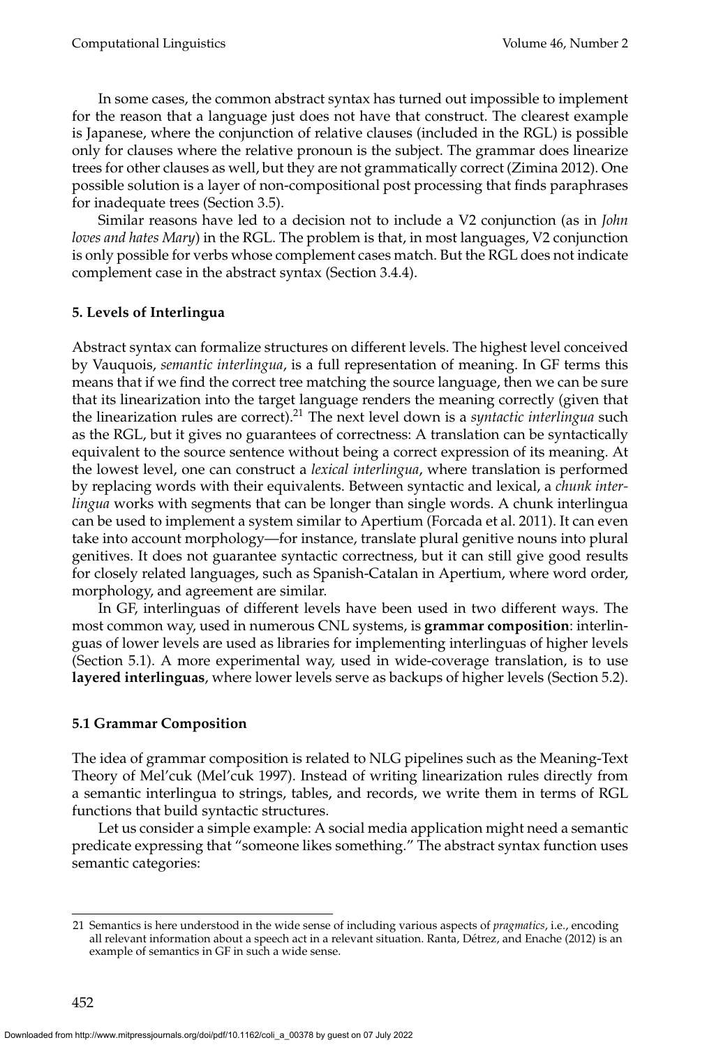In some cases, the common abstract syntax has turned out impossible to implement for the reason that a language just does not have that construct. The clearest example is Japanese, where the conjunction of relative clauses (included in the RGL) is possible only for clauses where the relative pronoun is the subject. The grammar does linearize trees for other clauses as well, but they are not grammatically correct (Zimina 2012). One possible solution is a layer of non-compositional post processing that finds paraphrases for inadequate trees (Section 3.5).

Similar reasons have led to a decision not to include a V2 conjunction (as in *John loves and hates Mary*) in the RGL. The problem is that, in most languages, V2 conjunction is only possible for verbs whose complement cases match. But the RGL does not indicate complement case in the abstract syntax (Section 3.4.4).

## 5. Levels of Interlingua

Abstract syntax can formalize structures on different levels. The highest level conceived by Vauquois, *semantic interlingua*, is a full representation of meaning. In GF terms this means that if we find the correct tree matching the source language, then we can be sure that its linearization into the target language renders the meaning correctly (given that the linearization rules are correct).[21] The next level down is a *syntactic interlingua* such as the RGL, but it gives no guarantees of correctness: A translation can be syntactically equivalent to the source sentence without being a correct expression of its meaning. At the lowest level, one can construct a *lexical interlingua*, where translation is performed by replacing words with their equivalents. Between syntactic and lexical, a *chunk interlingua* works with segments that can be longer than single words. A chunk interlingua can be used to implement a system similar to Apertium (Forcada et al. 2011). It can even take into account morphology—for instance, translate plural genitive nouns into plural genitives. It does not guarantee syntactic correctness, but it can still give good results for closely related languages, such as Spanish-Catalan in Apertium, where word order, morphology, and agreement are similar.

In GF, interlinguas of different levels have been used in two different ways. The most common way, used in numerous CNL systems, is **grammar composition**: interlinguas of lower levels are used as libraries for implementing interlinguas of higher levels (Section 5.1). A more experimental way, used in wide-coverage translation, is to use **layered interlinguas**, where lower levels serve as backups of higher levels (Section 5.2).

### 5.1 Grammar Composition

The idea of grammar composition is related to NLG pipelines such as the Meaning-Text Theory of Mel'cuk (Mel'cuk 1997). Instead of writing linearization rules directly from a semantic interlingua to strings, tables, and records, we write them in terms of RGL functions that build syntactic structures.

Let us consider a simple example: A social media application might need a semantic predicate expressing that "someone likes something." The abstract syntax function uses semantic categories:

21 Semantics is here understood in the wide sense of including various aspects of *pragmatics*, i.e., encoding all relevant information about a speech act in a relevant situation. Ranta, Détrez, and Enache (2012) is an example of semantics in GF in such a wide sense.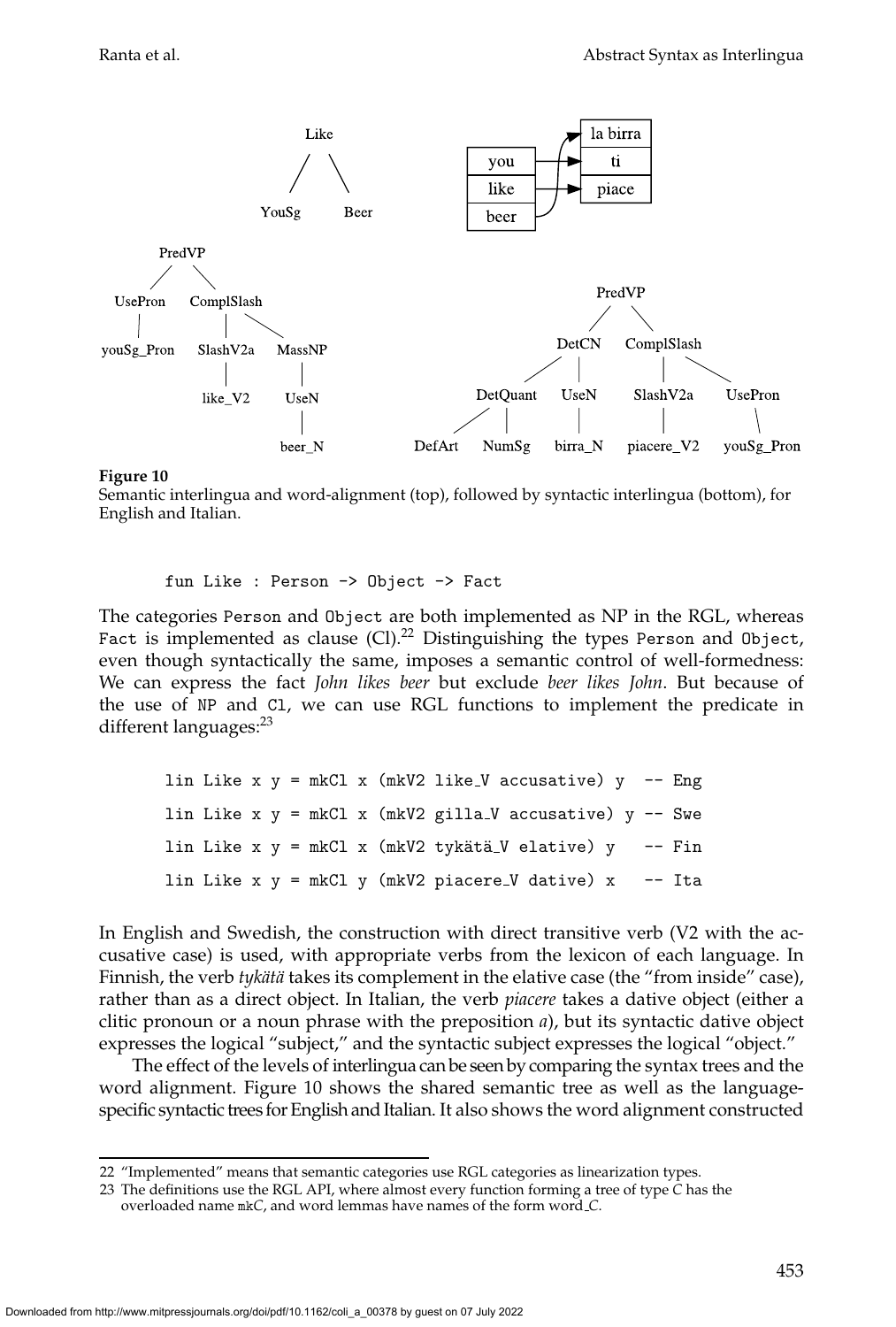**Figure 10**
Semantic interlingua and word-alignment (top), followed by syntactic interlingua (bottom), for English and Italian.

```
fun Like : Person -> Object -> Fact
```

The categories Person and Object are both implemented as NP in the RGL, whereas Fact is implemented as clause (Cl).[22] Distinguishing the types Person and Object, even though syntactically the same, imposes a semantic control of well-formedness: We can express the fact *John likes beer* but exclude *beer likes John*. But because of the use of NP and Cl, we can use RGL functions to implement the predicate in different languages:[23]

```
lin Like x y = mkCl x (mkV2 like_V accusative) y  -- Eng
lin Like x y = mkCl x (mkV2 gilla_V accusative) y -- Swe
lin Like x y = mkCl x (mkV2 tykätä_V elative) y   -- Fin
lin Like x y = mkCl y (mkV2 piacere_V dative) x   -- Ita
```

In English and Swedish, the construction with direct transitive verb (V2 with the accusative case) is used, with appropriate verbs from the lexicon of each language. In Finnish, the verb *tykätä* takes its complement in the elative case (the "from inside" case), rather than as a direct object. In Italian, the verb *piacere* takes a dative object (either a clitic pronoun or a noun phrase with the preposition *a*), but its syntactic dative object expresses the logical "subject," and the syntactic subject expresses the logical "object."

The effect of the levels of interlingua can be seen by comparing the syntax trees and the word alignment. Figure 10 shows the shared semantic tree as well as the language-specific syntactic trees for English and Italian. It also shows the word alignment constructed

22 "Implemented" means that semantic categories use RGL categories as linearization types.

23 The definitions use the RGL API, where almost every function forming a tree of type *C* has the overloaded name mk*C*, and word lemmas have names of the form word_*C*.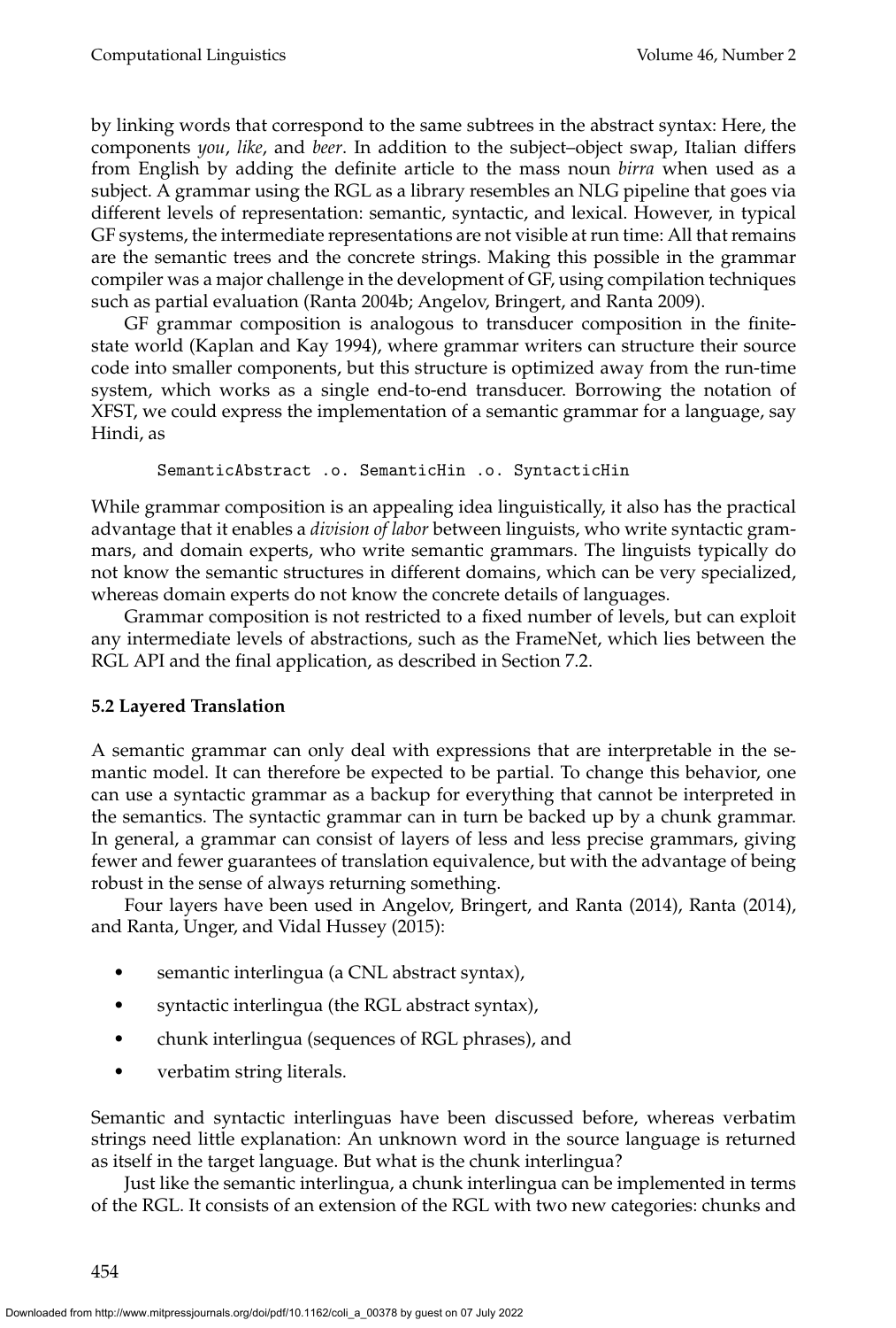by linking words that correspond to the same subtrees in the abstract syntax: Here, the components *you*, *like*, and *beer*. In addition to the subject–object swap, Italian differs from English by adding the definite article to the mass noun *birra* when used as a subject. A grammar using the RGL as a library resembles an NLG pipeline that goes via different levels of representation: semantic, syntactic, and lexical. However, in typical GF systems, the intermediate representations are not visible at run time: All that remains are the semantic trees and the concrete strings. Making this possible in the grammar compiler was a major challenge in the development of GF, using compilation techniques such as partial evaluation (Ranta 2004b; Angelov, Bringert, and Ranta 2009).

GF grammar composition is analogous to transducer composition in the finite-state world (Kaplan and Kay 1994), where grammar writers can structure their source code into smaller components, but this structure is optimized away from the run-time system, which works as a single end-to-end transducer. Borrowing the notation of XFST, we could express the implementation of a semantic grammar for a language, say Hindi, as

```
SemanticAbstract .o. SemanticHin .o. SyntacticHin
```

While grammar composition is an appealing idea linguistically, it also has the practical advantage that it enables a *division of labor* between linguists, who write syntactic grammars, and domain experts, who write semantic grammars. The linguists typically do not know the semantic structures in different domains, which can be very specialized, whereas domain experts do not know the concrete details of languages.

Grammar composition is not restricted to a fixed number of levels, but can exploit any intermediate levels of abstractions, such as the FrameNet, which lies between the RGL API and the final application, as described in Section 7.2.

### 5.2 Layered Translation

A semantic grammar can only deal with expressions that are interpretable in the semantic model. It can therefore be expected to be partial. To change this behavior, one can use a syntactic grammar as a backup for everything that cannot be interpreted in the semantics. The syntactic grammar can in turn be backed up by a chunk grammar. In general, a grammar can consist of layers of less and less precise grammars, giving fewer and fewer guarantees of translation equivalence, but with the advantage of being robust in the sense of always returning something.

Four layers have been used in Angelov, Bringert, and Ranta (2014), Ranta (2014), and Ranta, Unger, and Vidal Hussey (2015):

- semantic interlingua (a CNL abstract syntax),
- syntactic interlingua (the RGL abstract syntax),
- chunk interlingua (sequences of RGL phrases), and
- verbatim string literals.

Semantic and syntactic interlinguas have been discussed before, whereas verbatim strings need little explanation: An unknown word in the source language is returned as itself in the target language. But what is the chunk interlingua?

Just like the semantic interlingua, a chunk interlingua can be implemented in terms of the RGL. It consists of an extension of the RGL with two new categories: chunks and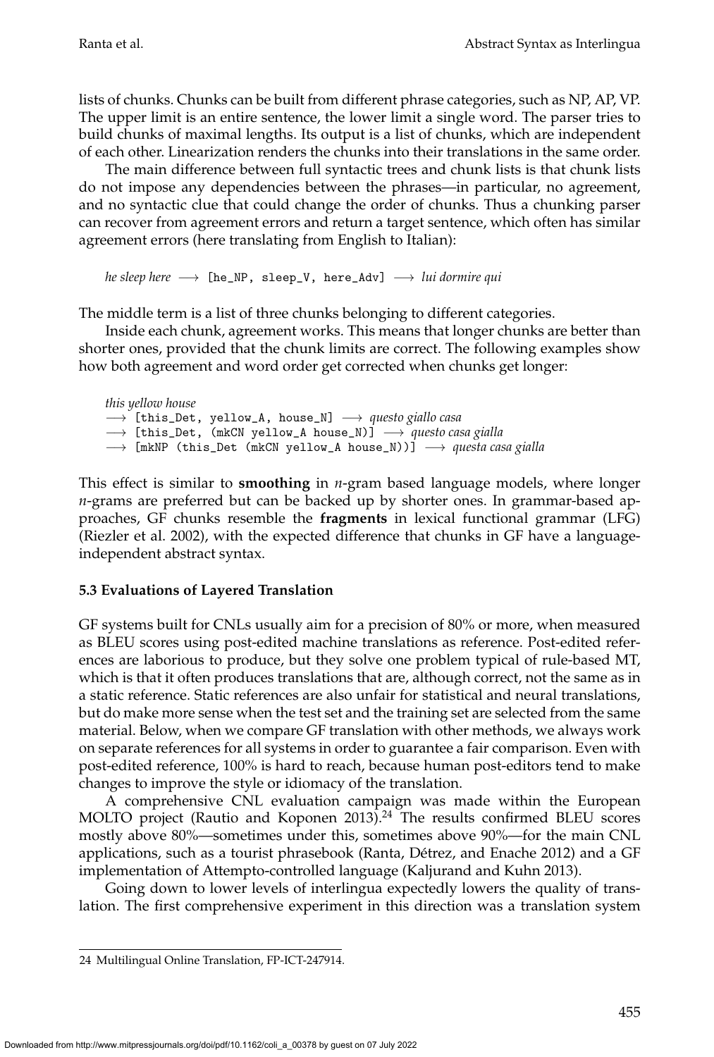lists of chunks. Chunks can be built from different phrase categories, such as NP, AP, VP. The upper limit is an entire sentence, the lower limit a single word. The parser tries to build chunks of maximal lengths. Its output is a list of chunks, which are independent of each other. Linearization renders the chunks into their translations in the same order.

The main difference between full syntactic trees and chunk lists is that chunk lists do not impose any dependencies between the phrases—in particular, no agreement, and no syntactic clue that could change the order of chunks. Thus a chunking parser can recover from agreement errors and return a target sentence, which often has similar agreement errors (here translating from English to Italian):

*he sleep here* ⟶ `[he_NP, sleep_V, here_Adv]` ⟶ *lui dormire qui*

The middle term is a list of three chunks belonging to different categories.

Inside each chunk, agreement works. This means that longer chunks are better than shorter ones, provided that the chunk limits are correct. The following examples show how both agreement and word order get corrected when chunks get longer:

*this yellow house*
⟶ `[this_Det, yellow_A, house_N]` ⟶ *questo giallo casa*
⟶ `[this_Det, (mkCN yellow_A house_N)]` ⟶ *questo casa gialla*
⟶ `[mkNP (this_Det (mkCN yellow_A house_N))]` ⟶ *questa casa gialla*

This effect is similar to **smoothing** in *n*-gram based language models, where longer *n*-grams are preferred but can be backed up by shorter ones. In grammar-based approaches, GF chunks resemble the **fragments** in lexical functional grammar (LFG) (Riezler et al. 2002), with the expected difference that chunks in GF have a language-independent abstract syntax.

### 5.3 Evaluations of Layered Translation

GF systems built for CNLs usually aim for a precision of 80% or more, when measured as BLEU scores using post-edited machine translations as reference. Post-edited references are laborious to produce, but they solve one problem typical of rule-based MT, which is that it often produces translations that are, although correct, not the same as in a static reference. Static references are also unfair for statistical and neural translations, but do make more sense when the test set and the training set are selected from the same material. Below, when we compare GF translation with other methods, we always work on separate references for all systems in order to guarantee a fair comparison. Even with post-edited reference, 100% is hard to reach, because human post-editors tend to make changes to improve the style or idiomacy of the translation.

A comprehensive CNL evaluation campaign was made within the European MOLTO project (Rautio and Koponen 2013).[24] The results confirmed BLEU scores mostly above 80%—sometimes under this, sometimes above 90%—for the main CNL applications, such as a tourist phrasebook (Ranta, Détrez, and Enache 2012) and a GF implementation of Attempto-controlled language (Kaljurand and Kuhn 2013).

Going down to lower levels of interlingua expectedly lowers the quality of translation. The first comprehensive experiment in this direction was a translation system

---

24 Multilingual Online Translation, FP-ICT-247914.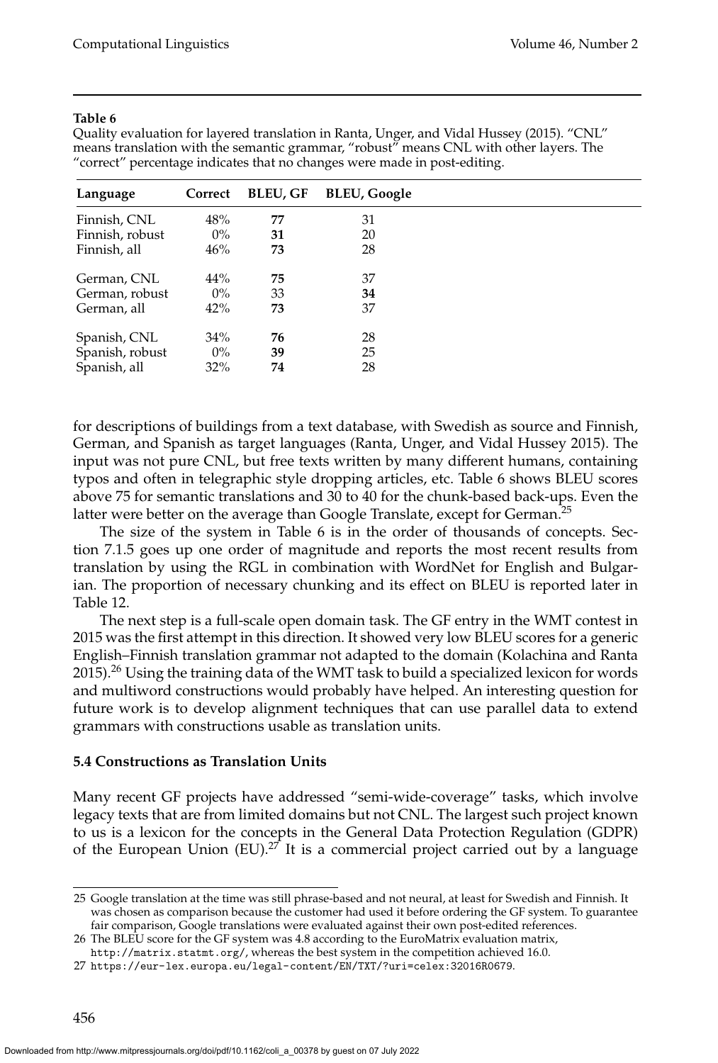**Table 6**

Quality evaluation for layered translation in Ranta, Unger, and Vidal Hussey (2015). "CNL" means translation with the semantic grammar, "robust" means CNL with other layers. The "correct" percentage indicates that no changes were made in post-editing.

| Language | Correct | BLEU, GF | BLEU, Google |
|---|---|---|---|
| Finnish, CNL | 48% | **77** | 31 |
| Finnish, robust | 0% | **31** | 20 |
| Finnish, all | 46% | **73** | 28 |
| German, CNL | 44% | **75** | 37 |
| German, robust | 0% | 33 | **34** |
| German, all | 42% | **73** | 37 |
| Spanish, CNL | 34% | **76** | 28 |
| Spanish, robust | 0% | **39** | 25 |
| Spanish, all | 32% | **74** | 28 |

for descriptions of buildings from a text database, with Swedish as source and Finnish, German, and Spanish as target languages (Ranta, Unger, and Vidal Hussey 2015). The input was not pure CNL, but free texts written by many different humans, containing typos and often in telegraphic style dropping articles, etc. Table 6 shows BLEU scores above 75 for semantic translations and 30 to 40 for the chunk-based back-ups. Even the latter were better on the average than Google Translate, except for German.[25]

The size of the system in Table 6 is in the order of thousands of concepts. Section 7.1.5 goes up one order of magnitude and reports the most recent results from translation by using the RGL in combination with WordNet for English and Bulgarian. The proportion of necessary chunking and its effect on BLEU is reported later in Table 12.

The next step is a full-scale open domain task. The GF entry in the WMT contest in 2015 was the first attempt in this direction. It showed very low BLEU scores for a generic English–Finnish translation grammar not adapted to the domain (Kolachina and Ranta 2015).[26] Using the training data of the WMT task to build a specialized lexicon for words and multiword constructions would probably have helped. An interesting question for future work is to develop alignment techniques that can use parallel data to extend grammars with constructions usable as translation units.

### 5.4 Constructions as Translation Units

Many recent GF projects have addressed "semi-wide-coverage" tasks, which involve legacy texts that are from limited domains but not CNL. The largest such project known to us is a lexicon for the concepts in the General Data Protection Regulation (GDPR) of the European Union (EU).[27] It is a commercial project carried out by a language

25 Google translation at the time was still phrase-based and not neural, at least for Swedish and Finnish. It was chosen as comparison because the customer had used it before ordering the GF system. To guarantee fair comparison, Google translations were evaluated against their own post-edited references.

26 The BLEU score for the GF system was 4.8 according to the EuroMatrix evaluation matrix, http://matrix.statmt.org/, whereas the best system in the competition achieved 16.0.

27 https://eur-lex.europa.eu/legal-content/EN/TXT/?uri=celex:32016R0679.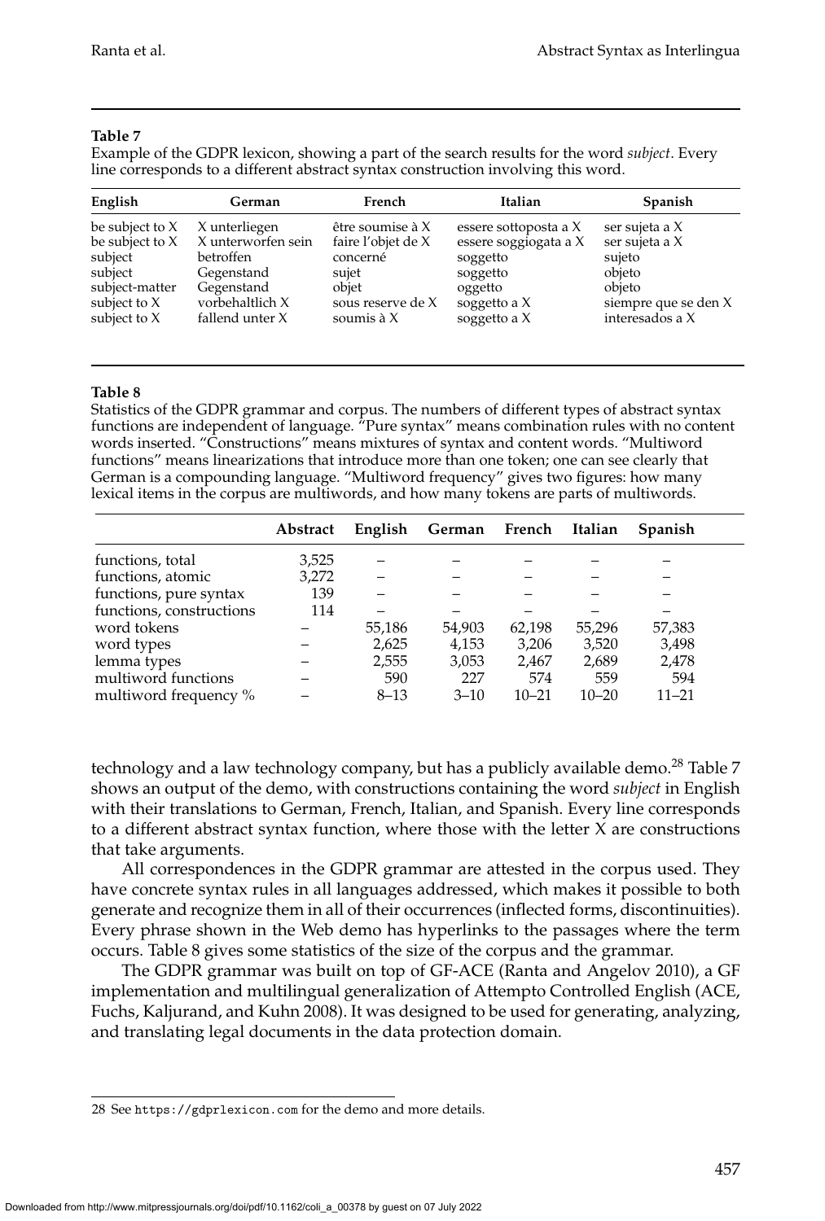**Table 7**
Example of the GDPR lexicon, showing a part of the search results for the word *subject*. Every line corresponds to a different abstract syntax construction involving this word.

| English | German | French | Italian | Spanish |
|---|---|---|---|---|
| be subject to X | X unterliegen | être soumise à X | essere sottoposta a X | ser sujeta a X |
| be subject to X | X unterworfen sein | faire l'objet de X | essere soggiogata a X | ser sujeta a X |
| subject | betroffen | concerné | soggetto | sujeto |
| subject | Gegenstand | sujet | soggetto | objeto |
| subject-matter | Gegenstand | objet | oggetto | objeto |
| subject to X | vorbehaltlich X | sous reserve de X | soggetto a X | siempre que se den X |
| subject to X | fallend unter X | soumis à X | soggetto a X | interesados a X |

**Table 8**
Statistics of the GDPR grammar and corpus. The numbers of different types of abstract syntax functions are independent of language. "Pure syntax" means combination rules with no content words inserted. "Constructions" means mixtures of syntax and content words. "Multiword functions" means linearizations that introduce more than one token; one can see clearly that German is a compounding language. "Multiword frequency" gives two figures: how many lexical items in the corpus are multiwords, and how many tokens are parts of multiwords.

| | Abstract | English | German | French | Italian | Spanish |
|---|---|---|---|---|---|---|
| functions, total | 3,525 | – | – | – | – | – |
| functions, atomic | 3,272 | – | – | – | – | – |
| functions, pure syntax | 139 | – | – | – | – | – |
| functions, constructions | 114 | – | – | – | – | – |
| word tokens | – | 55,186 | 54,903 | 62,198 | 55,296 | 57,383 |
| word types | – | 2,625 | 4,153 | 3,206 | 3,520 | 3,498 |
| lemma types | – | 2,555 | 3,053 | 2,467 | 2,689 | 2,478 |
| multiword functions | – | 590 | 227 | 574 | 559 | 594 |
| multiword frequency % | – | 8–13 | 3–10 | 10–21 | 10–20 | 11–21 |

technology and a law technology company, but has a publicly available demo.[28] Table 7 shows an output of the demo, with constructions containing the word *subject* in English with their translations to German, French, Italian, and Spanish. Every line corresponds to a different abstract syntax function, where those with the letter X are constructions that take arguments.

All correspondences in the GDPR grammar are attested in the corpus used. They have concrete syntax rules in all languages addressed, which makes it possible to both generate and recognize them in all of their occurrences (inflected forms, discontinuities). Every phrase shown in the Web demo has hyperlinks to the passages where the term occurs. Table 8 gives some statistics of the size of the corpus and the grammar.

The GDPR grammar was built on top of GF-ACE (Ranta and Angelov 2010), a GF implementation and multilingual generalization of Attempto Controlled English (ACE, Fuchs, Kaljurand, and Kuhn 2008). It was designed to be used for generating, analyzing, and translating legal documents in the data protection domain.

28 See https://gdprlexicon.com for the demo and more details.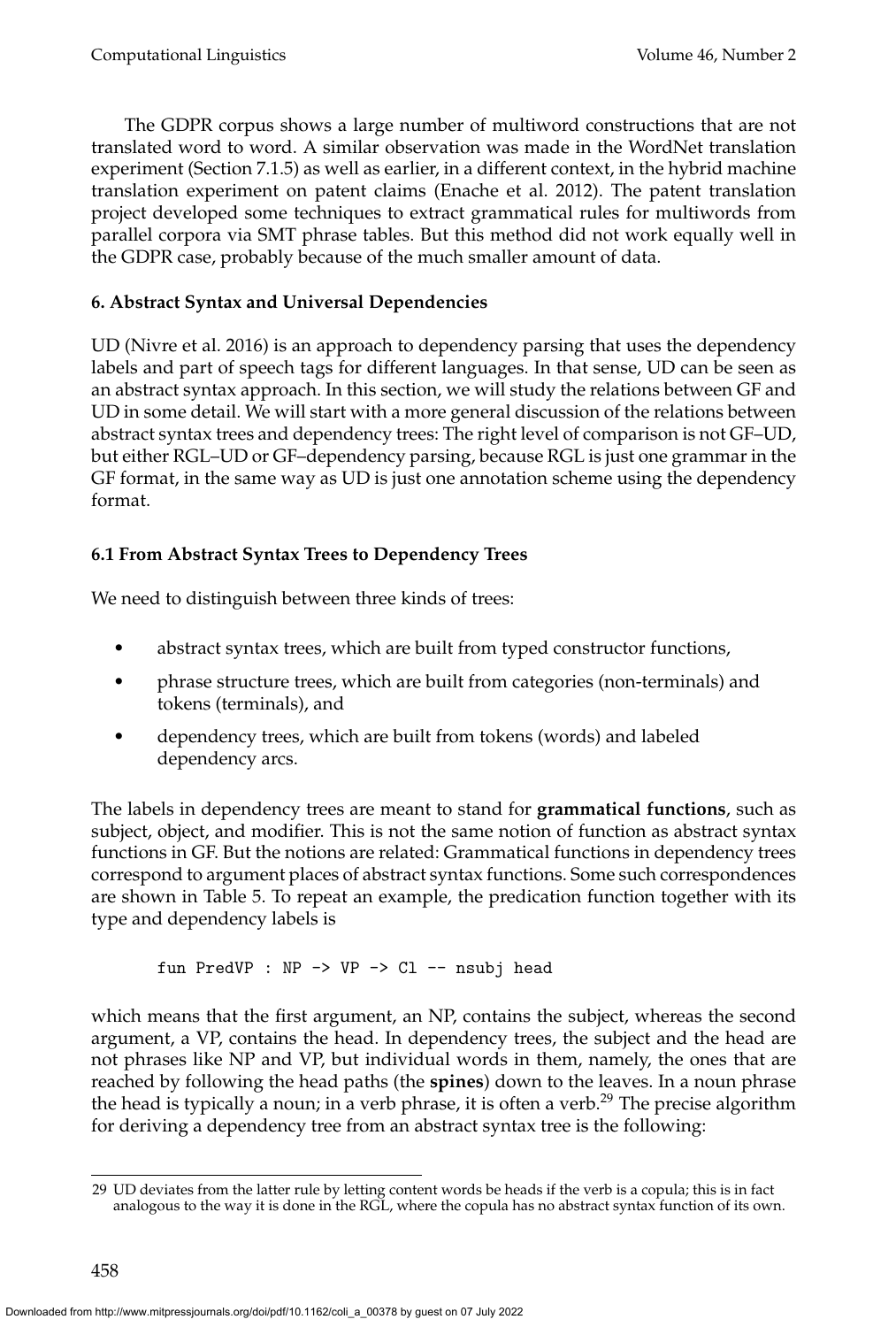The GDPR corpus shows a large number of multiword constructions that are not translated word to word. A similar observation was made in the WordNet translation experiment (Section 7.1.5) as well as earlier, in a different context, in the hybrid machine translation experiment on patent claims (Enache et al. 2012). The patent translation project developed some techniques to extract grammatical rules for multiwords from parallel corpora via SMT phrase tables. But this method did not work equally well in the GDPR case, probably because of the much smaller amount of data.

## 6. Abstract Syntax and Universal Dependencies

UD (Nivre et al. 2016) is an approach to dependency parsing that uses the dependency labels and part of speech tags for different languages. In that sense, UD can be seen as an abstract syntax approach. In this section, we will study the relations between GF and UD in some detail. We will start with a more general discussion of the relations between abstract syntax trees and dependency trees: The right level of comparison is not GF–UD, but either RGL–UD or GF–dependency parsing, because RGL is just one grammar in the GF format, in the same way as UD is just one annotation scheme using the dependency format.

### 6.1 From Abstract Syntax Trees to Dependency Trees

We need to distinguish between three kinds of trees:

- abstract syntax trees, which are built from typed constructor functions,
- phrase structure trees, which are built from categories (non-terminals) and tokens (terminals), and
- dependency trees, which are built from tokens (words) and labeled dependency arcs.

The labels in dependency trees are meant to stand for **grammatical functions**, such as subject, object, and modifier. This is not the same notion of function as abstract syntax functions in GF. But the notions are related: Grammatical functions in dependency trees correspond to argument places of abstract syntax functions. Some such correspondences are shown in Table 5. To repeat an example, the predication function together with its type and dependency labels is

```
fun PredVP : NP -> VP -> Cl -- nsubj head
```

which means that the first argument, an NP, contains the subject, whereas the second argument, a VP, contains the head. In dependency trees, the subject and the head are not phrases like NP and VP, but individual words in them, namely, the ones that are reached by following the head paths (the **spines**) down to the leaves. In a noun phrase the head is typically a noun; in a verb phrase, it is often a verb.[29] The precise algorithm for deriving a dependency tree from an abstract syntax tree is the following:

[29] UD deviates from the latter rule by letting content words be heads if the verb is a copula; this is in fact analogous to the way it is done in the RGL, where the copula has no abstract syntax function of its own.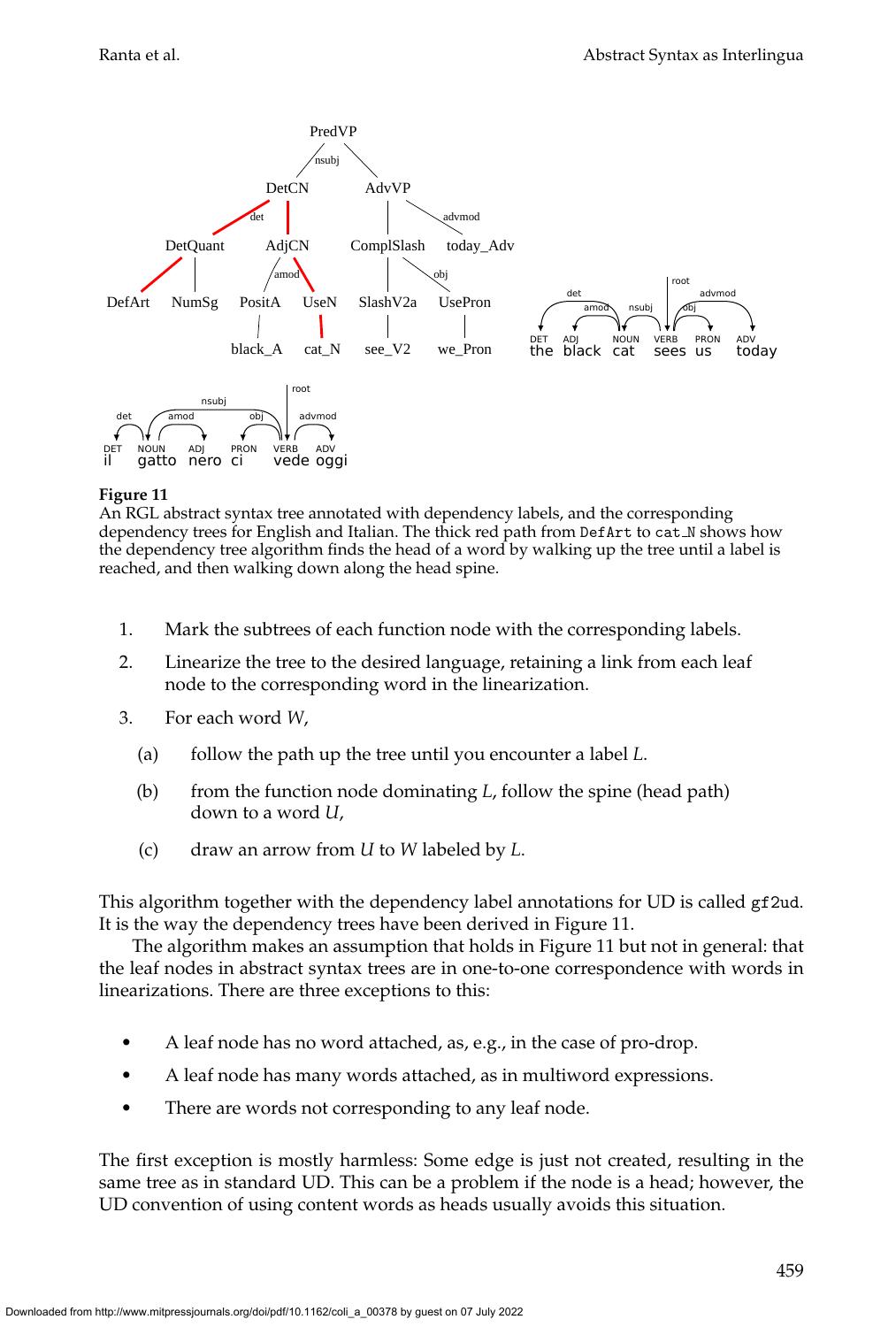**Figure 11**
An RGL abstract syntax tree annotated with dependency labels, and the corresponding dependency trees for English and Italian. The thick red path from `DefArt` to `cat_N` shows how the dependency tree algorithm finds the head of a word by walking up the tree until a label is reached, and then walking down along the head spine.

1. Mark the subtrees of each function node with the corresponding labels.
2. Linearize the tree to the desired language, retaining a link from each leaf node to the corresponding word in the linearization.
3. For each word *W*,
   (a) follow the path up the tree until you encounter a label *L*.
   (b) from the function node dominating *L*, follow the spine (head path) down to a word *U*,
   (c) draw an arrow from *U* to *W* labeled by *L*.

This algorithm together with the dependency label annotations for UD is called `gf2ud`. It is the way the dependency trees have been derived in Figure 11.

The algorithm makes an assumption that holds in Figure 11 but not in general: that the leaf nodes in abstract syntax trees are in one-to-one correspondence with words in linearizations. There are three exceptions to this:

- A leaf node has no word attached, as, e.g., in the case of pro-drop.
- A leaf node has many words attached, as in multiword expressions.
- There are words not corresponding to any leaf node.

The first exception is mostly harmless: Some edge is just not created, resulting in the same tree as in standard UD. This can be a problem if the node is a head; however, the UD convention of using content words as heads usually avoids this situation.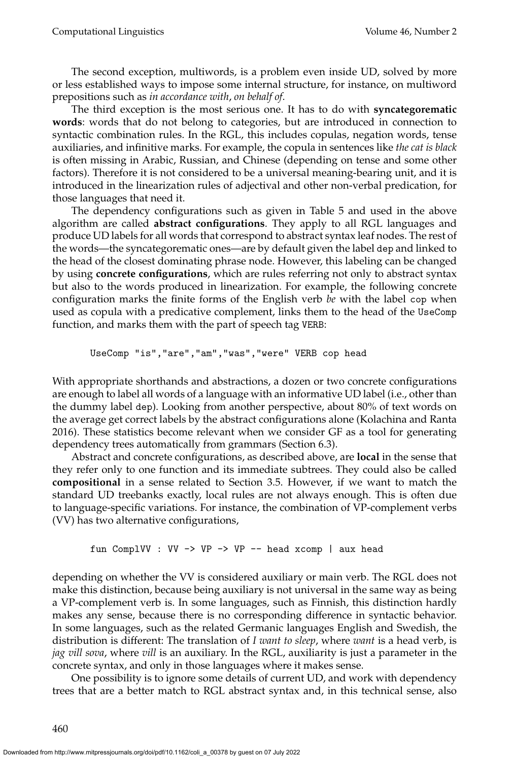The second exception, multiwords, is a problem even inside UD, solved by more or less established ways to impose some internal structure, for instance, on multiword prepositions such as *in accordance with*, *on behalf of*.

The third exception is the most serious one. It has to do with **syncategorematic words**: words that do not belong to categories, but are introduced in connection to syntactic combination rules. In the RGL, this includes copulas, negation words, tense auxiliaries, and infinitive marks. For example, the copula in sentences like *the cat is black* is often missing in Arabic, Russian, and Chinese (depending on tense and some other factors). Therefore it is not considered to be a universal meaning-bearing unit, and it is introduced in the linearization rules of adjectival and other non-verbal predication, for those languages that need it.

The dependency configurations such as given in Table 5 and used in the above algorithm are called **abstract configurations**. They apply to all RGL languages and produce UD labels for all words that correspond to abstract syntax leaf nodes. The rest of the words—the syncategorematic ones—are by default given the label `dep` and linked to the head of the closest dominating phrase node. However, this labeling can be changed by using **concrete configurations**, which are rules referring not only to abstract syntax but also to the words produced in linearization. For example, the following concrete configuration marks the finite forms of the English verb *be* with the label `cop` when used as copula with a predicative complement, links them to the head of the `UseComp` function, and marks them with the part of speech tag `VERB`:

```
UseComp "is","are","am","was","were" VERB cop head
```

With appropriate shorthands and abstractions, a dozen or two concrete configurations are enough to label all words of a language with an informative UD label (i.e., other than the dummy label `dep`). Looking from another perspective, about 80% of text words on the average get correct labels by the abstract configurations alone (Kolachina and Ranta 2016). These statistics become relevant when we consider GF as a tool for generating dependency trees automatically from grammars (Section 6.3).

Abstract and concrete configurations, as described above, are **local** in the sense that they refer only to one function and its immediate subtrees. They could also be called **compositional** in a sense related to Section 3.5. However, if we want to match the standard UD treebanks exactly, local rules are not always enough. This is often due to language-specific variations. For instance, the combination of VP-complement verbs (VV) has two alternative configurations,

```
fun ComplVV : VV -> VP -> VP -- head xcomp | aux head
```

depending on whether the VV is considered auxiliary or main verb. The RGL does not make this distinction, because being auxiliary is not universal in the same way as being a VP-complement verb is. In some languages, such as Finnish, this distinction hardly makes any sense, because there is no corresponding difference in syntactic behavior. In some languages, such as the related Germanic languages English and Swedish, the distribution is different: The translation of *I want to sleep*, where *want* is a head verb, is *jag vill sova*, where *vill* is an auxiliary. In the RGL, auxiliarity is just a parameter in the concrete syntax, and only in those languages where it makes sense.

One possibility is to ignore some details of current UD, and work with dependency trees that are a better match to RGL abstract syntax and, in this technical sense, also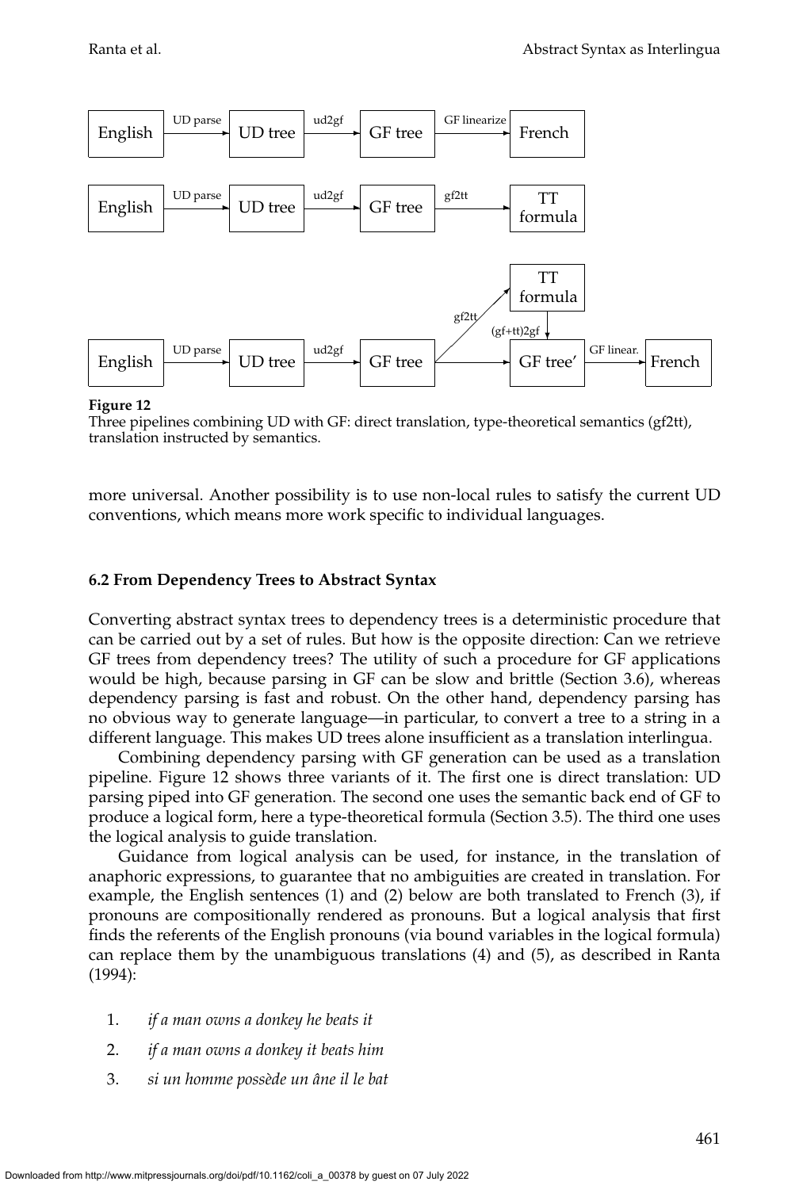**Figure 12**
Three pipelines combining UD with GF: direct translation, type-theoretical semantics (gf2tt), translation instructed by semantics.

more universal. Another possibility is to use non-local rules to satisfy the current UD conventions, which means more work specific to individual languages.

### 6.2 From Dependency Trees to Abstract Syntax

Converting abstract syntax trees to dependency trees is a deterministic procedure that can be carried out by a set of rules. But how is the opposite direction: Can we retrieve GF trees from dependency trees? The utility of such a procedure for GF applications would be high, because parsing in GF can be slow and brittle (Section 3.6), whereas dependency parsing is fast and robust. On the other hand, dependency parsing has no obvious way to generate language—in particular, to convert a tree to a string in a different language. This makes UD trees alone insufficient as a translation interlingua.

Combining dependency parsing with GF generation can be used as a translation pipeline. Figure 12 shows three variants of it. The first one is direct translation: UD parsing piped into GF generation. The second one uses the semantic back end of GF to produce a logical form, here a type-theoretical formula (Section 3.5). The third one uses the logical analysis to guide translation.

Guidance from logical analysis can be used, for instance, in the translation of anaphoric expressions, to guarantee that no ambiguities are created in translation. For example, the English sentences (1) and (2) below are both translated to French (3), if pronouns are compositionally rendered as pronouns. But a logical analysis that first finds the referents of the English pronouns (via bound variables in the logical formula) can replace them by the unambiguous translations (4) and (5), as described in Ranta (1994):

1. *if a man owns a donkey he beats it*
2. *if a man owns a donkey it beats him*
3. *si un homme possède un âne il le bat*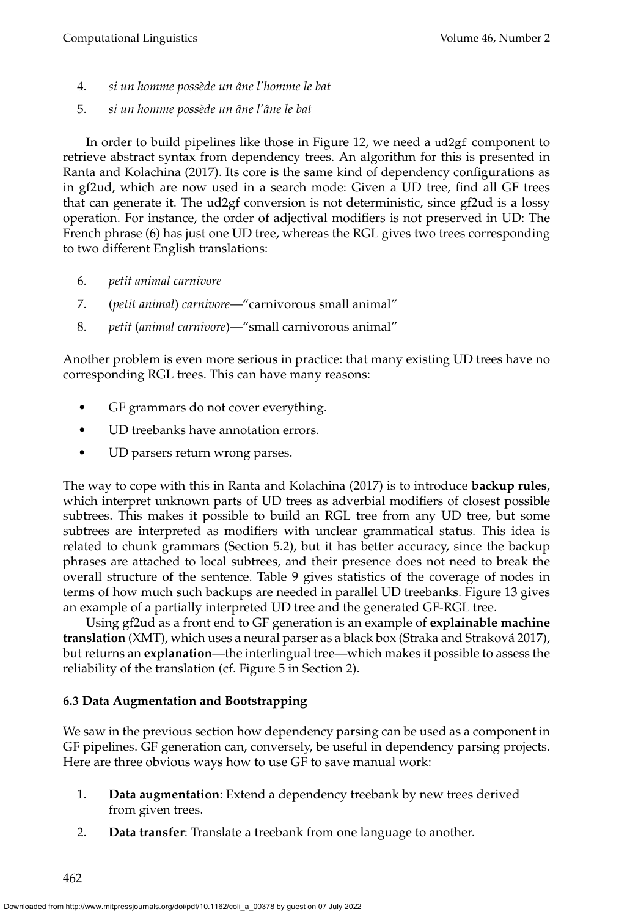4. *si un homme possède un âne l'homme le bat*
5. *si un homme possède un âne l'âne le bat*

In order to build pipelines like those in Figure 12, we need a `ud2gf` component to retrieve abstract syntax from dependency trees. An algorithm for this is presented in Ranta and Kolachina (2017). Its core is the same kind of dependency configurations as in gf2ud, which are now used in a search mode: Given a UD tree, find all GF trees that can generate it. The ud2gf conversion is not deterministic, since gf2ud is a lossy operation. For instance, the order of adjectival modifiers is not preserved in UD: The French phrase (6) has just one UD tree, whereas the RGL gives two trees corresponding to two different English translations:

6. *petit animal carnivore*
7. (*petit animal*) *carnivore*—"carnivorous small animal"
8. *petit* (*animal carnivore*)—"small carnivorous animal"

Another problem is even more serious in practice: that many existing UD trees have no corresponding RGL trees. This can have many reasons:

- GF grammars do not cover everything.
- UD treebanks have annotation errors.
- UD parsers return wrong parses.

The way to cope with this in Ranta and Kolachina (2017) is to introduce **backup rules**, which interpret unknown parts of UD trees as adverbial modifiers of closest possible subtrees. This makes it possible to build an RGL tree from any UD tree, but some subtrees are interpreted as modifiers with unclear grammatical status. This idea is related to chunk grammars (Section 5.2), but it has better accuracy, since the backup phrases are attached to local subtrees, and their presence does not need to break the overall structure of the sentence. Table 9 gives statistics of the coverage of nodes in terms of how much such backups are needed in parallel UD treebanks. Figure 13 gives an example of a partially interpreted UD tree and the generated GF-RGL tree.

Using gf2ud as a front end to GF generation is an example of **explainable machine translation** (XMT), which uses a neural parser as a black box (Straka and Straková 2017), but returns an **explanation**—the interlingual tree—which makes it possible to assess the reliability of the translation (cf. Figure 5 in Section 2).

### 6.3 Data Augmentation and Bootstrapping

We saw in the previous section how dependency parsing can be used as a component in GF pipelines. GF generation can, conversely, be useful in dependency parsing projects. Here are three obvious ways how to use GF to save manual work:

1. **Data augmentation**: Extend a dependency treebank by new trees derived from given trees.
2. **Data transfer**: Translate a treebank from one language to another.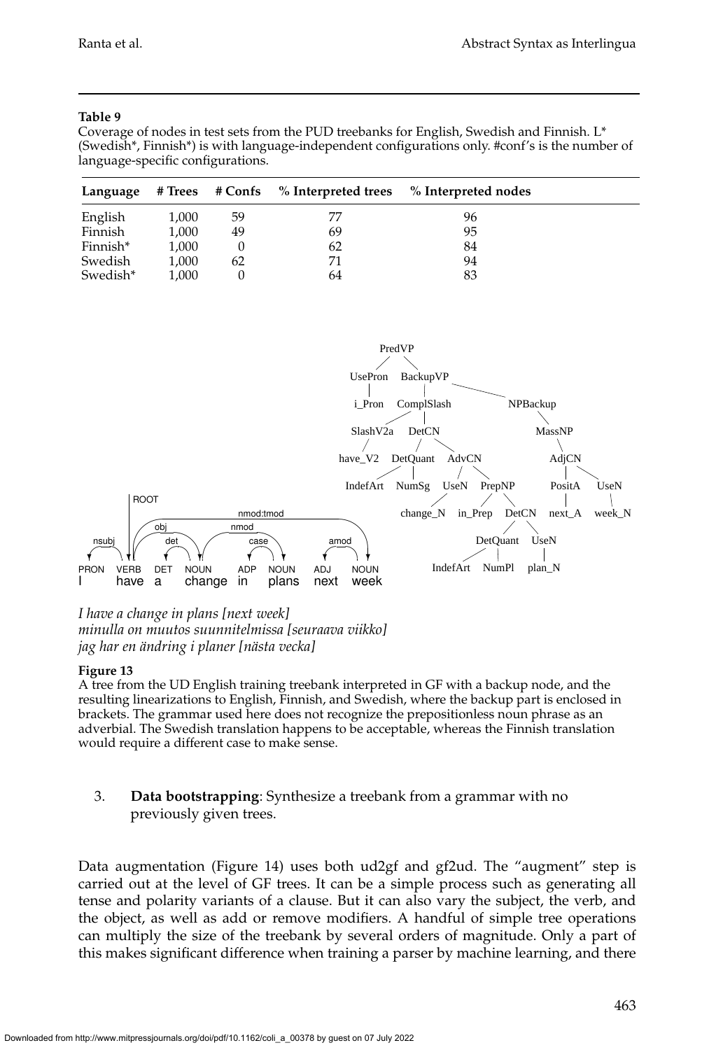**Table 9**
Coverage of nodes in test sets from the PUD treebanks for English, Swedish and Finnish. L* (Swedish*, Finnish*) is with language-independent configurations only. #conf's is the number of language-specific configurations.

| Language | # Trees | # Confs | % Interpreted trees | % Interpreted nodes |
|---|---|---|---|---|
| English | 1,000 | 59 | 77 | 96 |
| Finnish | 1,000 | 49 | 69 | 95 |
| Finnish* | 1,000 | 0 | 62 | 84 |
| Swedish | 1,000 | 62 | 71 | 94 |
| Swedish* | 1,000 | 0 | 64 | 83 |

*I have a change in plans [next week]*
*minulla on muutos suunnitelmissa [seuraava viikko]*
*jag har en ändring i planer [nästa vecka]*

**Figure 13**
A tree from the UD English training treebank interpreted in GF with a backup node, and the resulting linearizations to English, Finnish, and Swedish, where the backup part is enclosed in brackets. The grammar used here does not recognize the prepositionless noun phrase as an adverbial. The Swedish translation happens to be acceptable, whereas the Finnish translation would require a different case to make sense.

3. **Data bootstrapping**: Synthesize a treebank from a grammar with no previously given trees.

Data augmentation (Figure 14) uses both ud2gf and gf2ud. The "augment" step is carried out at the level of GF trees. It can be a simple process such as generating all tense and polarity variants of a clause. But it can also vary the subject, the verb, and the object, as well as add or remove modifiers. A handful of simple tree operations can multiply the size of the treebank by several orders of magnitude. Only a part of this makes significant difference when training a parser by machine learning, and there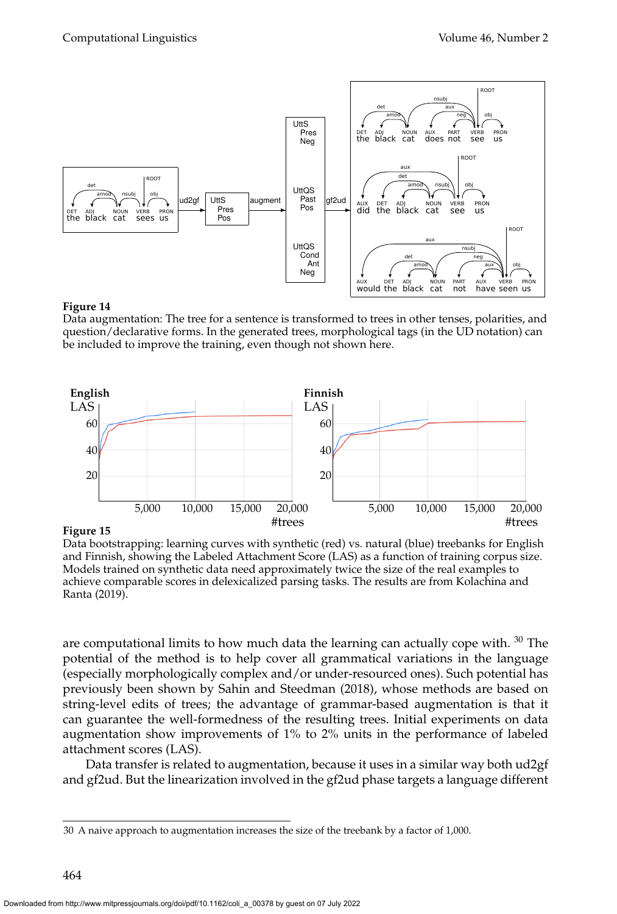**Figure 14**
Data augmentation: The tree for a sentence is transformed to trees in other tenses, polarities, and question/declarative forms. In the generated trees, morphological tags (in the UD notation) can be included to improve the training, even though not shown here.

**Figure 15**
Data bootstrapping: learning curves with synthetic (red) vs. natural (blue) treebanks for English and Finnish, showing the Labeled Attachment Score (LAS) as a function of training corpus size. Models trained on synthetic data need approximately twice the size of the real examples to achieve comparable scores in delexicalized parsing tasks. The results are from Kolachina and Ranta (2019).

are computational limits to how much data the learning can actually cope with.[30] The potential of the method is to help cover all grammatical variations in the language (especially morphologically complex and/or under-resourced ones). Such potential has previously been shown by Sahin and Steedman (2018), whose methods are based on string-level edits of trees; the advantage of grammar-based augmentation is that it can guarantee the well-formedness of the resulting trees. Initial experiments on data augmentation show improvements of 1% to 2% units in the performance of labeled attachment scores (LAS).

Data transfer is related to augmentation, because it uses in a similar way both ud2gf and gf2ud. But the linearization involved in the gf2ud phase targets a language different

30 A naive approach to augmentation increases the size of the treebank by a factor of 1,000.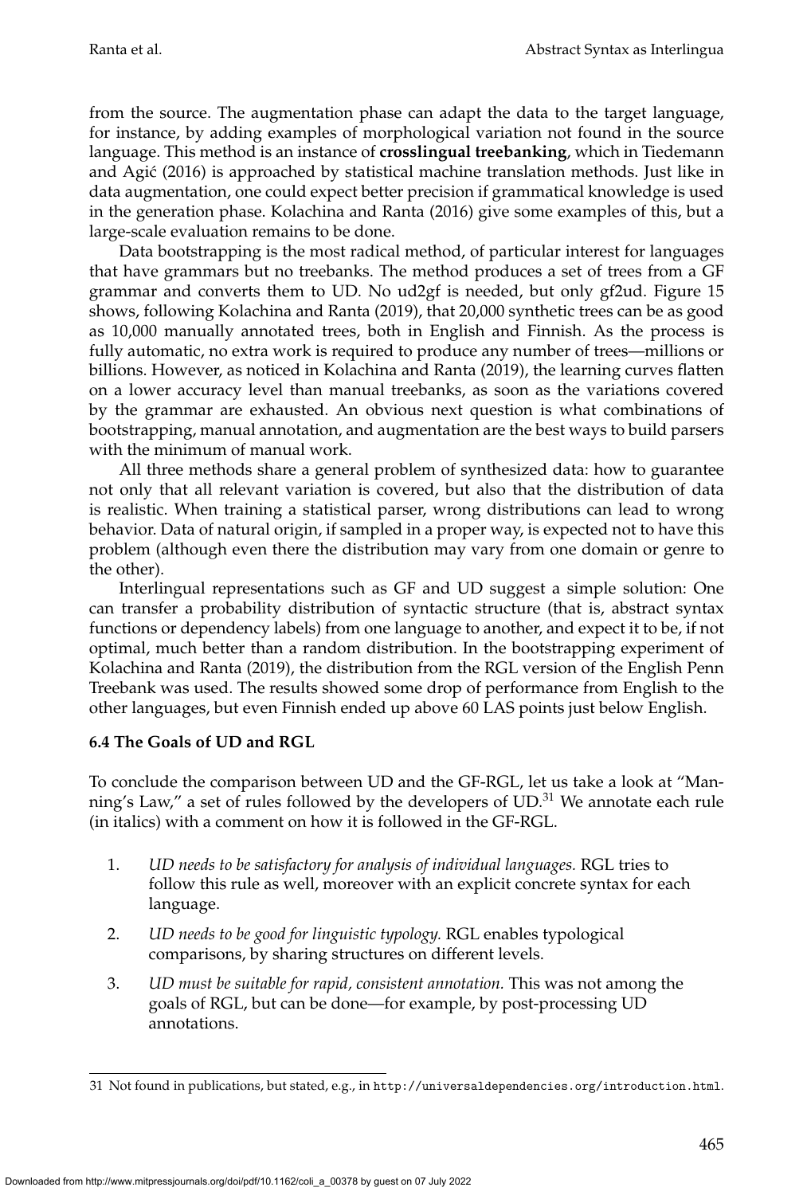from the source. The augmentation phase can adapt the data to the target language, for instance, by adding examples of morphological variation not found in the source language. This method is an instance of **crosslingual treebanking**, which in Tiedemann and Agić (2016) is approached by statistical machine translation methods. Just like in data augmentation, one could expect better precision if grammatical knowledge is used in the generation phase. Kolachina and Ranta (2016) give some examples of this, but a large-scale evaluation remains to be done.

Data bootstrapping is the most radical method, of particular interest for languages that have grammars but no treebanks. The method produces a set of trees from a GF grammar and converts them to UD. No ud2gf is needed, but only gf2ud. Figure 15 shows, following Kolachina and Ranta (2019), that 20,000 synthetic trees can be as good as 10,000 manually annotated trees, both in English and Finnish. As the process is fully automatic, no extra work is required to produce any number of trees—millions or billions. However, as noticed in Kolachina and Ranta (2019), the learning curves flatten on a lower accuracy level than manual treebanks, as soon as the variations covered by the grammar are exhausted. An obvious next question is what combinations of bootstrapping, manual annotation, and augmentation are the best ways to build parsers with the minimum of manual work.

All three methods share a general problem of synthesized data: how to guarantee not only that all relevant variation is covered, but also that the distribution of data is realistic. When training a statistical parser, wrong distributions can lead to wrong behavior. Data of natural origin, if sampled in a proper way, is expected not to have this problem (although even there the distribution may vary from one domain or genre to the other).

Interlingual representations such as GF and UD suggest a simple solution: One can transfer a probability distribution of syntactic structure (that is, abstract syntax functions or dependency labels) from one language to another, and expect it to be, if not optimal, much better than a random distribution. In the bootstrapping experiment of Kolachina and Ranta (2019), the distribution from the RGL version of the English Penn Treebank was used. The results showed some drop of performance from English to the other languages, but even Finnish ended up above 60 LAS points just below English.

### 6.4 The Goals of UD and RGL

To conclude the comparison between UD and the GF-RGL, let us take a look at "Manning's Law," a set of rules followed by the developers of UD.[31] We annotate each rule (in italics) with a comment on how it is followed in the GF-RGL.

1. *UD needs to be satisfactory for analysis of individual languages.* RGL tries to follow this rule as well, moreover with an explicit concrete syntax for each language.
2. *UD needs to be good for linguistic typology.* RGL enables typological comparisons, by sharing structures on different levels.
3. *UD must be suitable for rapid, consistent annotation.* This was not among the goals of RGL, but can be done—for example, by post-processing UD annotations.

31 Not found in publications, but stated, e.g., in http://universaldependencies.org/introduction.html.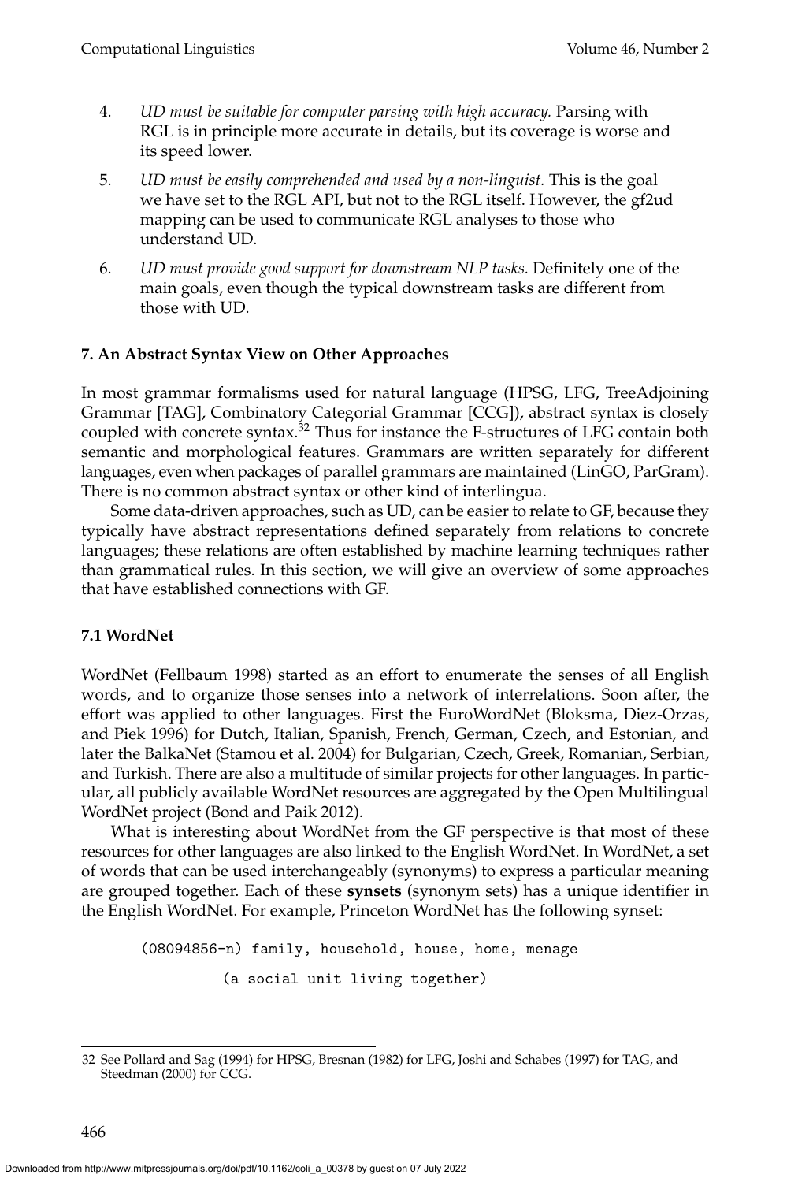4. *UD must be suitable for computer parsing with high accuracy.* Parsing with RGL is in principle more accurate in details, but its coverage is worse and its speed lower.

5. *UD must be easily comprehended and used by a non-linguist.* This is the goal we have set to the RGL API, but not to the RGL itself. However, the gf2ud mapping can be used to communicate RGL analyses to those who understand UD.

6. *UD must provide good support for downstream NLP tasks.* Definitely one of the main goals, even though the typical downstream tasks are different from those with UD.

## 7. An Abstract Syntax View on Other Approaches

In most grammar formalisms used for natural language (HPSG, LFG, TreeAdjoining Grammar [TAG], Combinatory Categorial Grammar [CCG]), abstract syntax is closely coupled with concrete syntax.[32] Thus for instance the F-structures of LFG contain both semantic and morphological features. Grammars are written separately for different languages, even when packages of parallel grammars are maintained (LinGO, ParGram). There is no common abstract syntax or other kind of interlingua.

Some data-driven approaches, such as UD, can be easier to relate to GF, because they typically have abstract representations defined separately from relations to concrete languages; these relations are often established by machine learning techniques rather than grammatical rules. In this section, we will give an overview of some approaches that have established connections with GF.

### 7.1 WordNet

WordNet (Fellbaum 1998) started as an effort to enumerate the senses of all English words, and to organize those senses into a network of interrelations. Soon after, the effort was applied to other languages. First the EuroWordNet (Bloksma, Diez-Orzas, and Piek 1996) for Dutch, Italian, Spanish, French, German, Czech, and Estonian, and later the BalkaNet (Stamou et al. 2004) for Bulgarian, Czech, Greek, Romanian, Serbian, and Turkish. There are also a multitude of similar projects for other languages. In particular, all publicly available WordNet resources are aggregated by the Open Multilingual WordNet project (Bond and Paik 2012).

What is interesting about WordNet from the GF perspective is that most of these resources for other languages are also linked to the English WordNet. In WordNet, a set of words that can be used interchangeably (synonyms) to express a particular meaning are grouped together. Each of these **synsets** (synonym sets) has a unique identifier in the English WordNet. For example, Princeton WordNet has the following synset:

```
(08094856-n) family, household, house, home, menage
          (a social unit living together)
```

32 See Pollard and Sag (1994) for HPSG, Bresnan (1982) for LFG, Joshi and Schabes (1997) for TAG, and Steedman (2000) for CCG.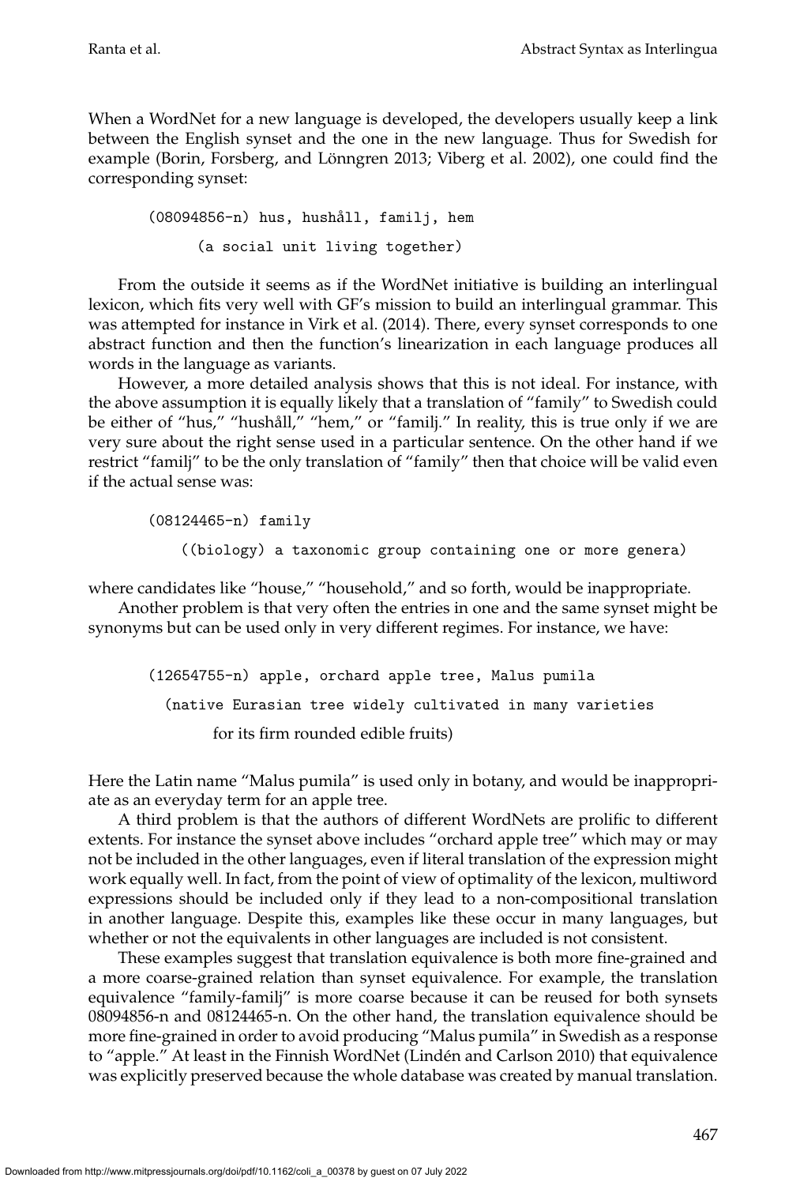When a WordNet for a new language is developed, the developers usually keep a link between the English synset and the one in the new language. Thus for Swedish for example (Borin, Forsberg, and Lönngren 2013; Viberg et al. 2002), one could find the corresponding synset:

```
(08094856-n) hus, hushåll, familj, hem
      (a social unit living together)
```

From the outside it seems as if the WordNet initiative is building an interlingual lexicon, which fits very well with GF's mission to build an interlingual grammar. This was attempted for instance in Virk et al. (2014). There, every synset corresponds to one abstract function and then the function's linearization in each language produces all words in the language as variants.

However, a more detailed analysis shows that this is not ideal. For instance, with the above assumption it is equally likely that a translation of "family" to Swedish could be either of "hus," "hushåll," "hem," or "familj." In reality, this is true only if we are very sure about the right sense used in a particular sentence. On the other hand if we restrict "familj" to be the only translation of "family" then that choice will be valid even if the actual sense was:

```
(08124465-n) family
   ((biology) a taxonomic group containing one or more genera)
```

where candidates like "house," "household," and so forth, would be inappropriate.

Another problem is that very often the entries in one and the same synset might be synonyms but can be used only in very different regimes. For instance, we have:

```
(12654755-n) apple, orchard apple tree, Malus pumila
  (native Eurasian tree widely cultivated in many varieties
       for its firm rounded edible fruits)
```

Here the Latin name "Malus pumila" is used only in botany, and would be inappropriate as an everyday term for an apple tree.

A third problem is that the authors of different WordNets are prolific to different extents. For instance the synset above includes "orchard apple tree" which may or may not be included in the other languages, even if literal translation of the expression might work equally well. In fact, from the point of view of optimality of the lexicon, multiword expressions should be included only if they lead to a non-compositional translation in another language. Despite this, examples like these occur in many languages, but whether or not the equivalents in other languages are included is not consistent.

These examples suggest that translation equivalence is both more fine-grained and a more coarse-grained relation than synset equivalence. For example, the translation equivalence "family-familj" is more coarse because it can be reused for both synsets 08094856-n and 08124465-n. On the other hand, the translation equivalence should be more fine-grained in order to avoid producing "Malus pumila" in Swedish as a response to "apple." At least in the Finnish WordNet (Lindén and Carlson 2010) that equivalence was explicitly preserved because the whole database was created by manual translation.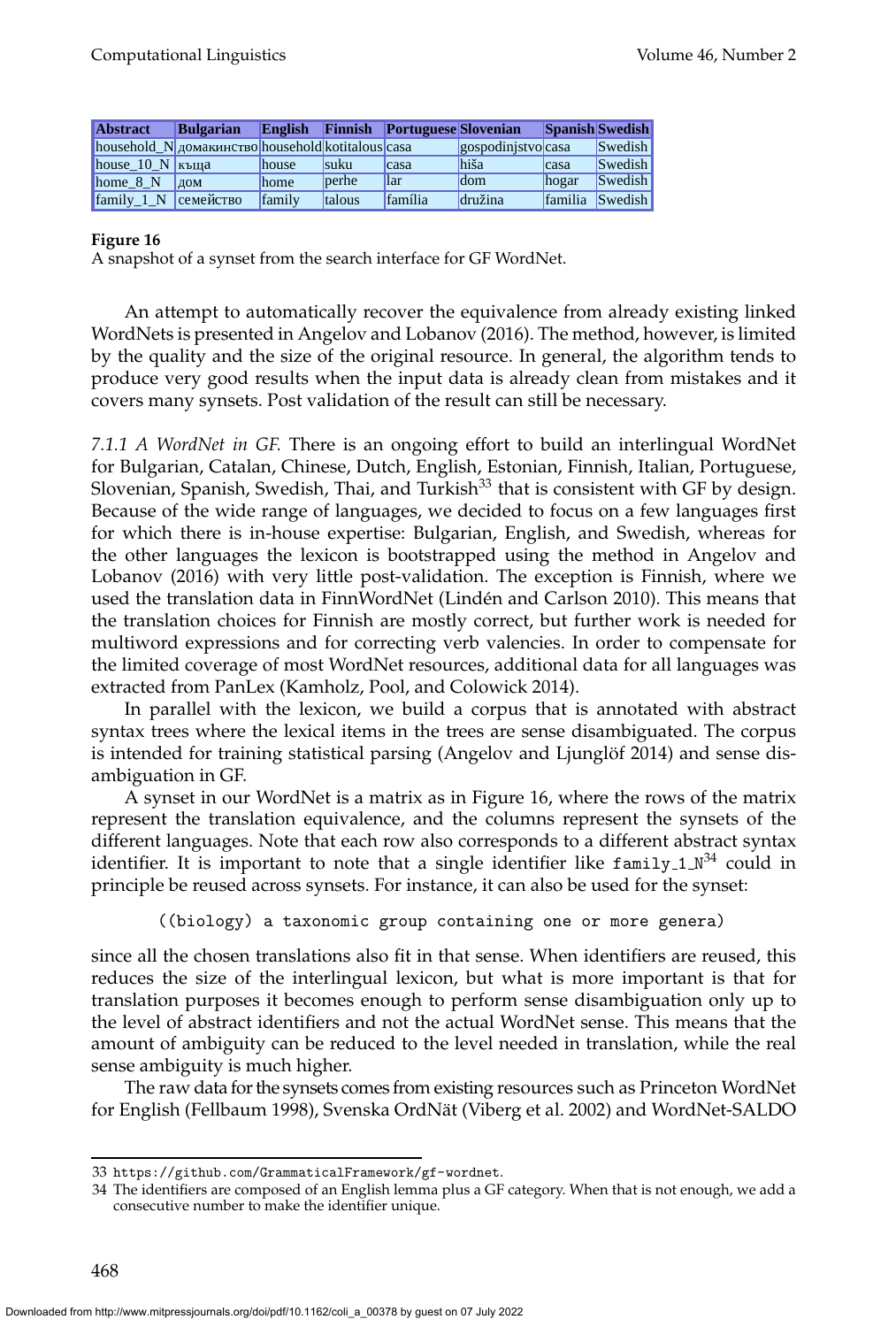| Abstract | Bulgarian | English | Finnish | Portuguese | Slovenian | Spanish | Swedish |
|---|---|---|---|---|---|---|---|
| household_N | домакинство | household | kotitalous | casa | gospodinjstvo | casa | Swedish |
| house_10_N | къща | house | suku | casa | hiša | casa | Swedish |
| home_8_N | дом | home | perhe | lar | dom | hogar | Swedish |
| family_1_N | семейство | family | talous | família | družina | familia | Swedish |

**Figure 16**
A snapshot of a synset from the search interface for GF WordNet.

An attempt to automatically recover the equivalence from already existing linked WordNets is presented in Angelov and Lobanov (2016). The method, however, is limited by the quality and the size of the original resource. In general, the algorithm tends to produce very good results when the input data is already clean from mistakes and it covers many synsets. Post validation of the result can still be necessary.

*7.1.1 A WordNet in GF.* There is an ongoing effort to build an interlingual WordNet for Bulgarian, Catalan, Chinese, Dutch, English, Estonian, Finnish, Italian, Portuguese, Slovenian, Spanish, Swedish, Thai, and Turkish[33] that is consistent with GF by design. Because of the wide range of languages, we decided to focus on a few languages first for which there is in-house expertise: Bulgarian, English, and Swedish, whereas for the other languages the lexicon is bootstrapped using the method in Angelov and Lobanov (2016) with very little post-validation. The exception is Finnish, where we used the translation data in FinnWordNet (Lindén and Carlson 2010). This means that the translation choices for Finnish are mostly correct, but further work is needed for multiword expressions and for correcting verb valencies. In order to compensate for the limited coverage of most WordNet resources, additional data for all languages was extracted from PanLex (Kamholz, Pool, and Colowick 2014).

In parallel with the lexicon, we build a corpus that is annotated with abstract syntax trees where the lexical items in the trees are sense disambiguated. The corpus is intended for training statistical parsing (Angelov and Ljunglöf 2014) and sense disambiguation in GF.

A synset in our WordNet is a matrix as in Figure 16, where the rows of the matrix represent the translation equivalence, and the columns represent the synsets of the different languages. Note that each row also corresponds to a different abstract syntax identifier. It is important to note that a single identifier like `family_1_N`[34] could in principle be reused across synsets. For instance, it can also be used for the synset:

```
((biology) a taxonomic group containing one or more genera)
```

since all the chosen translations also fit in that sense. When identifiers are reused, this reduces the size of the interlingual lexicon, but what is more important is that for translation purposes it becomes enough to perform sense disambiguation only up to the level of abstract identifiers and not the actual WordNet sense. This means that the amount of ambiguity can be reduced to the level needed in translation, while the real sense ambiguity is much higher.

The raw data for the synsets comes from existing resources such as Princeton WordNet for English (Fellbaum 1998), Svenska OrdNät (Viberg et al. 2002) and WordNet-SALDO

---

33 https://github.com/GrammaticalFramework/gf-wordnet.

34 The identifiers are composed of an English lemma plus a GF category. When that is not enough, we add a consecutive number to make the identifier unique.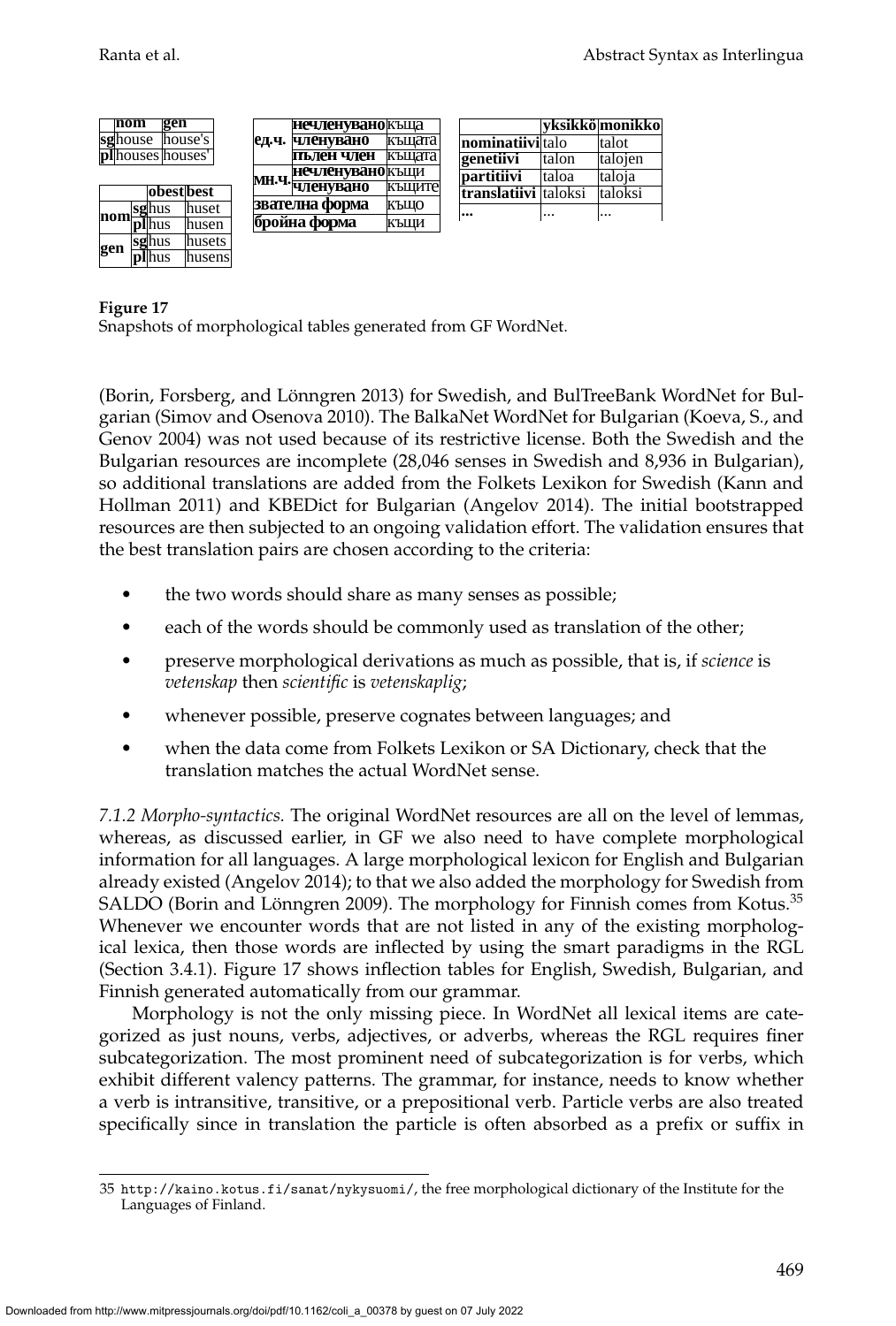|  | nom | gen |
|---|---|---|
| sg | house | house's |
| pl | houses | houses' |

|  |  | obest | best |
|---|---|---|---|
| nom | sg | hus | huset |
|  | pl | hus | husen |
| gen | sg | hus | husets |
|  | pl | hus | husens |

|  |  |  |
|---|---|---|
| ед.ч. | нечленувано | къща |
|  | членувано | къщата |
|  | пълен член | къщата |
| мн.ч. | нечленувано | къщи |
|  | членувано | къщите |
| звателна форма |  | къщо |
| бройна форма |  | къщи |

|  | yksikkö | monikko |
|---|---|---|
| nominatiivi | talo | talot |
| genetiivi | talon | talojen |
| partitiivi | taloa | taloja |
| translatiivi | taloksi | taloksi |
| ... | ... | ... |

**Figure 17**
Snapshots of morphological tables generated from GF WordNet.

(Borin, Forsberg, and Lönngren 2013) for Swedish, and BulTreeBank WordNet for Bulgarian (Simov and Osenova 2010). The BalkaNet WordNet for Bulgarian (Koeva, S., and Genov 2004) was not used because of its restrictive license. Both the Swedish and the Bulgarian resources are incomplete (28,046 senses in Swedish and 8,936 in Bulgarian), so additional translations are added from the Folkets Lexikon for Swedish (Kann and Hollman 2011) and KBEDict for Bulgarian (Angelov 2014). The initial bootstrapped resources are then subjected to an ongoing validation effort. The validation ensures that the best translation pairs are chosen according to the criteria:

- the two words should share as many senses as possible;
- each of the words should be commonly used as translation of the other;
- preserve morphological derivations as much as possible, that is, if *science* is *vetenskap* then *scientific* is *vetenskaplig*;
- whenever possible, preserve cognates between languages; and
- when the data come from Folkets Lexikon or SA Dictionary, check that the translation matches the actual WordNet sense.

*7.1.2 Morpho-syntactics.* The original WordNet resources are all on the level of lemmas, whereas, as discussed earlier, in GF we also need to have complete morphological information for all languages. A large morphological lexicon for English and Bulgarian already existed (Angelov 2014); to that we also added the morphology for Swedish from SALDO (Borin and Lönngren 2009). The morphology for Finnish comes from Kotus.[35] Whenever we encounter words that are not listed in any of the existing morphological lexica, then those words are inflected by using the smart paradigms in the RGL (Section 3.4.1). Figure 17 shows inflection tables for English, Swedish, Bulgarian, and Finnish generated automatically from our grammar.

Morphology is not the only missing piece. In WordNet all lexical items are categorized as just nouns, verbs, adjectives, or adverbs, whereas the RGL requires finer subcategorization. The most prominent need of subcategorization is for verbs, which exhibit different valency patterns. The grammar, for instance, needs to know whether a verb is intransitive, transitive, or a prepositional verb. Particle verbs are also treated specifically since in translation the particle is often absorbed as a prefix or suffix in

35 http://kaino.kotus.fi/sanat/nykysuomi/, the free morphological dictionary of the Institute for the Languages of Finland.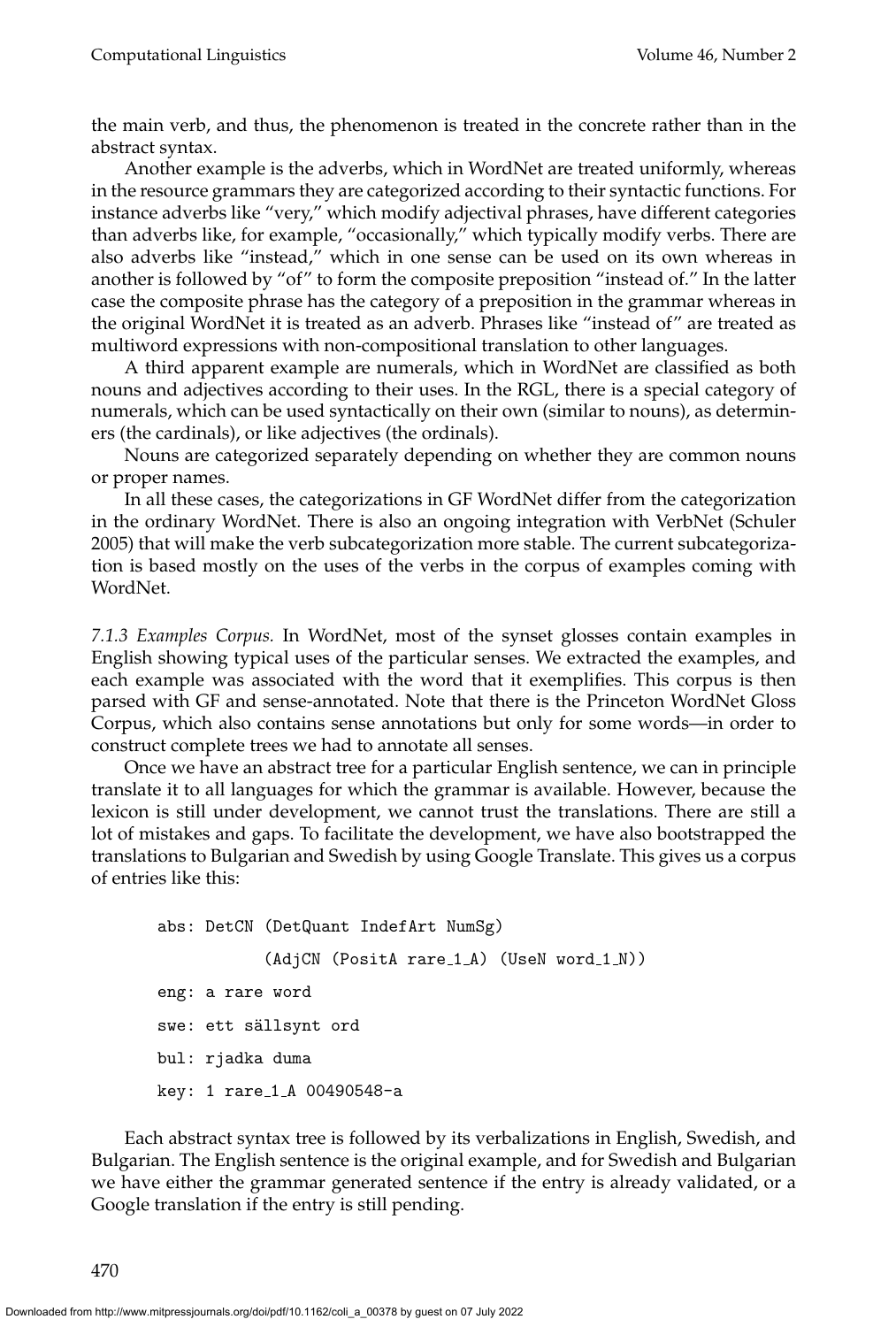the main verb, and thus, the phenomenon is treated in the concrete rather than in the abstract syntax.

Another example is the adverbs, which in WordNet are treated uniformly, whereas in the resource grammars they are categorized according to their syntactic functions. For instance adverbs like "very," which modify adjectival phrases, have different categories than adverbs like, for example, "occasionally," which typically modify verbs. There are also adverbs like "instead," which in one sense can be used on its own whereas in another is followed by "of" to form the composite preposition "instead of." In the latter case the composite phrase has the category of a preposition in the grammar whereas in the original WordNet it is treated as an adverb. Phrases like "instead of" are treated as multiword expressions with non-compositional translation to other languages.

A third apparent example are numerals, which in WordNet are classified as both nouns and adjectives according to their uses. In the RGL, there is a special category of numerals, which can be used syntactically on their own (similar to nouns), as determiners (the cardinals), or like adjectives (the ordinals).

Nouns are categorized separately depending on whether they are common nouns or proper names.

In all these cases, the categorizations in GF WordNet differ from the categorization in the ordinary WordNet. There is also an ongoing integration with VerbNet (Schuler 2005) that will make the verb subcategorization more stable. The current subcategorization is based mostly on the uses of the verbs in the corpus of examples coming with WordNet.

*7.1.3 Examples Corpus.* In WordNet, most of the synset glosses contain examples in English showing typical uses of the particular senses. We extracted the examples, and each example was associated with the word that it exemplifies. This corpus is then parsed with GF and sense-annotated. Note that there is the Princeton WordNet Gloss Corpus, which also contains sense annotations but only for some words—in order to construct complete trees we had to annotate all senses.

Once we have an abstract tree for a particular English sentence, we can in principle translate it to all languages for which the grammar is available. However, because the lexicon is still under development, we cannot trust the translations. There are still a lot of mistakes and gaps. To facilitate the development, we have also bootstrapped the translations to Bulgarian and Swedish by using Google Translate. This gives us a corpus of entries like this:

```
abs: DetCN (DetQuant IndefArt NumSg)
          (AdjCN (PositA rare_1_A) (UseN word_1_N))
eng: a rare word
swe: ett sällsynt ord
bul: rjadka duma
key: 1 rare_1_A 00490548-a
```

Each abstract syntax tree is followed by its verbalizations in English, Swedish, and Bulgarian. The English sentence is the original example, and for Swedish and Bulgarian we have either the grammar generated sentence if the entry is already validated, or a Google translation if the entry is still pending.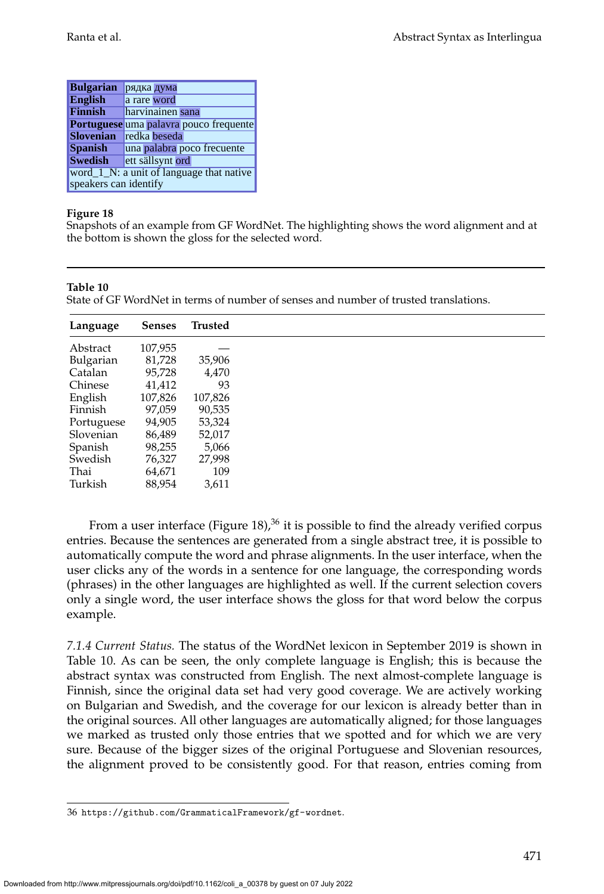| Bulgarian | рядка дума |
|---|---|
| English | a rare word |
| Finnish | harvinainen sana |
| Portuguese | uma palavra pouco frequente |
| Slovenian | redka beseda |
| Spanish | una palabra poco frecuente |
| Swedish | ett sällsynt ord |
| word_1_N: a unit of language that native speakers can identify | |

**Figure 18**
Snapshots of an example from GF WordNet. The highlighting shows the word alignment and at the bottom is shown the gloss for the selected word.

**Table 10**
State of GF WordNet in terms of number of senses and number of trusted translations.

| Language | Senses | Trusted |
|---|---|---|
| Abstract | 107,955 | — |
| Bulgarian | 81,728 | 35,906 |
| Catalan | 95,728 | 4,470 |
| Chinese | 41,412 | 93 |
| English | 107,826 | 107,826 |
| Finnish | 97,059 | 90,535 |
| Portuguese | 94,905 | 53,324 |
| Slovenian | 86,489 | 52,017 |
| Spanish | 98,255 | 5,066 |
| Swedish | 76,327 | 27,998 |
| Thai | 64,671 | 109 |
| Turkish | 88,954 | 3,611 |

From a user interface (Figure 18),[36] it is possible to find the already verified corpus entries. Because the sentences are generated from a single abstract tree, it is possible to automatically compute the word and phrase alignments. In the user interface, when the user clicks any of the words in a sentence for one language, the corresponding words (phrases) in the other languages are highlighted as well. If the current selection covers only a single word, the user interface shows the gloss for that word below the corpus example.

*7.1.4 Current Status.* The status of the WordNet lexicon in September 2019 is shown in Table 10. As can be seen, the only complete language is English; this is because the abstract syntax was constructed from English. The next almost-complete language is Finnish, since the original data set had very good coverage. We are actively working on Bulgarian and Swedish, and the coverage for our lexicon is already better than in the original sources. All other languages are automatically aligned; for those languages we marked as trusted only those entries that we spotted and for which we are very sure. Because of the bigger sizes of the original Portuguese and Slovenian resources, the alignment proved to be consistently good. For that reason, entries coming from

36 https://github.com/GrammaticalFramework/gf-wordnet.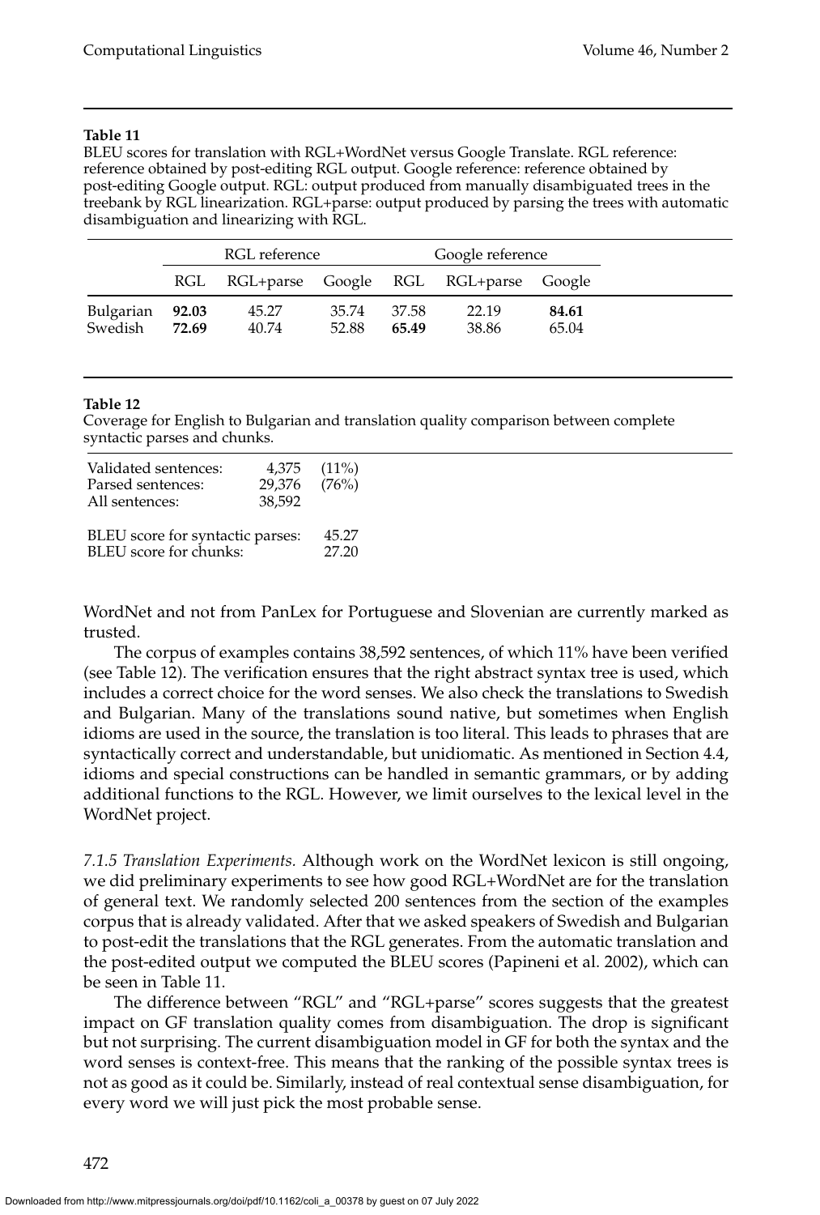**Table 11**

BLEU scores for translation with RGL+WordNet versus Google Translate. RGL reference: reference obtained by post-editing RGL output. Google reference: reference obtained by post-editing Google output. RGL: output produced from manually disambiguated trees in the treebank by RGL linearization. RGL+parse: output produced by parsing the trees with automatic disambiguation and linearizing with RGL.

| | RGL reference | | | Google reference | | |
|---|---|---|---|---|---|---|
| | RGL | RGL+parse | Google | RGL | RGL+parse | Google |
| Bulgarian | **92.03** | 45.27 | 35.74 | 37.58 | 22.19 | **84.61** |
| Swedish | **72.69** | 40.74 | 52.88 | **65.49** | 38.86 | 65.04 |

**Table 12**

Coverage for English to Bulgarian and translation quality comparison between complete syntactic parses and chunks.

| | | |
|---|---|---|
| Validated sentences: | 4,375 | (11%) |
| Parsed sentences: | 29,376 | (76%) |
| All sentences: | 38,592 | |
| BLEU score for syntactic parses: | 45.27 | |
| BLEU score for chunks: | 27.20 | |

WordNet and not from PanLex for Portuguese and Slovenian are currently marked as trusted.

The corpus of examples contains 38,592 sentences, of which 11% have been verified (see Table 12). The verification ensures that the right abstract syntax tree is used, which includes a correct choice for the word senses. We also check the translations to Swedish and Bulgarian. Many of the translations sound native, but sometimes when English idioms are used in the source, the translation is too literal. This leads to phrases that are syntactically correct and understandable, but unidiomatic. As mentioned in Section 4.4, idioms and special constructions can be handled in semantic grammars, or by adding additional functions to the RGL. However, we limit ourselves to the lexical level in the WordNet project.

*7.1.5 Translation Experiments.* Although work on the WordNet lexicon is still ongoing, we did preliminary experiments to see how good RGL+WordNet are for the translation of general text. We randomly selected 200 sentences from the section of the examples corpus that is already validated. After that we asked speakers of Swedish and Bulgarian to post-edit the translations that the RGL generates. From the automatic translation and the post-edited output we computed the BLEU scores (Papineni et al. 2002), which can be seen in Table 11.

The difference between "RGL" and "RGL+parse" scores suggests that the greatest impact on GF translation quality comes from disambiguation. The drop is significant but not surprising. The current disambiguation model in GF for both the syntax and the word senses is context-free. This means that the ranking of the possible syntax trees is not as good as it could be. Similarly, instead of real contextual sense disambiguation, for every word we will just pick the most probable sense.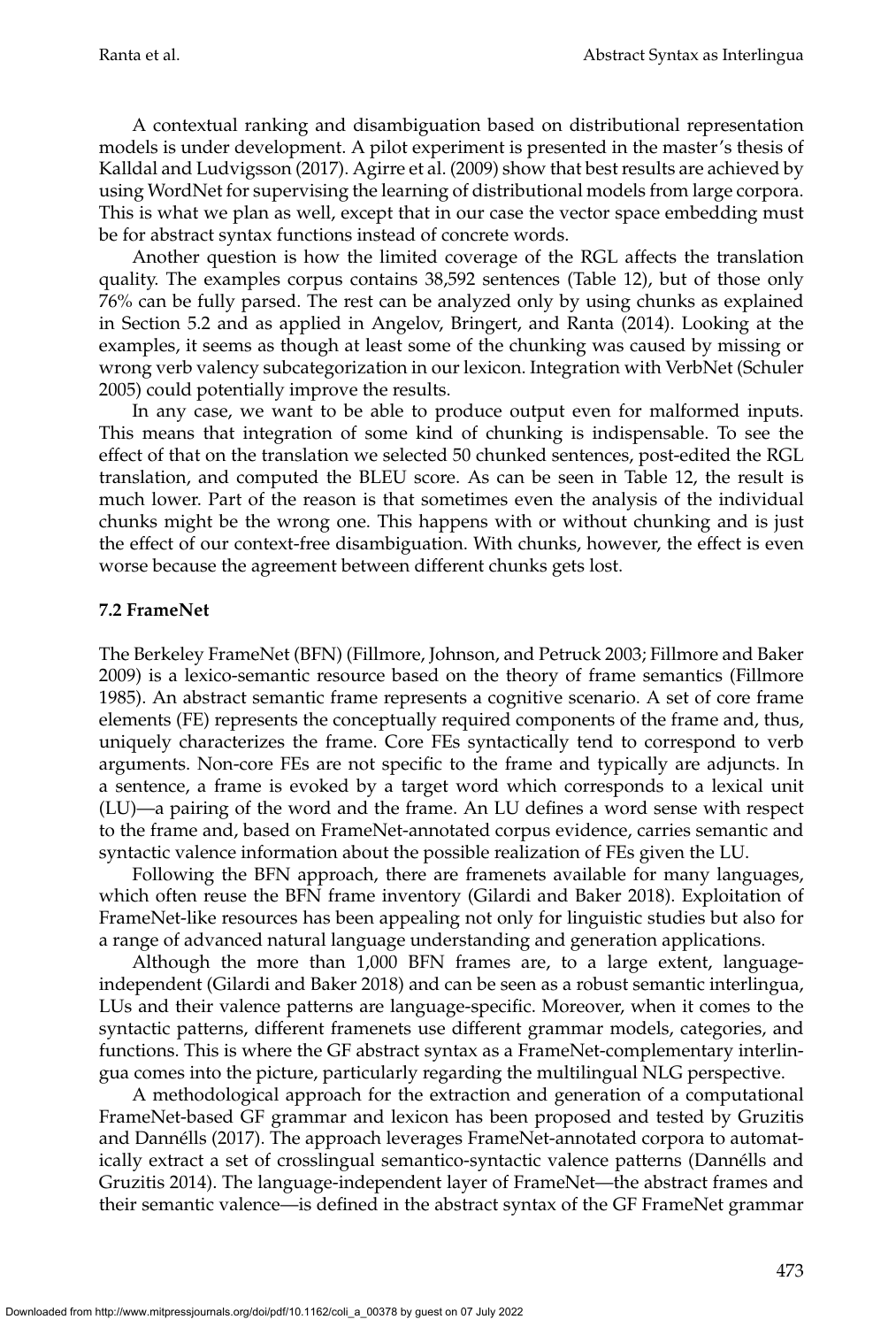A contextual ranking and disambiguation based on distributional representation models is under development. A pilot experiment is presented in the master's thesis of Kalldal and Ludvigsson (2017). Agirre et al. (2009) show that best results are achieved by using WordNet for supervising the learning of distributional models from large corpora. This is what we plan as well, except that in our case the vector space embedding must be for abstract syntax functions instead of concrete words.

Another question is how the limited coverage of the RGL affects the translation quality. The examples corpus contains 38,592 sentences (Table 12), but of those only 76% can be fully parsed. The rest can be analyzed only by using chunks as explained in Section 5.2 and as applied in Angelov, Bringert, and Ranta (2014). Looking at the examples, it seems as though at least some of the chunking was caused by missing or wrong verb valency subcategorization in our lexicon. Integration with VerbNet (Schuler 2005) could potentially improve the results.

In any case, we want to be able to produce output even for malformed inputs. This means that integration of some kind of chunking is indispensable. To see the effect of that on the translation we selected 50 chunked sentences, post-edited the RGL translation, and computed the BLEU score. As can be seen in Table 12, the result is much lower. Part of the reason is that sometimes even the analysis of the individual chunks might be the wrong one. This happens with or without chunking and is just the effect of our context-free disambiguation. With chunks, however, the effect is even worse because the agreement between different chunks gets lost.

### 7.2 FrameNet

The Berkeley FrameNet (BFN) (Fillmore, Johnson, and Petruck 2003; Fillmore and Baker 2009) is a lexico-semantic resource based on the theory of frame semantics (Fillmore 1985). An abstract semantic frame represents a cognitive scenario. A set of core frame elements (FE) represents the conceptually required components of the frame and, thus, uniquely characterizes the frame. Core FEs syntactically tend to correspond to verb arguments. Non-core FEs are not specific to the frame and typically are adjuncts. In a sentence, a frame is evoked by a target word which corresponds to a lexical unit (LU)—a pairing of the word and the frame. An LU defines a word sense with respect to the frame and, based on FrameNet-annotated corpus evidence, carries semantic and syntactic valence information about the possible realization of FEs given the LU.

Following the BFN approach, there are framenets available for many languages, which often reuse the BFN frame inventory (Gilardi and Baker 2018). Exploitation of FrameNet-like resources has been appealing not only for linguistic studies but also for a range of advanced natural language understanding and generation applications.

Although the more than 1,000 BFN frames are, to a large extent, language-independent (Gilardi and Baker 2018) and can be seen as a robust semantic interlingua, LUs and their valence patterns are language-specific. Moreover, when it comes to the syntactic patterns, different framenets use different grammar models, categories, and functions. This is where the GF abstract syntax as a FrameNet-complementary interlingua comes into the picture, particularly regarding the multilingual NLG perspective.

A methodological approach for the extraction and generation of a computational FrameNet-based GF grammar and lexicon has been proposed and tested by Gruzitis and Dannélls (2017). The approach leverages FrameNet-annotated corpora to automatically extract a set of crosslingual semantico-syntactic valence patterns (Dannélls and Gruzitis 2014). The language-independent layer of FrameNet—the abstract frames and their semantic valence—is defined in the abstract syntax of the GF FrameNet grammar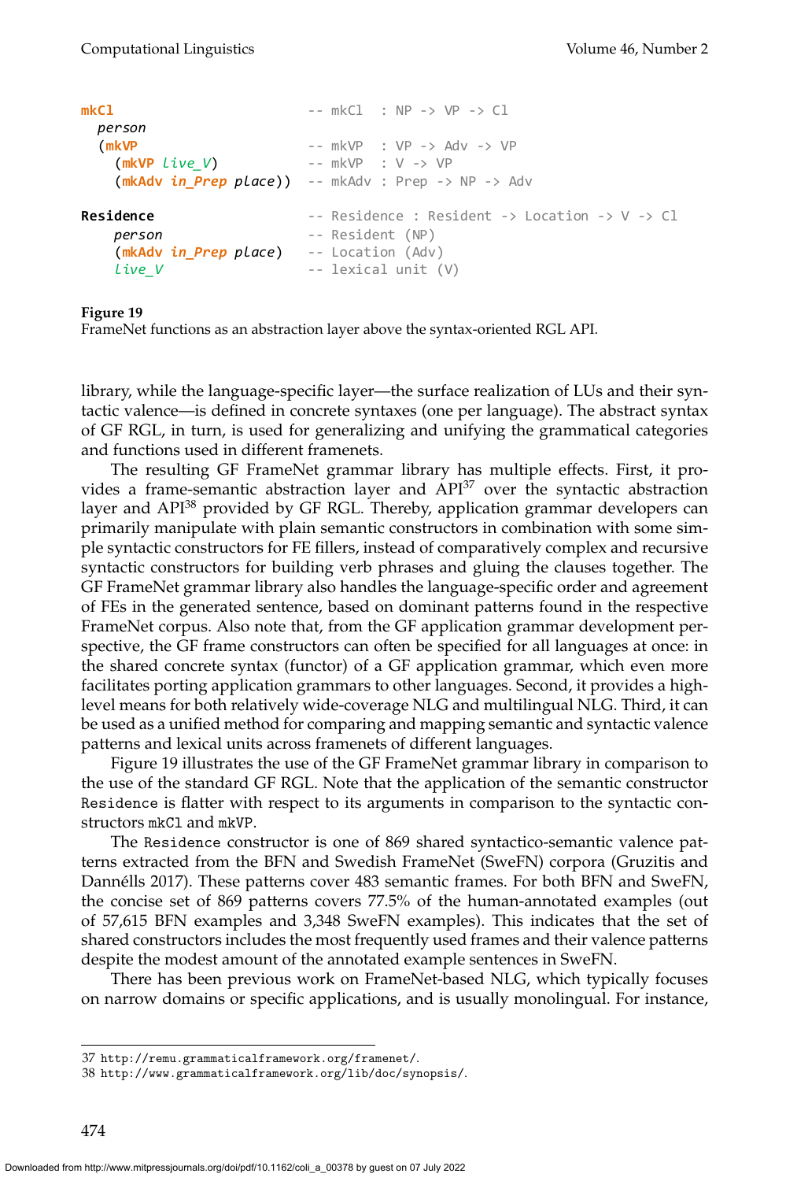```
mkCl                           -- mkCl  : NP -> VP -> Cl
  person
  (mkVP                        -- mkVP  : VP -> Adv -> VP
    (mkVP live_V)              -- mkVP  : V -> VP
    (mkAdv in_Prep place))     -- mkAdv : Prep -> NP -> Adv

Residence                      -- Residence : Resident -> Location -> V -> Cl
    person                     -- Resident (NP)
    (mkAdv in_Prep place)      -- Location (Adv)
    live_V                     -- lexical unit (V)
```

**Figure 19**
FrameNet functions as an abstraction layer above the syntax-oriented RGL API.

library, while the language-specific layer—the surface realization of LUs and their syntactic valence—is defined in concrete syntaxes (one per language). The abstract syntax of GF RGL, in turn, is used for generalizing and unifying the grammatical categories and functions used in different framenets.

The resulting GF FrameNet grammar library has multiple effects. First, it provides a frame-semantic abstraction layer and API[37] over the syntactic abstraction layer and API[38] provided by GF RGL. Thereby, application grammar developers can primarily manipulate with plain semantic constructors in combination with some simple syntactic constructors for FE fillers, instead of comparatively complex and recursive syntactic constructors for building verb phrases and gluing the clauses together. The GF FrameNet grammar library also handles the language-specific order and agreement of FEs in the generated sentence, based on dominant patterns found in the respective FrameNet corpus. Also note that, from the GF application grammar development perspective, the GF frame constructors can often be specified for all languages at once: in the shared concrete syntax (functor) of a GF application grammar, which even more facilitates porting application grammars to other languages. Second, it provides a high-level means for both relatively wide-coverage NLG and multilingual NLG. Third, it can be used as a unified method for comparing and mapping semantic and syntactic valence patterns and lexical units across framenets of different languages.

Figure 19 illustrates the use of the GF FrameNet grammar library in comparison to the use of the standard GF RGL. Note that the application of the semantic constructor `Residence` is flatter with respect to its arguments in comparison to the syntactic constructors `mkCl` and `mkVP`.

The `Residence` constructor is one of 869 shared syntactico-semantic valence patterns extracted from the BFN and Swedish FrameNet (SweFN) corpora (Gruzitis and Dannélls 2017). These patterns cover 483 semantic frames. For both BFN and SweFN, the concise set of 869 patterns covers 77.5% of the human-annotated examples (out of 57,615 BFN examples and 3,348 SweFN examples). This indicates that the set of shared constructors includes the most frequently used frames and their valence patterns despite the modest amount of the annotated example sentences in SweFN.

There has been previous work on FrameNet-based NLG, which typically focuses on narrow domains or specific applications, and is usually monolingual. For instance,

---

37 http://remu.grammaticalframework.org/framenet/.

38 http://www.grammaticalframework.org/lib/doc/synopsis/.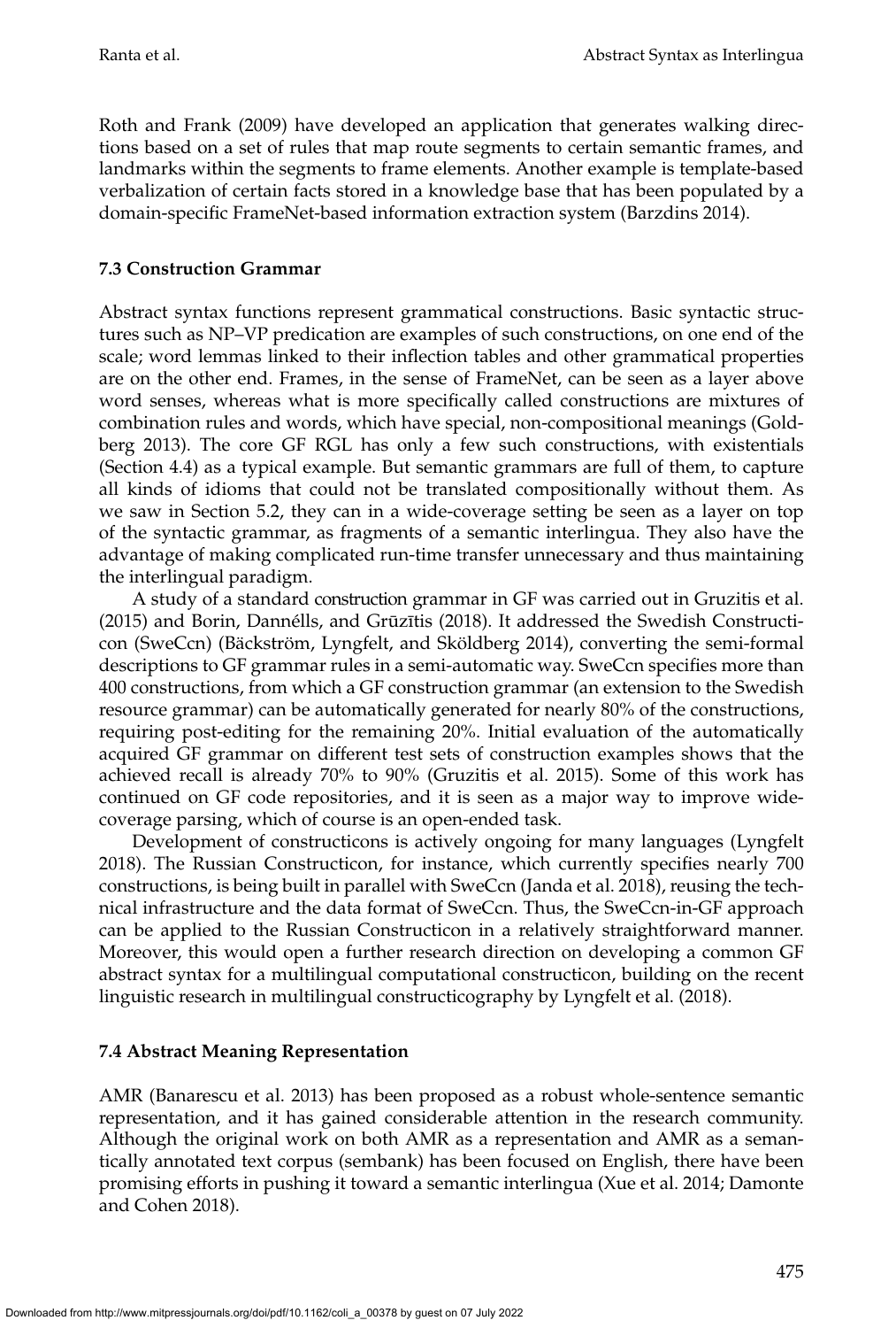Roth and Frank (2009) have developed an application that generates walking directions based on a set of rules that map route segments to certain semantic frames, and landmarks within the segments to frame elements. Another example is template-based verbalization of certain facts stored in a knowledge base that has been populated by a domain-specific FrameNet-based information extraction system (Barzdins 2014).

### 7.3 Construction Grammar

Abstract syntax functions represent grammatical constructions. Basic syntactic structures such as NP–VP predication are examples of such constructions, on one end of the scale; word lemmas linked to their inflection tables and other grammatical properties are on the other end. Frames, in the sense of FrameNet, can be seen as a layer above word senses, whereas what is more specifically called constructions are mixtures of combination rules and words, which have special, non-compositional meanings (Goldberg 2013). The core GF RGL has only a few such constructions, with existentials (Section 4.4) as a typical example. But semantic grammars are full of them, to capture all kinds of idioms that could not be translated compositionally without them. As we saw in Section 5.2, they can in a wide-coverage setting be seen as a layer on top of the syntactic grammar, as fragments of a semantic interlingua. They also have the advantage of making complicated run-time transfer unnecessary and thus maintaining the interlingual paradigm.

A study of a standard construction grammar in GF was carried out in Gruzitis et al. (2015) and Borin, Dannélls, and Grūzītis (2018). It addressed the Swedish Constructicon (SweCcn) (Bäckström, Lyngfelt, and Sköldberg 2014), converting the semi-formal descriptions to GF grammar rules in a semi-automatic way. SweCcn specifies more than 400 constructions, from which a GF construction grammar (an extension to the Swedish resource grammar) can be automatically generated for nearly 80% of the constructions, requiring post-editing for the remaining 20%. Initial evaluation of the automatically acquired GF grammar on different test sets of construction examples shows that the achieved recall is already 70% to 90% (Gruzitis et al. 2015). Some of this work has continued on GF code repositories, and it is seen as a major way to improve wide-coverage parsing, which of course is an open-ended task.

Development of constructicons is actively ongoing for many languages (Lyngfelt 2018). The Russian Constructicon, for instance, which currently specifies nearly 700 constructions, is being built in parallel with SweCcn (Janda et al. 2018), reusing the technical infrastructure and the data format of SweCcn. Thus, the SweCcn-in-GF approach can be applied to the Russian Constructicon in a relatively straightforward manner. Moreover, this would open a further research direction on developing a common GF abstract syntax for a multilingual computational constructicon, building on the recent linguistic research in multilingual constructicography by Lyngfelt et al. (2018).

### 7.4 Abstract Meaning Representation

AMR (Banarescu et al. 2013) has been proposed as a robust whole-sentence semantic representation, and it has gained considerable attention in the research community. Although the original work on both AMR as a representation and AMR as a semantically annotated text corpus (sembank) has been focused on English, there have been promising efforts in pushing it toward a semantic interlingua (Xue et al. 2014; Damonte and Cohen 2018).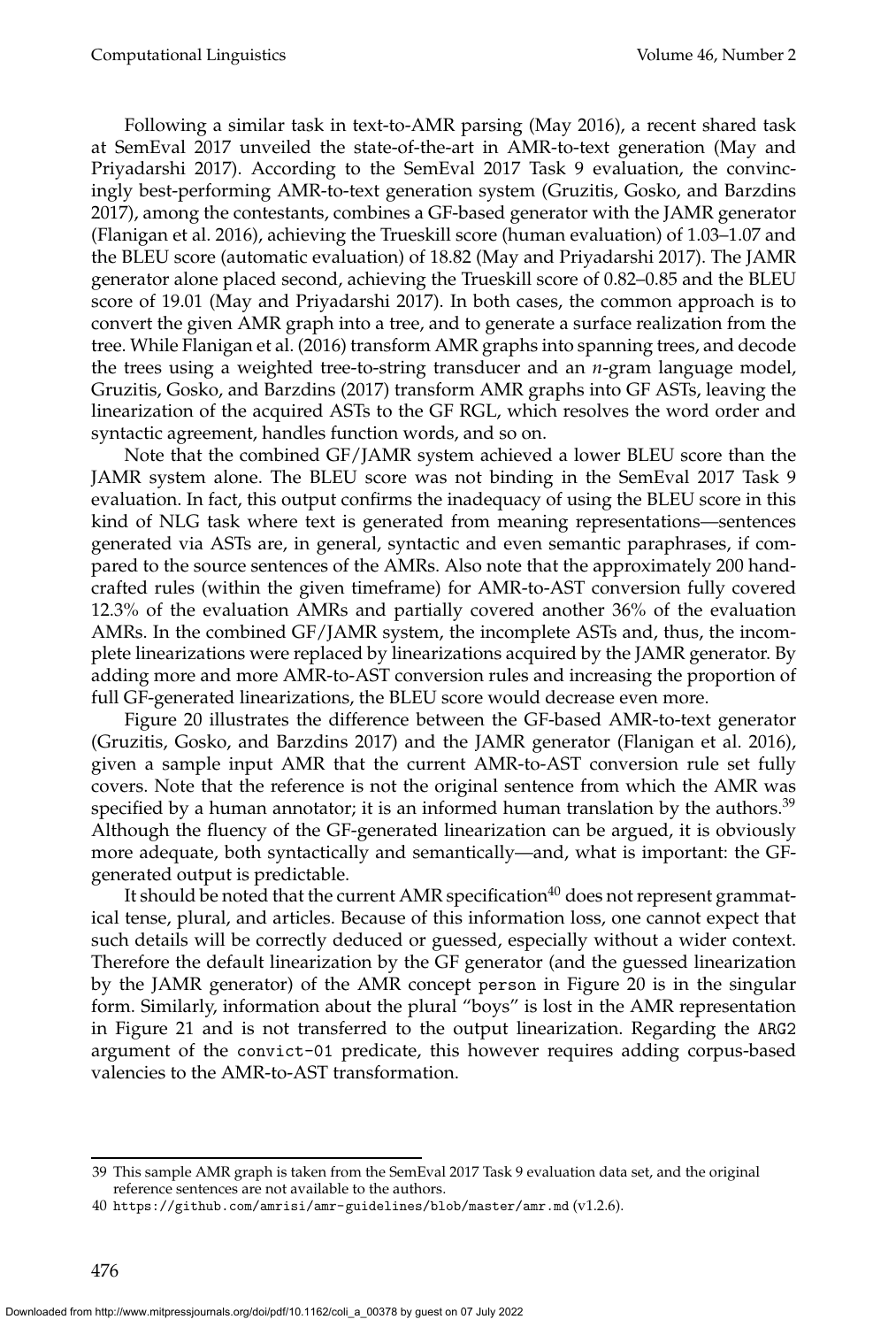Following a similar task in text-to-AMR parsing (May 2016), a recent shared task at SemEval 2017 unveiled the state-of-the-art in AMR-to-text generation (May and Priyadarshi 2017). According to the SemEval 2017 Task 9 evaluation, the convincingly best-performing AMR-to-text generation system (Gruzitis, Gosko, and Barzdins 2017), among the contestants, combines a GF-based generator with the JAMR generator (Flanigan et al. 2016), achieving the Trueskill score (human evaluation) of 1.03–1.07 and the BLEU score (automatic evaluation) of 18.82 (May and Priyadarshi 2017). The JAMR generator alone placed second, achieving the Trueskill score of 0.82–0.85 and the BLEU score of 19.01 (May and Priyadarshi 2017). In both cases, the common approach is to convert the given AMR graph into a tree, and to generate a surface realization from the tree. While Flanigan et al. (2016) transform AMR graphs into spanning trees, and decode the trees using a weighted tree-to-string transducer and an *n*-gram language model, Gruzitis, Gosko, and Barzdins (2017) transform AMR graphs into GF ASTs, leaving the linearization of the acquired ASTs to the GF RGL, which resolves the word order and syntactic agreement, handles function words, and so on.

Note that the combined GF/JAMR system achieved a lower BLEU score than the JAMR system alone. The BLEU score was not binding in the SemEval 2017 Task 9 evaluation. In fact, this output confirms the inadequacy of using the BLEU score in this kind of NLG task where text is generated from meaning representations—sentences generated via ASTs are, in general, syntactic and even semantic paraphrases, if compared to the source sentences of the AMRs. Also note that the approximately 200 handcrafted rules (within the given timeframe) for AMR-to-AST conversion fully covered 12.3% of the evaluation AMRs and partially covered another 36% of the evaluation AMRs. In the combined GF/JAMR system, the incomplete ASTs and, thus, the incomplete linearizations were replaced by linearizations acquired by the JAMR generator. By adding more and more AMR-to-AST conversion rules and increasing the proportion of full GF-generated linearizations, the BLEU score would decrease even more.

Figure 20 illustrates the difference between the GF-based AMR-to-text generator (Gruzitis, Gosko, and Barzdins 2017) and the JAMR generator (Flanigan et al. 2016), given a sample input AMR that the current AMR-to-AST conversion rule set fully covers. Note that the reference is not the original sentence from which the AMR was specified by a human annotator; it is an informed human translation by the authors.[39] Although the fluency of the GF-generated linearization can be argued, it is obviously more adequate, both syntactically and semantically—and, what is important: the GF-generated output is predictable.

It should be noted that the current AMR specification[40] does not represent grammatical tense, plural, and articles. Because of this information loss, one cannot expect that such details will be correctly deduced or guessed, especially without a wider context. Therefore the default linearization by the GF generator (and the guessed linearization by the JAMR generator) of the AMR concept `person` in Figure 20 is in the singular form. Similarly, information about the plural "boys" is lost in the AMR representation in Figure 21 and is not transferred to the output linearization. Regarding the `ARG2` argument of the `convict-01` predicate, this however requires adding corpus-based valencies to the AMR-to-AST transformation.

---

39 This sample AMR graph is taken from the SemEval 2017 Task 9 evaluation data set, and the original reference sentences are not available to the authors.

40 https://github.com/amrisi/amr-guidelines/blob/master/amr.md (v1.2.6).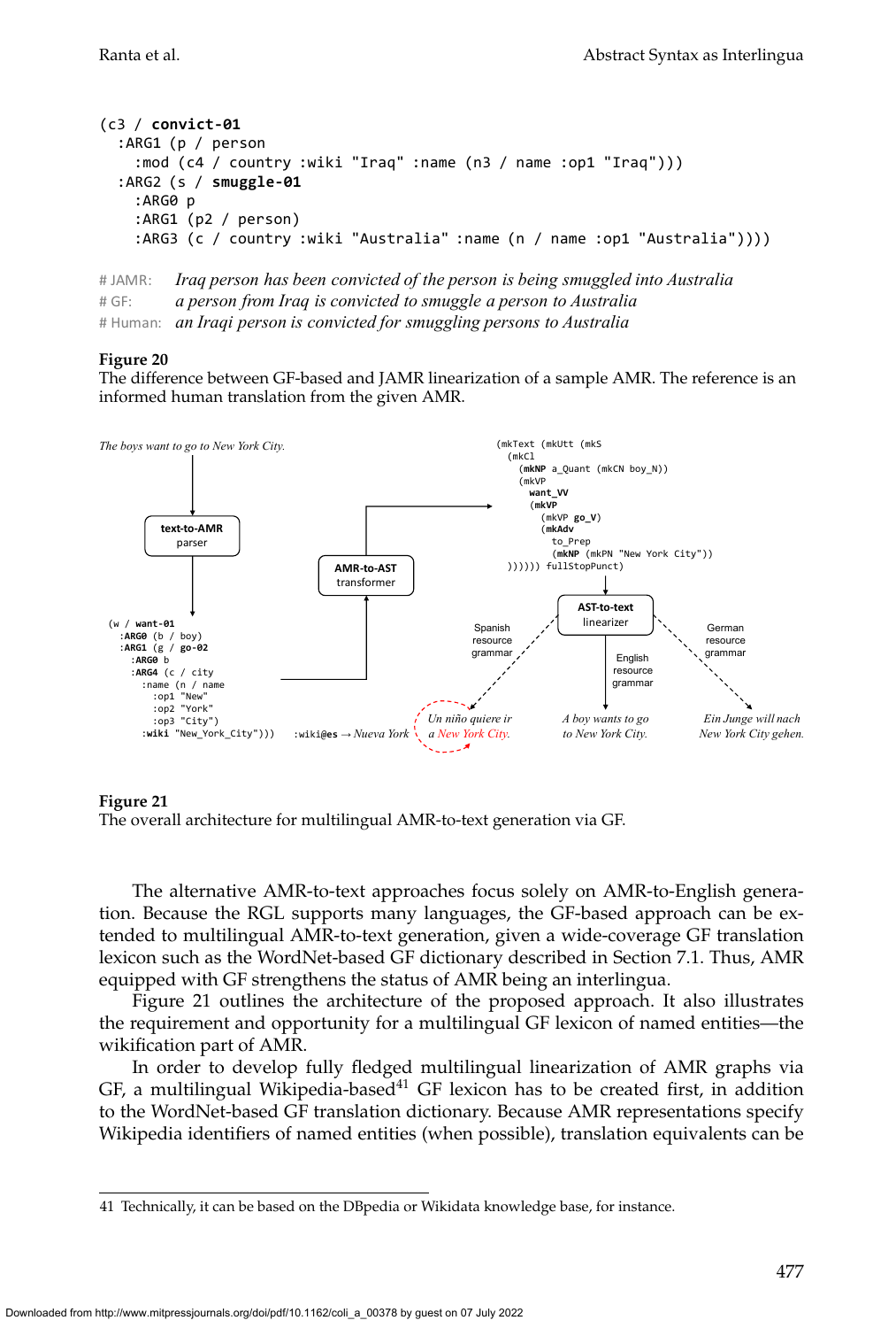```
(c3 / convict-01
  :ARG1 (p / person
    :mod (c4 / country :wiki "Iraq" :name (n3 / name :op1 "Iraq")))
  :ARG2 (s / smuggle-01
    :ARG0 p
    :ARG1 (p2 / person)
    :ARG3 (c / country :wiki "Australia" :name (n / name :op1 "Australia"))))
```

# JAMR: *Iraq person has been convicted of the person is being smuggled into Australia*
# GF: *a person from Iraq is convicted to smuggle a person to Australia*
# Human: *an Iraqi person is convicted for smuggling persons to Australia*

**Figure 20**
The difference between GF-based and JAMR linearization of a sample AMR. The reference is an informed human translation from the given AMR.

*The boys want to go to New York City.*

text-to-AMR parser

```
(w / want-01
  :ARG0 (b / boy)
  :ARG1 (g / go-02
    :ARG0 b
    :ARG4 (c / city
      :name (n / name
        :op1 "New"
        :op2 "York"
        :op3 "City")
      :wiki "New_York_City")))
```

AMR-to-AST transformer

:wiki@es → *Nueva York*

```
(mkText (mkUtt (mkS
  (mkCl
    (mkNP a_Quant (mkCN boy_N))
    (mkVP
      want_VV
      (mkVP
        (mkVP go_V)
        (mkAdv
          to_Prep
          (mkNP (mkPN "New York City"))
))))) fullStopPunct)
```

AST-to-text linearizer

Spanish resource grammar — *Un niño quiere ir a New York City.*

English resource grammar — *A boy wants to go to New York City.*

German resource grammar — *Ein Junge will nach New York City gehen.*

**Figure 21**
The overall architecture for multilingual AMR-to-text generation via GF.

The alternative AMR-to-text approaches focus solely on AMR-to-English generation. Because the RGL supports many languages, the GF-based approach can be extended to multilingual AMR-to-text generation, given a wide-coverage GF translation lexicon such as the WordNet-based GF dictionary described in Section 7.1. Thus, AMR equipped with GF strengthens the status of AMR being an interlingua.

Figure 21 outlines the architecture of the proposed approach. It also illustrates the requirement and opportunity for a multilingual GF lexicon of named entities—the wikification part of AMR.

In order to develop fully fledged multilingual linearization of AMR graphs via GF, a multilingual Wikipedia-based[41] GF lexicon has to be created first, in addition to the WordNet-based GF translation dictionary. Because AMR representations specify Wikipedia identifiers of named entities (when possible), translation equivalents can be

41 Technically, it can be based on the DBpedia or Wikidata knowledge base, for instance.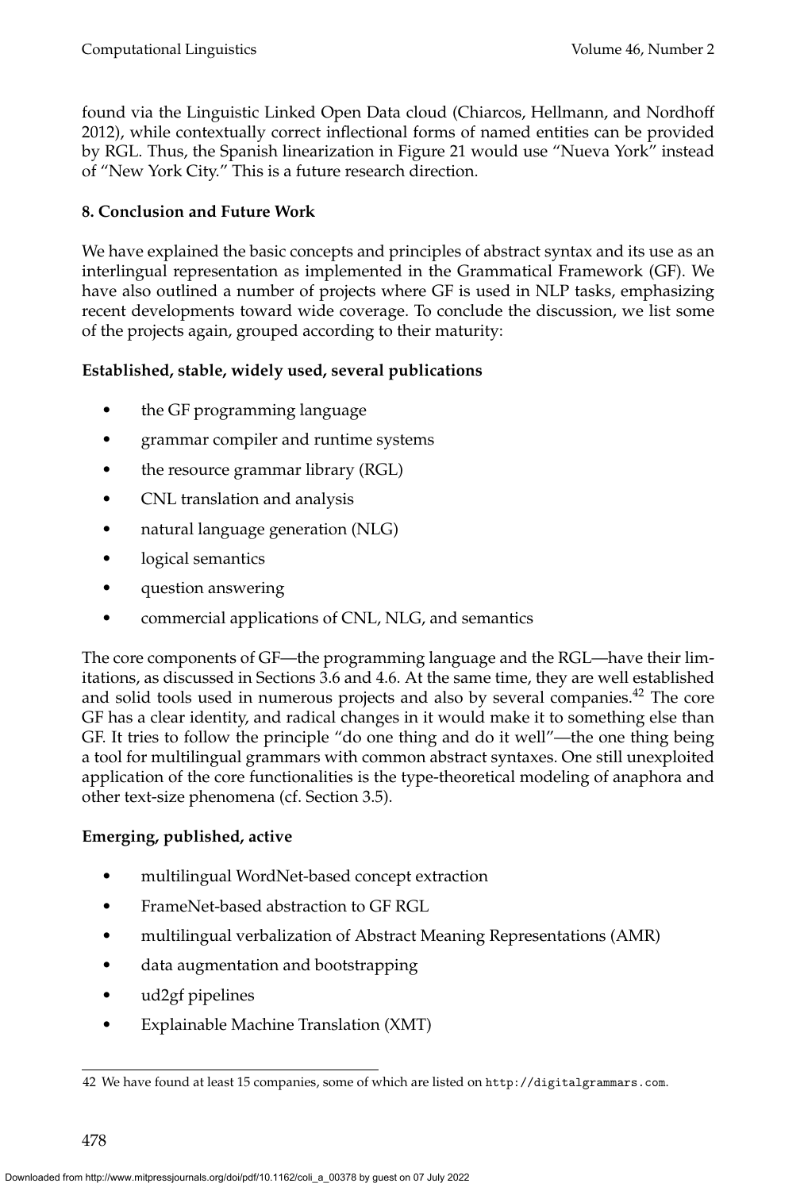found via the Linguistic Linked Open Data cloud (Chiarcos, Hellmann, and Nordhoff 2012), while contextually correct inflectional forms of named entities can be provided by RGL. Thus, the Spanish linearization in Figure 21 would use "Nueva York" instead of "New York City." This is a future research direction.

## 8. Conclusion and Future Work

We have explained the basic concepts and principles of abstract syntax and its use as an interlingual representation as implemented in the Grammatical Framework (GF). We have also outlined a number of projects where GF is used in NLP tasks, emphasizing recent developments toward wide coverage. To conclude the discussion, we list some of the projects again, grouped according to their maturity:

**Established, stable, widely used, several publications**

- the GF programming language
- grammar compiler and runtime systems
- the resource grammar library (RGL)
- CNL translation and analysis
- natural language generation (NLG)
- logical semantics
- question answering
- commercial applications of CNL, NLG, and semantics

The core components of GF—the programming language and the RGL—have their limitations, as discussed in Sections 3.6 and 4.6. At the same time, they are well established and solid tools used in numerous projects and also by several companies.[42] The core GF has a clear identity, and radical changes in it would make it to something else than GF. It tries to follow the principle "do one thing and do it well"—the one thing being a tool for multilingual grammars with common abstract syntaxes. One still unexploited application of the core functionalities is the type-theoretical modeling of anaphora and other text-size phenomena (cf. Section 3.5).

**Emerging, published, active**

- multilingual WordNet-based concept extraction
- FrameNet-based abstraction to GF RGL
- multilingual verbalization of Abstract Meaning Representations (AMR)
- data augmentation and bootstrapping
- ud2gf pipelines
- Explainable Machine Translation (XMT)

---

42 We have found at least 15 companies, some of which are listed on http://digitalgrammars.com.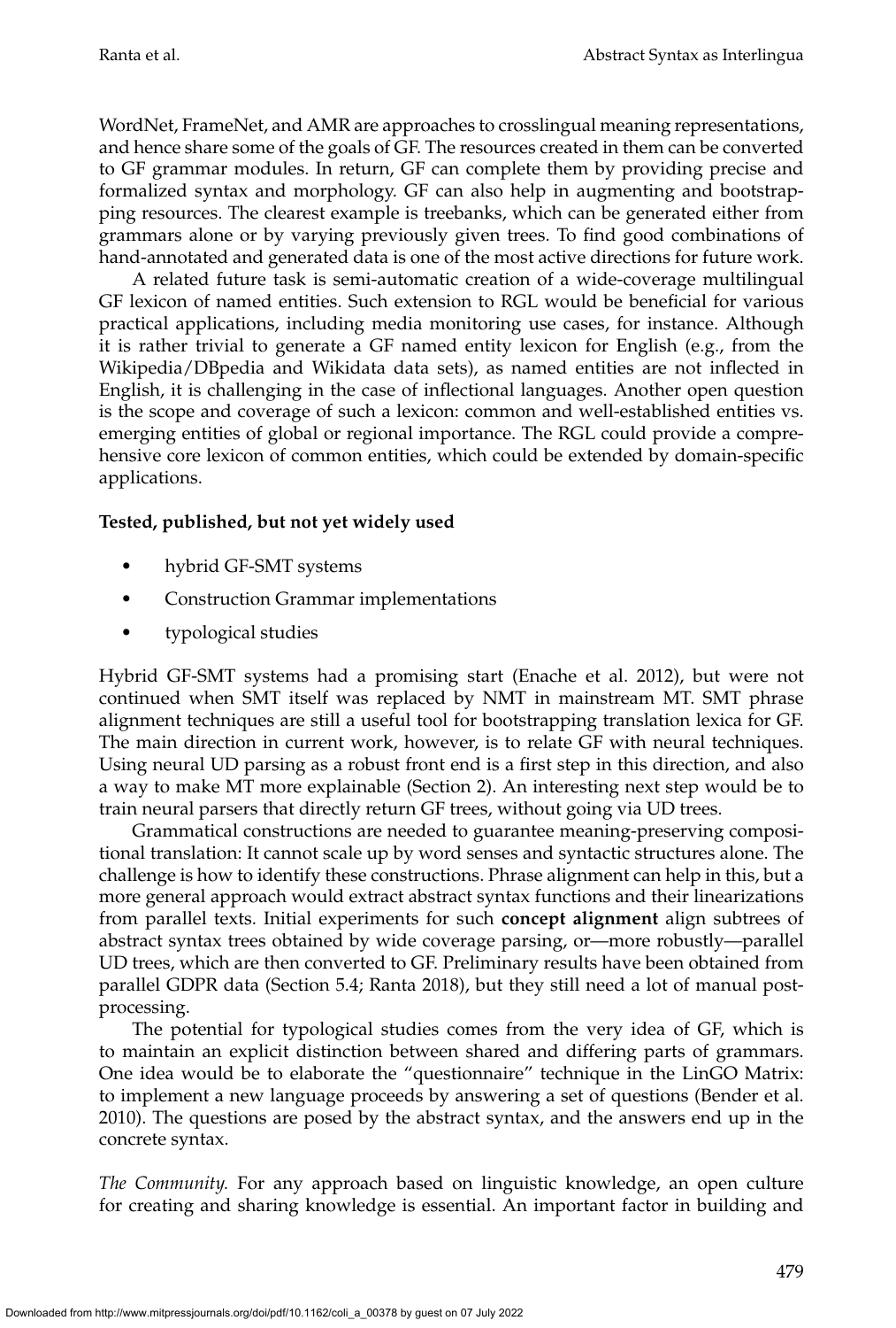WordNet, FrameNet, and AMR are approaches to crosslingual meaning representations, and hence share some of the goals of GF. The resources created in them can be converted to GF grammar modules. In return, GF can complete them by providing precise and formalized syntax and morphology. GF can also help in augmenting and bootstrapping resources. The clearest example is treebanks, which can be generated either from grammars alone or by varying previously given trees. To find good combinations of hand-annotated and generated data is one of the most active directions for future work.

A related future task is semi-automatic creation of a wide-coverage multilingual GF lexicon of named entities. Such extension to RGL would be beneficial for various practical applications, including media monitoring use cases, for instance. Although it is rather trivial to generate a GF named entity lexicon for English (e.g., from the Wikipedia/DBpedia and Wikidata data sets), as named entities are not inflected in English, it is challenging in the case of inflectional languages. Another open question is the scope and coverage of such a lexicon: common and well-established entities vs. emerging entities of global or regional importance. The RGL could provide a comprehensive core lexicon of common entities, which could be extended by domain-specific applications.

**Tested, published, but not yet widely used**

- hybrid GF-SMT systems
- Construction Grammar implementations
- typological studies

Hybrid GF-SMT systems had a promising start (Enache et al. 2012), but were not continued when SMT itself was replaced by NMT in mainstream MT. SMT phrase alignment techniques are still a useful tool for bootstrapping translation lexica for GF. The main direction in current work, however, is to relate GF with neural techniques. Using neural UD parsing as a robust front end is a first step in this direction, and also a way to make MT more explainable (Section 2). An interesting next step would be to train neural parsers that directly return GF trees, without going via UD trees.

Grammatical constructions are needed to guarantee meaning-preserving compositional translation: It cannot scale up by word senses and syntactic structures alone. The challenge is how to identify these constructions. Phrase alignment can help in this, but a more general approach would extract abstract syntax functions and their linearizations from parallel texts. Initial experiments for such **concept alignment** align subtrees of abstract syntax trees obtained by wide coverage parsing, or—more robustly—parallel UD trees, which are then converted to GF. Preliminary results have been obtained from parallel GDPR data (Section 5.4; Ranta 2018), but they still need a lot of manual post-processing.

The potential for typological studies comes from the very idea of GF, which is to maintain an explicit distinction between shared and differing parts of grammars. One idea would be to elaborate the "questionnaire" technique in the LinGO Matrix: to implement a new language proceeds by answering a set of questions (Bender et al. 2010). The questions are posed by the abstract syntax, and the answers end up in the concrete syntax.

*The Community.* For any approach based on linguistic knowledge, an open culture for creating and sharing knowledge is essential. An important factor in building and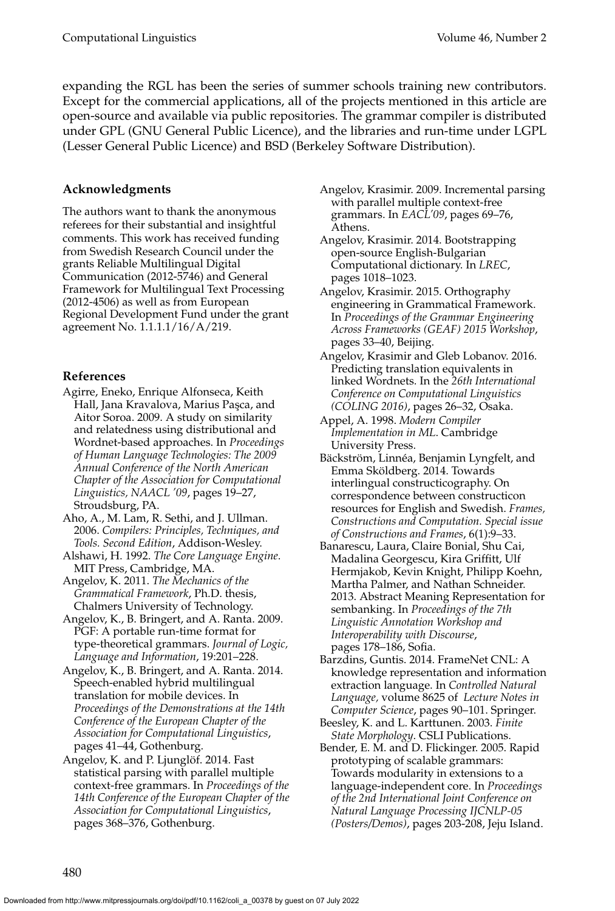expanding the RGL has been the series of summer schools training new contributors. Except for the commercial applications, all of the projects mentioned in this article are open-source and available via public repositories. The grammar compiler is distributed under GPL (GNU General Public Licence), and the libraries and run-time under LGPL (Lesser General Public Licence) and BSD (Berkeley Software Distribution).

## Acknowledgments

The authors want to thank the anonymous referees for their substantial and insightful comments. This work has received funding from Swedish Research Council under the grants Reliable Multilingual Digital Communication (2012-5746) and General Framework for Multilingual Text Processing (2012-4506) as well as from European Regional Development Fund under the grant agreement No. 1.1.1.1/16/A/219.

## References

Agirre, Eneko, Enrique Alfonseca, Keith Hall, Jana Kravalova, Marius Paşca, and Aitor Soroa. 2009. A study on similarity and relatedness using distributional and Wordnet-based approaches. In *Proceedings of Human Language Technologies: The 2009 Annual Conference of the North American Chapter of the Association for Computational Linguistics, NAACL '09*, pages 19–27, Stroudsburg, PA.

Aho, A., M. Lam, R. Sethi, and J. Ullman. 2006. *Compilers: Principles, Techniques, and Tools. Second Edition*, Addison-Wesley.

Alshawi, H. 1992. *The Core Language Engine*. MIT Press, Cambridge, MA.

Angelov, K. 2011. *The Mechanics of the Grammatical Framework*, Ph.D. thesis, Chalmers University of Technology.

Angelov, K., B. Bringert, and A. Ranta. 2009. PGF: A portable run-time format for type-theoretical grammars. *Journal of Logic, Language and Information*, 19:201–228.

Angelov, K., B. Bringert, and A. Ranta. 2014. Speech-enabled hybrid multilingual translation for mobile devices. In *Proceedings of the Demonstrations at the 14th Conference of the European Chapter of the Association for Computational Linguistics*, pages 41–44, Gothenburg.

Angelov, K. and P. Ljunglöf. 2014. Fast statistical parsing with parallel multiple context-free grammars. In *Proceedings of the 14th Conference of the European Chapter of the Association for Computational Linguistics*, pages 368–376, Gothenburg.

Angelov, Krasimir. 2009. Incremental parsing with parallel multiple context-free grammars. In *EACL'09*, pages 69–76, Athens.

Angelov, Krasimir. 2014. Bootstrapping open-source English-Bulgarian Computational dictionary. In *LREC*, pages 1018–1023.

Angelov, Krasimir. 2015. Orthography engineering in Grammatical Framework. In *Proceedings of the Grammar Engineering Across Frameworks (GEAF) 2015 Workshop*, pages 33–40, Beijing.

Angelov, Krasimir and Gleb Lobanov. 2016. Predicting translation equivalents in linked Wordnets. In the *26th International Conference on Computational Linguistics (COLING 2016)*, pages 26–32, Osaka.

Appel, A. 1998. *Modern Compiler Implementation in ML*. Cambridge University Press.

Bäckström, Linnéa, Benjamin Lyngfelt, and Emma Sköldberg. 2014. Towards interlingual constructicography. On correspondence between constructicon resources for English and Swedish. *Frames, Constructions and Computation. Special issue of Constructions and Frames*, 6(1):9–33.

Banarescu, Laura, Claire Bonial, Shu Cai, Madalina Georgescu, Kira Griffitt, Ulf Hermjakob, Kevin Knight, Philipp Koehn, Martha Palmer, and Nathan Schneider. 2013. Abstract Meaning Representation for sembanking. In *Proceedings of the 7th Linguistic Annotation Workshop and Interoperability with Discourse*, pages 178–186, Sofia.

Barzdins, Guntis. 2014. FrameNet CNL: A knowledge representation and information extraction language. In *Controlled Natural Language,* volume 8625 of *Lecture Notes in Computer Science*, pages 90–101. Springer.

Beesley, K. and L. Karttunen. 2003. *Finite State Morphology*. CSLI Publications.

Bender, E. M. and D. Flickinger. 2005. Rapid prototyping of scalable grammars: Towards modularity in extensions to a language-independent core. In *Proceedings of the 2nd International Joint Conference on Natural Language Processing IJCNLP-05 (Posters/Demos)*, pages 203-208, Jeju Island.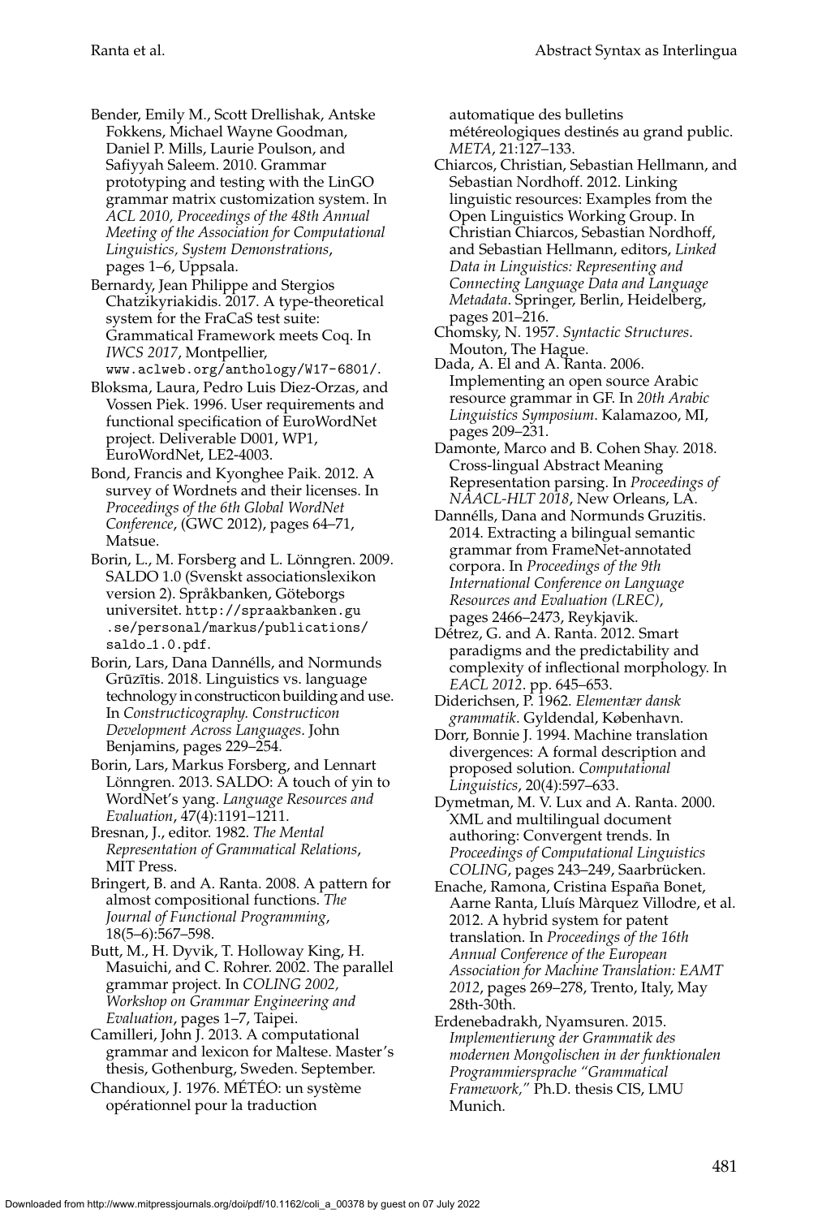Bender, Emily M., Scott Drellishak, Antske Fokkens, Michael Wayne Goodman, Daniel P. Mills, Laurie Poulson, and Safiyyah Saleem. 2010. Grammar prototyping and testing with the LinGO grammar matrix customization system. In *ACL 2010, Proceedings of the 48th Annual Meeting of the Association for Computational Linguistics, System Demonstrations*, pages 1–6, Uppsala.

Bernardy, Jean Philippe and Stergios Chatzikyriakidis. 2017. A type-theoretical system for the FraCaS test suite: Grammatical Framework meets Coq. In *IWCS 2017*, Montpellier, www.aclweb.org/anthology/W17-6801/.

Bloksma, Laura, Pedro Luis Diez-Orzas, and Vossen Piek. 1996. User requirements and functional specification of EuroWordNet project. Deliverable D001, WP1, EuroWordNet, LE2-4003.

Bond, Francis and Kyonghee Paik. 2012. A survey of Wordnets and their licenses. In *Proceedings of the 6th Global WordNet Conference*, (GWC 2012), pages 64–71, Matsue.

Borin, L., M. Forsberg and L. Lönngren. 2009. SALDO 1.0 (Svenskt associationslexikon version 2). Språkbanken, Göteborgs universitet. http://spraakbanken.gu.se/personal/markus/publications/saldo_1.0.pdf.

Borin, Lars, Dana Dannélls, and Normunds Grūzītis. 2018. Linguistics vs. language technology in constructicon building and use. In *Constructicography. Constructicon Development Across Languages*. John Benjamins, pages 229–254.

Borin, Lars, Markus Forsberg, and Lennart Lönngren. 2013. SALDO: A touch of yin to WordNet's yang. *Language Resources and Evaluation*, 47(4):1191–1211.

Bresnan, J., editor. 1982. *The Mental Representation of Grammatical Relations*, MIT Press.

Bringert, B. and A. Ranta. 2008. A pattern for almost compositional functions. *The Journal of Functional Programming*, 18(5–6):567–598.

Butt, M., H. Dyvik, T. Holloway King, H. Masuichi, and C. Rohrer. 2002. The parallel grammar project. In *COLING 2002, Workshop on Grammar Engineering and Evaluation*, pages 1–7, Taipei.

Camilleri, John J. 2013. A computational grammar and lexicon for Maltese. Master's thesis, Gothenburg, Sweden. September.

Chandioux, J. 1976. MÉTÉO: un système opérationnel pour la traduction automatique des bulletins météreologiques destinés au grand public. *META*, 21:127–133.

Chiarcos, Christian, Sebastian Hellmann, and Sebastian Nordhoff. 2012. Linking linguistic resources: Examples from the Open Linguistics Working Group. In Christian Chiarcos, Sebastian Nordhoff, and Sebastian Hellmann, editors, *Linked Data in Linguistics: Representing and Connecting Language Data and Language Metadata*. Springer, Berlin, Heidelberg, pages 201–216.

Chomsky, N. 1957. *Syntactic Structures*. Mouton, The Hague.

Dada, A. El and A. Ranta. 2006. Implementing an open source Arabic resource grammar in GF. In *20th Arabic Linguistics Symposium*. Kalamazoo, MI, pages 209–231.

Damonte, Marco and B. Cohen Shay. 2018. Cross-lingual Abstract Meaning Representation parsing. In *Proceedings of NAACL-HLT 2018*, New Orleans, LA.

Dannélls, Dana and Normunds Gruzitis. 2014. Extracting a bilingual semantic grammar from FrameNet-annotated corpora. In *Proceedings of the 9th International Conference on Language Resources and Evaluation (LREC)*, pages 2466–2473, Reykjavik.

Détrez, G. and A. Ranta. 2012. Smart paradigms and the predictability and complexity of inflectional morphology. In *EACL 2012*. pp. 645–653.

Diderichsen, P. 1962. *Elementær dansk grammatik*. Gyldendal, København.

Dorr, Bonnie J. 1994. Machine translation divergences: A formal description and proposed solution. *Computational Linguistics*, 20(4):597–633.

Dymetman, M. V. Lux and A. Ranta. 2000. XML and multilingual document authoring: Convergent trends. In *Proceedings of Computational Linguistics COLING*, pages 243–249, Saarbrücken.

Enache, Ramona, Cristina España Bonet, Aarne Ranta, Lluís Màrquez Villodre, et al. 2012. A hybrid system for patent translation. In *Proceedings of the 16th Annual Conference of the European Association for Machine Translation: EAMT 2012*, pages 269–278, Trento, Italy, May 28th-30th.

Erdenebadrakh, Nyamsuren. 2015. *Implementierung der Grammatik des modernen Mongolischen in der funktionalen Programmiersprache "Grammatical Framework,"* Ph.D. thesis CIS, LMU Munich.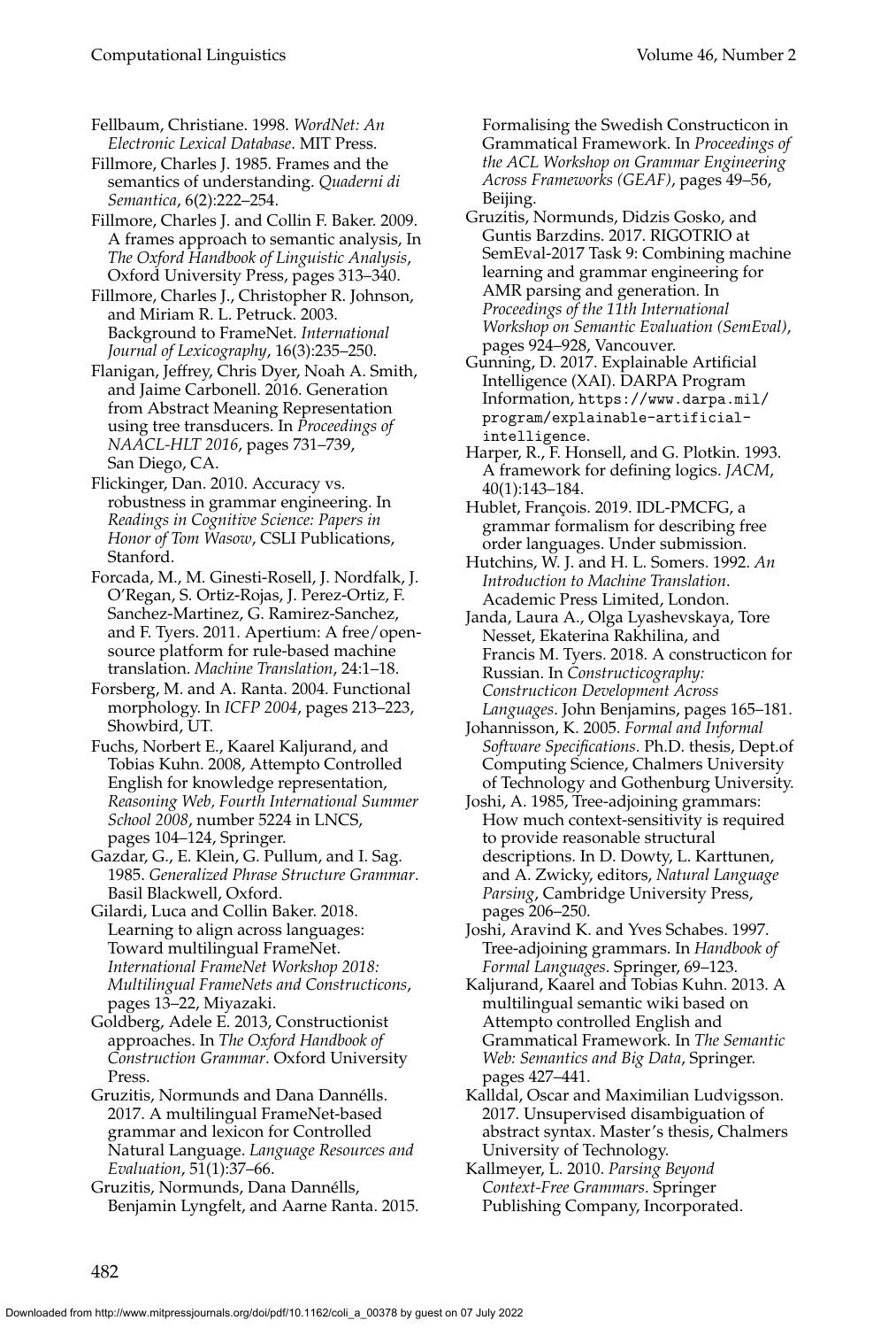Fellbaum, Christiane. 1998. *WordNet: An Electronic Lexical Database*. MIT Press.

Fillmore, Charles J. 1985. Frames and the semantics of understanding. *Quaderni di Semantica*, 6(2):222–254.

Fillmore, Charles J. and Collin F. Baker. 2009. A frames approach to semantic analysis, In *The Oxford Handbook of Linguistic Analysis*, Oxford University Press, pages 313–340.

Fillmore, Charles J., Christopher R. Johnson, and Miriam R. L. Petruck. 2003. Background to FrameNet. *International Journal of Lexicography*, 16(3):235–250.

Flanigan, Jeffrey, Chris Dyer, Noah A. Smith, and Jaime Carbonell. 2016. Generation from Abstract Meaning Representation using tree transducers. In *Proceedings of NAACL-HLT 2016*, pages 731–739, San Diego, CA.

Flickinger, Dan. 2010. Accuracy vs. robustness in grammar engineering. In *Readings in Cognitive Science: Papers in Honor of Tom Wasow*, CSLI Publications, Stanford.

Forcada, M., M. Ginesti-Rosell, J. Nordfalk, J. O'Regan, S. Ortiz-Rojas, J. Perez-Ortiz, F. Sanchez-Martinez, G. Ramirez-Sanchez, and F. Tyers. 2011. Apertium: A free/open-source platform for rule-based machine translation. *Machine Translation*, 24:1–18.

Forsberg, M. and A. Ranta. 2004. Functional morphology. In *ICFP 2004*, pages 213–223, Showbird, UT.

Fuchs, Norbert E., Kaarel Kaljurand, and Tobias Kuhn. 2008, Attempto Controlled English for knowledge representation, *Reasoning Web, Fourth International Summer School 2008*, number 5224 in LNCS, pages 104–124, Springer.

Gazdar, G., E. Klein, G. Pullum, and I. Sag. 1985. *Generalized Phrase Structure Grammar*. Basil Blackwell, Oxford.

Gilardi, Luca and Collin Baker. 2018. Learning to align across languages: Toward multilingual FrameNet. *International FrameNet Workshop 2018: Multilingual FrameNets and Constructicons*, pages 13–22, Miyazaki.

Goldberg, Adele E. 2013, Constructionist approaches. In *The Oxford Handbook of Construction Grammar*. Oxford University Press.

Gruzitis, Normunds and Dana Dannélls. 2017. A multilingual FrameNet-based grammar and lexicon for Controlled Natural Language. *Language Resources and Evaluation*, 51(1):37–66.

Gruzitis, Normunds, Dana Dannélls, Benjamin Lyngfelt, and Aarne Ranta. 2015. Formalising the Swedish Constructicon in Grammatical Framework. In *Proceedings of the ACL Workshop on Grammar Engineering Across Frameworks (GEAF)*, pages 49–56, Beijing.

Gruzitis, Normunds, Didzis Gosko, and Guntis Barzdins. 2017. RIGOTRIO at SemEval-2017 Task 9: Combining machine learning and grammar engineering for AMR parsing and generation. In *Proceedings of the 11th International Workshop on Semantic Evaluation (SemEval)*, pages 924–928, Vancouver.

Gunning, D. 2017. Explainable Artificial Intelligence (XAI). DARPA Program Information, https://www.darpa.mil/program/explainable-artificial-intelligence.

Harper, R., F. Honsell, and G. Plotkin. 1993. A framework for defining logics. *JACM*, 40(1):143–184.

Hublet, François. 2019. IDL-PMCFG, a grammar formalism for describing free order languages. Under submission.

Hutchins, W. J. and H. L. Somers. 1992. *An Introduction to Machine Translation*. Academic Press Limited, London.

Janda, Laura A., Olga Lyashevskaya, Tore Nesset, Ekaterina Rakhilina, and Francis M. Tyers. 2018. A constructicon for Russian. In *Constructicography: Constructicon Development Across Languages*. John Benjamins, pages 165–181.

Johannisson, K. 2005. *Formal and Informal Software Specifications*. Ph.D. thesis, Dept.of Computing Science, Chalmers University of Technology and Gothenburg University.

Joshi, A. 1985, Tree-adjoining grammars: How much context-sensitivity is required to provide reasonable structural descriptions. In D. Dowty, L. Karttunen, and A. Zwicky, editors, *Natural Language Parsing*, Cambridge University Press, pages 206–250.

Joshi, Aravind K. and Yves Schabes. 1997. Tree-adjoining grammars. In *Handbook of Formal Languages*. Springer, 69–123.

Kaljurand, Kaarel and Tobias Kuhn. 2013. A multilingual semantic wiki based on Attempto controlled English and Grammatical Framework. In *The Semantic Web: Semantics and Big Data*, Springer. pages 427–441.

Kalldal, Oscar and Maximilian Ludvigsson. 2017. Unsupervised disambiguation of abstract syntax. Master's thesis, Chalmers University of Technology.

Kallmeyer, L. 2010. *Parsing Beyond Context-Free Grammars*. Springer Publishing Company, Incorporated.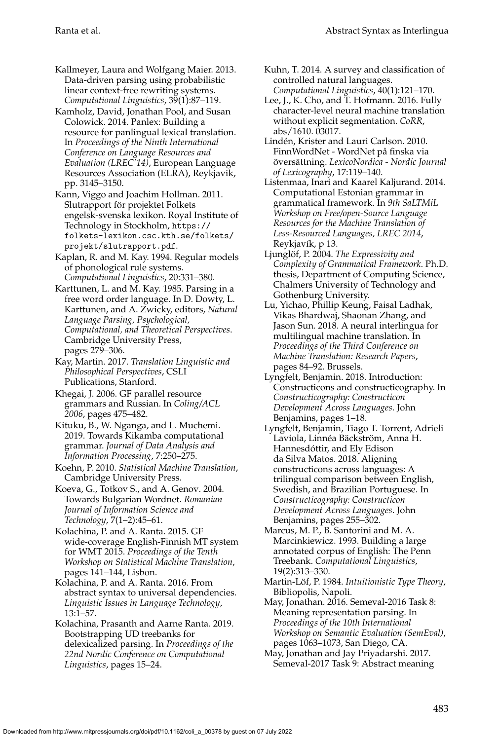Kallmeyer, Laura and Wolfgang Maier. 2013. Data-driven parsing using probabilistic linear context-free rewriting systems. *Computational Linguistics*, 39(1):87–119.

Kamholz, David, Jonathan Pool, and Susan Colowick. 2014. Panlex: Building a resource for panlingual lexical translation. In *Proceedings of the Ninth International Conference on Language Resources and Evaluation (LREC'14)*, European Language Resources Association (ELRA), Reykjavik, pp. 3145–3150.

Kann, Viggo and Joachim Hollman. 2011. Slutrapport för projektet Folkets engelsk-svenska lexikon. Royal Institute of Technology in Stockholm, `https://folkets-lexikon.csc.kth.se/folkets/projekt/slutrapport.pdf`.

Kaplan, R. and M. Kay. 1994. Regular models of phonological rule systems. *Computational Linguistics*, 20:331–380.

Karttunen, L. and M. Kay. 1985. Parsing in a free word order language. In D. Dowty, L. Karttunen, and A. Zwicky, editors, *Natural Language Parsing, Psychological, Computational, and Theoretical Perspectives*. Cambridge University Press, pages 279–306.

Kay, Martin. 2017. *Translation Linguistic and Philosophical Perspectives*, CSLI Publications, Stanford.

Khegai, J. 2006. GF parallel resource grammars and Russian. In *Coling/ACL 2006*, pages 475–482.

Kituku, B., W. Nganga, and L. Muchemi. 2019. Towards Kikamba computational grammar. *Journal of Data Analysis and Information Processing*, 7:250–275.

Koehn, P. 2010. *Statistical Machine Translation*, Cambridge University Press.

Koeva, G., Totkov S., and A. Genov. 2004. Towards Bulgarian Wordnet. *Romanian Journal of Information Science and Technology*, 7(1–2):45–61.

Kolachina, P. and A. Ranta. 2015. GF wide-coverage English-Finnish MT system for WMT 2015. *Proceedings of the Tenth Workshop on Statistical Machine Translation*, pages 141–144, Lisbon.

Kolachina, P. and A. Ranta. 2016. From abstract syntax to universal dependencies. *Linguistic Issues in Language Technology*, 13:1–57.

Kolachina, Prasanth and Aarne Ranta. 2019. Bootstrapping UD treebanks for delexicalized parsing. In *Proceedings of the 22nd Nordic Conference on Computational Linguistics*, pages 15–24.

Kuhn, T. 2014. A survey and classification of controlled natural languages. *Computational Linguistics*, 40(1):121–170.

Lee, J., K. Cho, and T. Hofmann. 2016. Fully character-level neural machine translation without explicit segmentation. *CoRR*, abs/1610. 03017.

Lindén, Krister and Lauri Carlson. 2010. FinnWordNet - WordNet på finska via översättning. *LexicoNordica - Nordic Journal of Lexicography*, 17:119–140.

Listenmaa, Inari and Kaarel Kaljurand. 2014. Computational Estonian grammar in grammatical framework. In *9th SaLTMiL Workshop on Free/open-Source Language Resources for the Machine Translation of Less-Resourced Languages, LREC 2014*, Reykjavík, p 13.

Ljunglöf, P. 2004. *The Expressivity and Complexity of Grammatical Framework*. Ph.D. thesis, Department of Computing Science, Chalmers University of Technology and Gothenburg University.

Lu, Yichao, Phillip Keung, Faisal Ladhak, Vikas Bhardwaj, Shaonan Zhang, and Jason Sun. 2018. A neural interlingua for multilingual machine translation. In *Proceedings of the Third Conference on Machine Translation: Research Papers*, pages 84–92. Brussels.

Lyngfelt, Benjamin. 2018. Introduction: Constructicons and constructicography. In *Constructicography: Constructicon Development Across Languages*. John Benjamins, pages 1–18.

Lyngfelt, Benjamin, Tiago T. Torrent, Adrieli Laviola, Linnéa Bäckström, Anna H. Hannesdóttir, and Ely Edison da Silva Matos. 2018. Aligning constructicons across languages: A trilingual comparison between English, Swedish, and Brazilian Portuguese. In *Constructicography: Constructicon Development Across Languages*. John Benjamins, pages 255–302.

Marcus, M. P., B. Santorini and M. A. Marcinkiewicz. 1993. Building a large annotated corpus of English: The Penn Treebank. *Computational Linguistics*, 19(2):313–330.

Martin-Löf, P. 1984. *Intuitionistic Type Theory*, Bibliopolis, Napoli.

May, Jonathan. 2016. Semeval-2016 Task 8: Meaning representation parsing. In *Proceedings of the 10th International Workshop on Semantic Evaluation (SemEval)*, pages 1063–1073, San Diego, CA.

May, Jonathan and Jay Priyadarshi. 2017. Semeval-2017 Task 9: Abstract meaning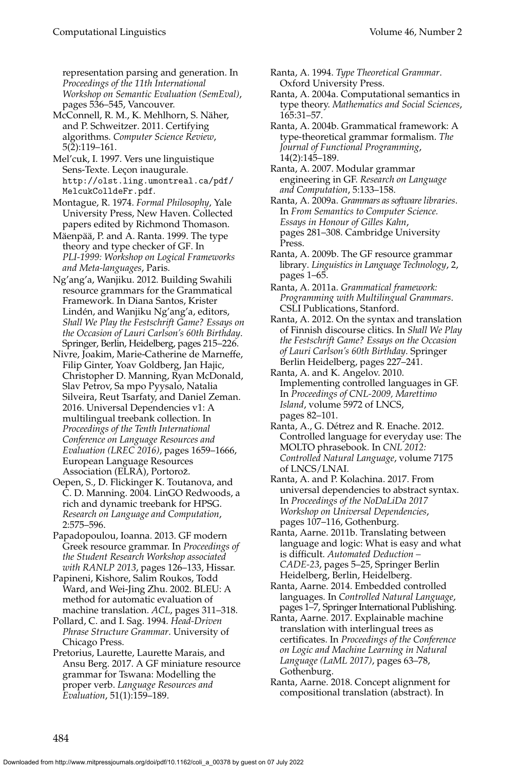representation parsing and generation. In *Proceedings of the 11th International Workshop on Semantic Evaluation (SemEval)*, pages 536–545, Vancouver.

McConnell, R. M., K. Mehlhorn, S. Näher, and P. Schweitzer. 2011. Certifying algorithms. *Computer Science Review*, 5(2):119–161.

Mel'cuk, I. 1997. Vers une linguistique Sens-Texte. Leçon inaugurale. http://olst.ling.umontreal.ca/pdf/MelcukColldeFr.pdf.

Montague, R. 1974. *Formal Philosophy*, Yale University Press, New Haven. Collected papers edited by Richmond Thomason.

Mäenpää, P. and A. Ranta. 1999. The type theory and type checker of GF. In *PLI-1999: Workshop on Logical Frameworks and Meta-languages*, Paris.

Ng'ang'a, Wanjiku. 2012. Building Swahili resource grammars for the Grammatical Framework. In Diana Santos, Krister Lindén, and Wanjiku Ng'ang'a, editors, *Shall We Play the Festschrift Game? Essays on the Occasion of Lauri Carlson's 60th Birthday*. Springer, Berlin, Heidelberg, pages 215–226.

Nivre, Joakim, Marie-Catherine de Marneffe, Filip Ginter, Yoav Goldberg, Jan Hajic, Christopher D. Manning, Ryan McDonald, Slav Petrov, Sa mpo Pyysalo, Natalia Silveira, Reut Tsarfaty, and Daniel Zeman. 2016. Universal Dependencies v1: A multilingual treebank collection. In *Proceedings of the Tenth International Conference on Language Resources and Evaluation (LREC 2016)*, pages 1659–1666, European Language Resources Association (ELRA), Portorož.

Oepen, S., D. Flickinger K. Toutanova, and C. D. Manning. 2004. LinGO Redwoods, a rich and dynamic treebank for HPSG. *Research on Language and Computation*, 2:575–596.

Papadopoulou, Ioanna. 2013. GF modern Greek resource grammar. In *Proceedings of the Student Research Workshop associated with RANLP 2013*, pages 126–133, Hissar.

Papineni, Kishore, Salim Roukos, Todd Ward, and Wei-Jing Zhu. 2002. BLEU: A method for automatic evaluation of machine translation. *ACL*, pages 311–318.

Pollard, C. and I. Sag. 1994. *Head-Driven Phrase Structure Grammar*. University of Chicago Press.

Pretorius, Laurette, Laurette Marais, and Ansu Berg. 2017. A GF miniature resource grammar for Tswana: Modelling the proper verb. *Language Resources and Evaluation*, 51(1):159–189.

Ranta, A. 1994. *Type Theoretical Grammar*. Oxford University Press.

Ranta, A. 2004a. Computational semantics in type theory. *Mathematics and Social Sciences*, 165:31–57.

Ranta, A. 2004b. Grammatical framework: A type-theoretical grammar formalism. *The Journal of Functional Programming*, 14(2):145–189.

Ranta, A. 2007. Modular grammar engineering in GF. *Research on Language and Computation*, 5:133–158.

Ranta, A. 2009a. *Grammars as software libraries*. In *From Semantics to Computer Science. Essays in Honour of Gilles Kahn*, pages 281–308. Cambridge University Press.

Ranta, A. 2009b. The GF resource grammar library. *Linguistics in Language Technology*, 2, pages 1–65.

Ranta, A. 2011a. *Grammatical framework: Programming with Multilingual Grammars*. CSLI Publications, Stanford.

Ranta, A. 2012. On the syntax and translation of Finnish discourse clitics. In *Shall We Play the Festschrift Game? Essays on the Occasion of Lauri Carlson's 60th Birthday*. Springer Berlin Heidelberg, pages 227–241.

Ranta, A. and K. Angelov. 2010. Implementing controlled languages in GF. In *Proceedings of CNL-2009, Marettimo Island*, volume 5972 of LNCS, pages 82–101.

Ranta, A., G. Détrez and R. Enache. 2012. Controlled language for everyday use: The MOLTO phrasebook. In *CNL 2012: Controlled Natural Language*, volume 7175 of LNCS/LNAI.

Ranta, A. and P. Kolachina. 2017. From universal dependencies to abstract syntax. In *Proceedings of the NoDaLiDa 2017 Workshop on Universal Dependencies*, pages 107–116, Gothenburg.

Ranta, Aarne. 2011b. Translating between language and logic: What is easy and what is difficult. *Automated Deduction – CADE-23*, pages 5–25, Springer Berlin Heidelberg, Berlin, Heidelberg.

Ranta, Aarne. 2014. Embedded controlled languages. In *Controlled Natural Language*, pages 1–7, Springer International Publishing.

Ranta, Aarne. 2017. Explainable machine translation with interlingual trees as certificates. In *Proceedings of the Conference on Logic and Machine Learning in Natural Language (LaML 2017)*, pages 63–78, Gothenburg.

Ranta, Aarne. 2018. Concept alignment for compositional translation (abstract). In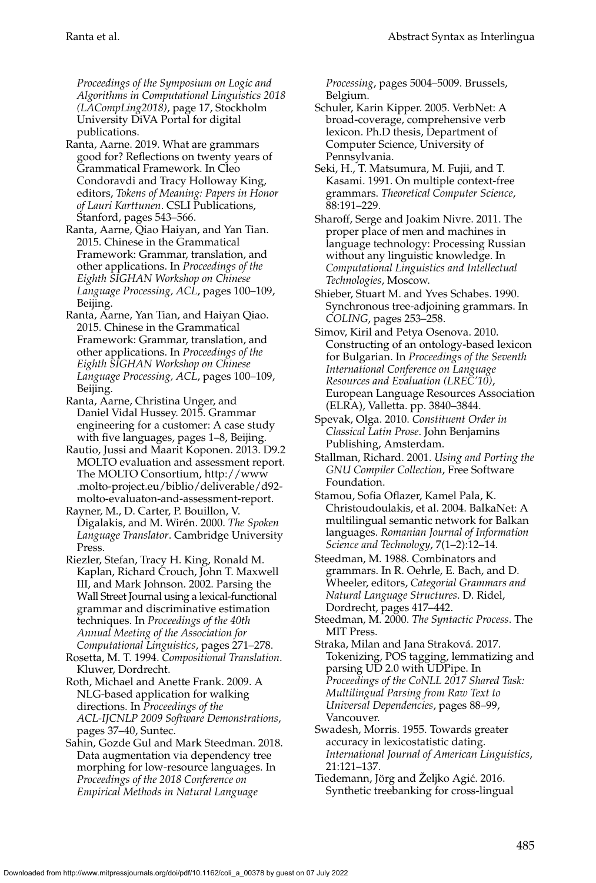*Proceedings of the Symposium on Logic and Algorithms in Computational Linguistics 2018 (LACompLing2018)*, page 17, Stockholm University DiVA Portal for digital publications.

Ranta, Aarne. 2019. What are grammars good for? Reflections on twenty years of Grammatical Framework. In Cleo Condoravdi and Tracy Holloway King, editors, *Tokens of Meaning: Papers in Honor of Lauri Karttunen*. CSLI Publications, Stanford, pages 543–566.

Ranta, Aarne, Qiao Haiyan, and Yan Tian. 2015. Chinese in the Grammatical Framework: Grammar, translation, and other applications. In *Proceedings of the Eighth SIGHAN Workshop on Chinese Language Processing, ACL*, pages 100–109, Beijing.

Ranta, Aarne, Yan Tian, and Haiyan Qiao. 2015. Chinese in the Grammatical Framework: Grammar, translation, and other applications. In *Proceedings of the Eighth SIGHAN Workshop on Chinese Language Processing, ACL*, pages 100–109, Beijing.

Ranta, Aarne, Christina Unger, and Daniel Vidal Hussey. 2015. Grammar engineering for a customer: A case study with five languages, pages 1–8, Beijing.

Rautio, Jussi and Maarit Koponen. 2013. D9.2 MOLTO evaluation and assessment report. The MOLTO Consortium, http://www.molto-project.eu/biblio/deliverable/d92-molto-evaluaton-and-assessment-report.

Rayner, M., D. Carter, P. Bouillon, V. Digalakis, and M. Wirén. 2000. *The Spoken Language Translator*. Cambridge University Press.

Riezler, Stefan, Tracy H. King, Ronald M. Kaplan, Richard Crouch, John T. Maxwell III, and Mark Johnson. 2002. Parsing the Wall Street Journal using a lexical-functional grammar and discriminative estimation techniques. In *Proceedings of the 40th Annual Meeting of the Association for Computational Linguistics*, pages 271–278.

Rosetta, M. T. 1994. *Compositional Translation*. Kluwer, Dordrecht.

Roth, Michael and Anette Frank. 2009. A NLG-based application for walking directions. In *Proceedings of the ACL-IJCNLP 2009 Software Demonstrations*, pages 37–40, Suntec.

Sahin, Gozde Gul and Mark Steedman. 2018. Data augmentation via dependency tree morphing for low-resource languages. In *Proceedings of the 2018 Conference on Empirical Methods in Natural Language Processing*, pages 5004–5009. Brussels, Belgium.

Schuler, Karin Kipper. 2005. VerbNet: A broad-coverage, comprehensive verb lexicon. Ph.D thesis, Department of Computer Science, University of Pennsylvania.

Seki, H., T. Matsumura, M. Fujii, and T. Kasami. 1991. On multiple context-free grammars. *Theoretical Computer Science*, 88:191–229.

Sharoff, Serge and Joakim Nivre. 2011. The proper place of men and machines in language technology: Processing Russian without any linguistic knowledge. In *Computational Linguistics and Intellectual Technologies*, Moscow.

Shieber, Stuart M. and Yves Schabes. 1990. Synchronous tree-adjoining grammars. In *COLING*, pages 253–258.

Simov, Kiril and Petya Osenova. 2010. Constructing of an ontology-based lexicon for Bulgarian. In *Proceedings of the Seventh International Conference on Language Resources and Evaluation (LREC'10)*, European Language Resources Association (ELRA), Valletta. pp. 3840–3844.

Spevak, Olga. 2010. *Constituent Order in Classical Latin Prose*. John Benjamins Publishing, Amsterdam.

Stallman, Richard. 2001. *Using and Porting the GNU Compiler Collection*, Free Software Foundation.

Stamou, Sofia Oflazer, Kamel Pala, K. Christoudoulakis, et al. 2004. BalkaNet: A multilingual semantic network for Balkan languages. *Romanian Journal of Information Science and Technology*, 7(1–2):12–14.

Steedman, M. 1988. Combinators and grammars. In R. Oehrle, E. Bach, and D. Wheeler, editors, *Categorial Grammars and Natural Language Structures*. D. Ridel, Dordrecht, pages 417–442.

Steedman, M. 2000. *The Syntactic Process*. The MIT Press.

Straka, Milan and Jana Straková. 2017. Tokenizing, POS tagging, lemmatizing and parsing UD 2.0 with UDPipe. In *Proceedings of the CoNLL 2017 Shared Task: Multilingual Parsing from Raw Text to Universal Dependencies*, pages 88–99, Vancouver.

Swadesh, Morris. 1955. Towards greater accuracy in lexicostatistic dating. *International Journal of American Linguistics*, 21:121–137.

Tiedemann, Jörg and Željko Agić. 2016. Synthetic treebanking for cross-lingual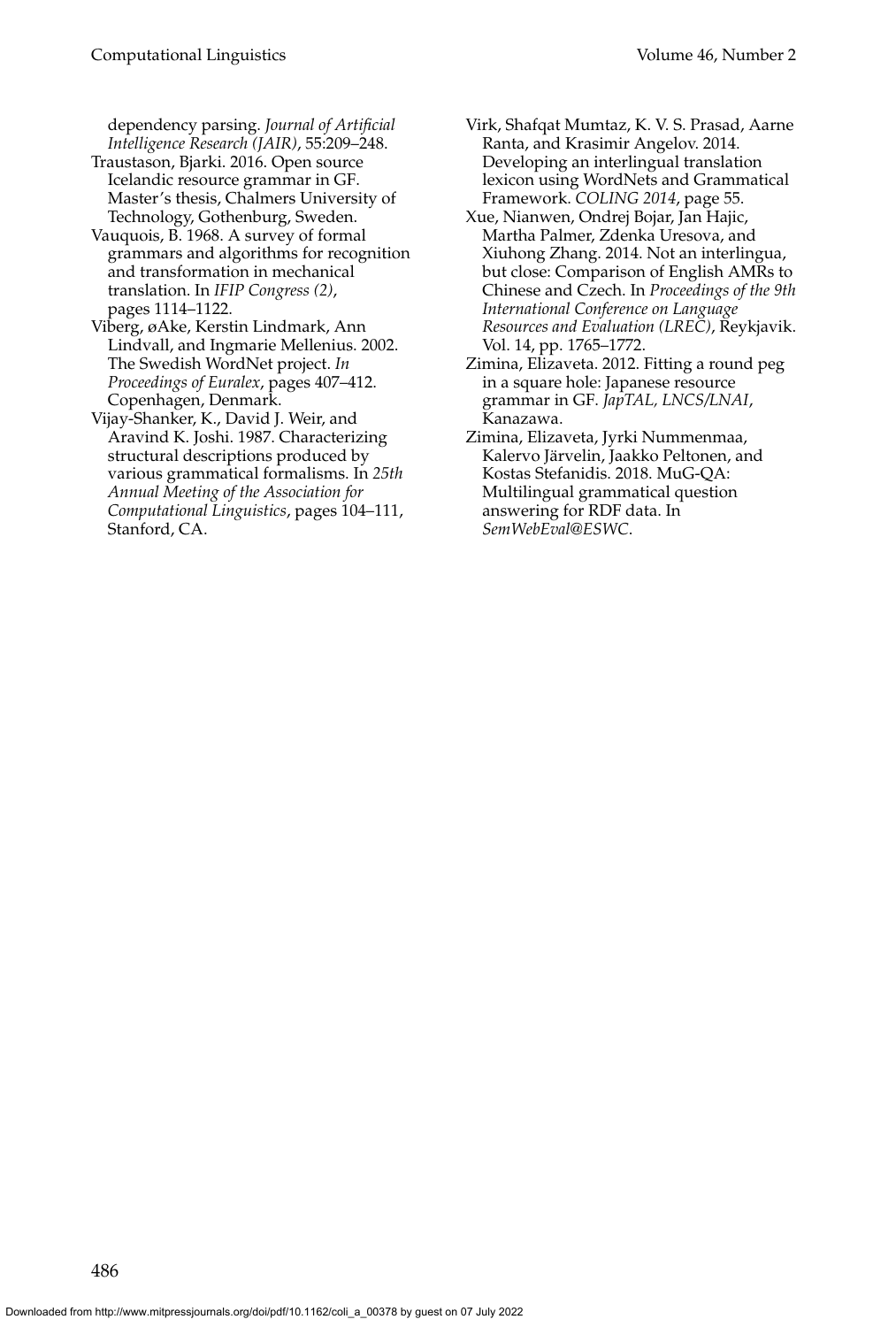dependency parsing. *Journal of Artificial Intelligence Research (JAIR)*, 55:209–248.

Traustason, Bjarki. 2016. Open source Icelandic resource grammar in GF. Master's thesis, Chalmers University of Technology, Gothenburg, Sweden.

Vauquois, B. 1968. A survey of formal grammars and algorithms for recognition and transformation in mechanical translation. In *IFIP Congress (2)*, pages 1114–1122.

Viberg, øAke, Kerstin Lindmark, Ann Lindvall, and Ingmarie Mellenius. 2002. The Swedish WordNet project. *In Proceedings of Euralex*, pages 407–412. Copenhagen, Denmark.

Vijay-Shanker, K., David J. Weir, and Aravind K. Joshi. 1987. Characterizing structural descriptions produced by various grammatical formalisms. In *25th Annual Meeting of the Association for Computational Linguistics*, pages 104–111, Stanford, CA.

Virk, Shafqat Mumtaz, K. V. S. Prasad, Aarne Ranta, and Krasimir Angelov. 2014. Developing an interlingual translation lexicon using WordNets and Grammatical Framework. *COLING 2014*, page 55.

Xue, Nianwen, Ondrej Bojar, Jan Hajic, Martha Palmer, Zdenka Uresova, and Xiuhong Zhang. 2014. Not an interlingua, but close: Comparison of English AMRs to Chinese and Czech. In *Proceedings of the 9th International Conference on Language Resources and Evaluation (LREC)*, Reykjavik. Vol. 14, pp. 1765–1772.

Zimina, Elizaveta. 2012. Fitting a round peg in a square hole: Japanese resource grammar in GF. *JapTAL, LNCS/LNAI*, Kanazawa.

Zimina, Elizaveta, Jyrki Nummenmaa, Kalervo Järvelin, Jaakko Peltonen, and Kostas Stefanidis. 2018. MuG-QA: Multilingual grammatical question answering for RDF data. In *SemWebEval@ESWC*.